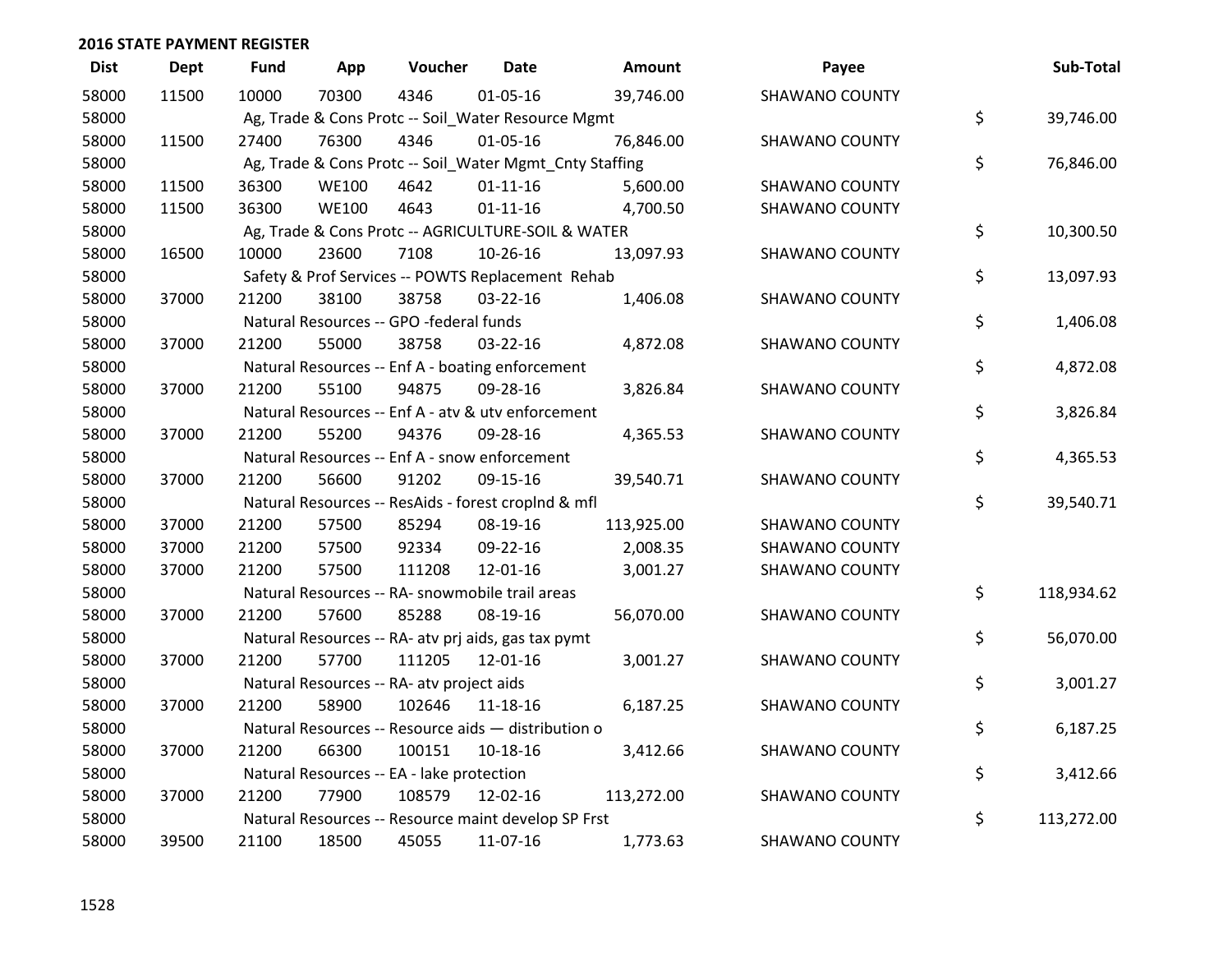## 2016 STATE PAYMENT REGISTER

| Dist | Dept | Fund | App | Voucher | Date | Amount | Payee | Sub-Total |
|---|---|---|---|---|---|---|---|---|
| 58000 | 11500 | 10000 | 70300 | 4346 | 01-05-16 | 39,746.00 | SHAWANO COUNTY | |
| 58000 | | Ag, Trade & Cons Protc -- Soil_Water Resource Mgmt | | | | | | $ 39,746.00 |
| 58000 | 11500 | 27400 | 76300 | 4346 | 01-05-16 | 76,846.00 | SHAWANO COUNTY | |
| 58000 | | Ag, Trade & Cons Protc -- Soil_Water Mgmt_Cnty Staffing | | | | | | $ 76,846.00 |
| 58000 | 11500 | 36300 | WE100 | 4642 | 01-11-16 | 5,600.00 | SHAWANO COUNTY | |
| 58000 | 11500 | 36300 | WE100 | 4643 | 01-11-16 | 4,700.50 | SHAWANO COUNTY | |
| 58000 | | Ag, Trade & Cons Protc -- AGRICULTURE-SOIL & WATER | | | | | | $ 10,300.50 |
| 58000 | 16500 | 10000 | 23600 | 7108 | 10-26-16 | 13,097.93 | SHAWANO COUNTY | |
| 58000 | | Safety & Prof Services -- POWTS Replacement Rehab | | | | | | $ 13,097.93 |
| 58000 | 37000 | 21200 | 38100 | 38758 | 03-22-16 | 1,406.08 | SHAWANO COUNTY | |
| 58000 | | Natural Resources -- GPO -federal funds | | | | | | $ 1,406.08 |
| 58000 | 37000 | 21200 | 55000 | 38758 | 03-22-16 | 4,872.08 | SHAWANO COUNTY | |
| 58000 | | Natural Resources -- Enf A - boating enforcement | | | | | | $ 4,872.08 |
| 58000 | 37000 | 21200 | 55100 | 94875 | 09-28-16 | 3,826.84 | SHAWANO COUNTY | |
| 58000 | | Natural Resources -- Enf A - atv & utv enforcement | | | | | | $ 3,826.84 |
| 58000 | 37000 | 21200 | 55200 | 94376 | 09-28-16 | 4,365.53 | SHAWANO COUNTY | |
| 58000 | | Natural Resources -- Enf A - snow enforcement | | | | | | $ 4,365.53 |
| 58000 | 37000 | 21200 | 56600 | 91202 | 09-15-16 | 39,540.71 | SHAWANO COUNTY | |
| 58000 | | Natural Resources -- ResAids - forest croplnd & mfl | | | | | | $ 39,540.71 |
| 58000 | 37000 | 21200 | 57500 | 85294 | 08-19-16 | 113,925.00 | SHAWANO COUNTY | |
| 58000 | 37000 | 21200 | 57500 | 92334 | 09-22-16 | 2,008.35 | SHAWANO COUNTY | |
| 58000 | 37000 | 21200 | 57500 | 111208 | 12-01-16 | 3,001.27 | SHAWANO COUNTY | |
| 58000 | | Natural Resources -- RA- snowmobile trail areas | | | | | | $ 118,934.62 |
| 58000 | 37000 | 21200 | 57600 | 85288 | 08-19-16 | 56,070.00 | SHAWANO COUNTY | |
| 58000 | | Natural Resources -- RA- atv prj aids, gas tax pymt | | | | | | $ 56,070.00 |
| 58000 | 37000 | 21200 | 57700 | 111205 | 12-01-16 | 3,001.27 | SHAWANO COUNTY | |
| 58000 | | Natural Resources -- RA- atv project aids | | | | | | $ 3,001.27 |
| 58000 | 37000 | 21200 | 58900 | 102646 | 11-18-16 | 6,187.25 | SHAWANO COUNTY | |
| 58000 | | Natural Resources -- Resource aids — distribution o | | | | | | $ 6,187.25 |
| 58000 | 37000 | 21200 | 66300 | 100151 | 10-18-16 | 3,412.66 | SHAWANO COUNTY | |
| 58000 | | Natural Resources -- EA - lake protection | | | | | | $ 3,412.66 |
| 58000 | 37000 | 21200 | 77900 | 108579 | 12-02-16 | 113,272.00 | SHAWANO COUNTY | |
| 58000 | | Natural Resources -- Resource maint develop SP Frst | | | | | | $ 113,272.00 |
| 58000 | 39500 | 21100 | 18500 | 45055 | 11-07-16 | 1,773.63 | SHAWANO COUNTY | |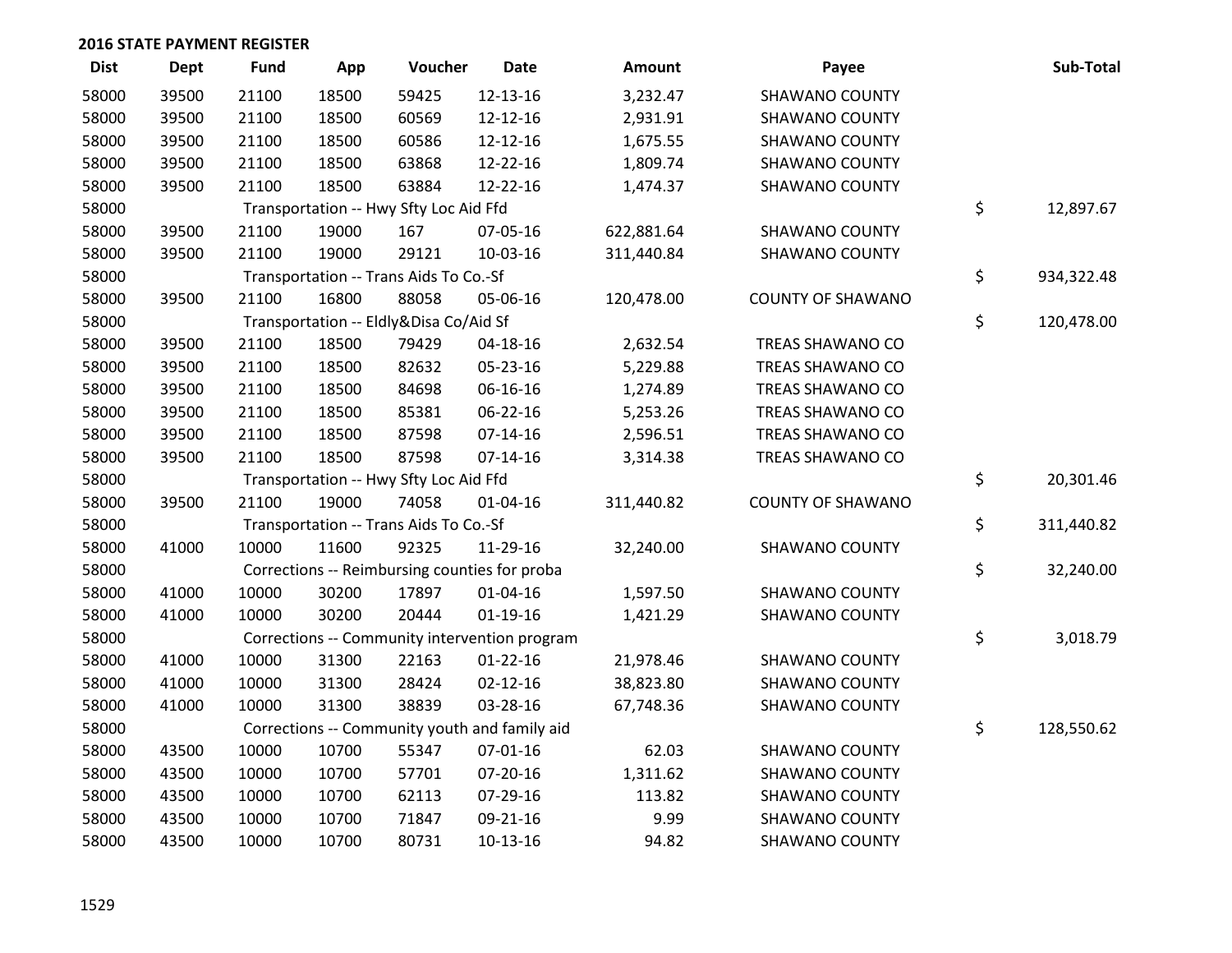## 2016 STATE PAYMENT REGISTER

| Dist | Dept | Fund | App | Voucher | Date | Amount | Payee | Sub-Total |
|---|---|---|---|---|---|---|---|---|
| 58000 | 39500 | 21100 | 18500 | 59425 | 12-13-16 | 3,232.47 | SHAWANO COUNTY | |
| 58000 | 39500 | 21100 | 18500 | 60569 | 12-12-16 | 2,931.91 | SHAWANO COUNTY | |
| 58000 | 39500 | 21100 | 18500 | 60586 | 12-12-16 | 1,675.55 | SHAWANO COUNTY | |
| 58000 | 39500 | 21100 | 18500 | 63868 | 12-22-16 | 1,809.74 | SHAWANO COUNTY | |
| 58000 | 39500 | 21100 | 18500 | 63884 | 12-22-16 | 1,474.37 | SHAWANO COUNTY | |
| 58000 | | Transportation -- Hwy Sfty Loc Aid Ffd | | | | | | $ 12,897.67 |
| 58000 | 39500 | 21100 | 19000 | 167 | 07-05-16 | 622,881.64 | SHAWANO COUNTY | |
| 58000 | 39500 | 21100 | 19000 | 29121 | 10-03-16 | 311,440.84 | SHAWANO COUNTY | |
| 58000 | | Transportation -- Trans Aids To Co.-Sf | | | | | | $ 934,322.48 |
| 58000 | 39500 | 21100 | 16800 | 88058 | 05-06-16 | 120,478.00 | COUNTY OF SHAWANO | |
| 58000 | | Transportation -- Eldly&Disa Co/Aid Sf | | | | | | $ 120,478.00 |
| 58000 | 39500 | 21100 | 18500 | 79429 | 04-18-16 | 2,632.54 | TREAS SHAWANO CO | |
| 58000 | 39500 | 21100 | 18500 | 82632 | 05-23-16 | 5,229.88 | TREAS SHAWANO CO | |
| 58000 | 39500 | 21100 | 18500 | 84698 | 06-16-16 | 1,274.89 | TREAS SHAWANO CO | |
| 58000 | 39500 | 21100 | 18500 | 85381 | 06-22-16 | 5,253.26 | TREAS SHAWANO CO | |
| 58000 | 39500 | 21100 | 18500 | 87598 | 07-14-16 | 2,596.51 | TREAS SHAWANO CO | |
| 58000 | 39500 | 21100 | 18500 | 87598 | 07-14-16 | 3,314.38 | TREAS SHAWANO CO | |
| 58000 | | Transportation -- Hwy Sfty Loc Aid Ffd | | | | | | $ 20,301.46 |
| 58000 | 39500 | 21100 | 19000 | 74058 | 01-04-16 | 311,440.82 | COUNTY OF SHAWANO | |
| 58000 | | Transportation -- Trans Aids To Co.-Sf | | | | | | $ 311,440.82 |
| 58000 | 41000 | 10000 | 11600 | 92325 | 11-29-16 | 32,240.00 | SHAWANO COUNTY | |
| 58000 | | Corrections -- Reimbursing counties for proba | | | | | | $ 32,240.00 |
| 58000 | 41000 | 10000 | 30200 | 17897 | 01-04-16 | 1,597.50 | SHAWANO COUNTY | |
| 58000 | 41000 | 10000 | 30200 | 20444 | 01-19-16 | 1,421.29 | SHAWANO COUNTY | |
| 58000 | | Corrections -- Community intervention program | | | | | | $ 3,018.79 |
| 58000 | 41000 | 10000 | 31300 | 22163 | 01-22-16 | 21,978.46 | SHAWANO COUNTY | |
| 58000 | 41000 | 10000 | 31300 | 28424 | 02-12-16 | 38,823.80 | SHAWANO COUNTY | |
| 58000 | 41000 | 10000 | 31300 | 38839 | 03-28-16 | 67,748.36 | SHAWANO COUNTY | |
| 58000 | | Corrections -- Community youth and family aid | | | | | | $ 128,550.62 |
| 58000 | 43500 | 10000 | 10700 | 55347 | 07-01-16 | 62.03 | SHAWANO COUNTY | |
| 58000 | 43500 | 10000 | 10700 | 57701 | 07-20-16 | 1,311.62 | SHAWANO COUNTY | |
| 58000 | 43500 | 10000 | 10700 | 62113 | 07-29-16 | 113.82 | SHAWANO COUNTY | |
| 58000 | 43500 | 10000 | 10700 | 71847 | 09-21-16 | 9.99 | SHAWANO COUNTY | |
| 58000 | 43500 | 10000 | 10700 | 80731 | 10-13-16 | 94.82 | SHAWANO COUNTY | |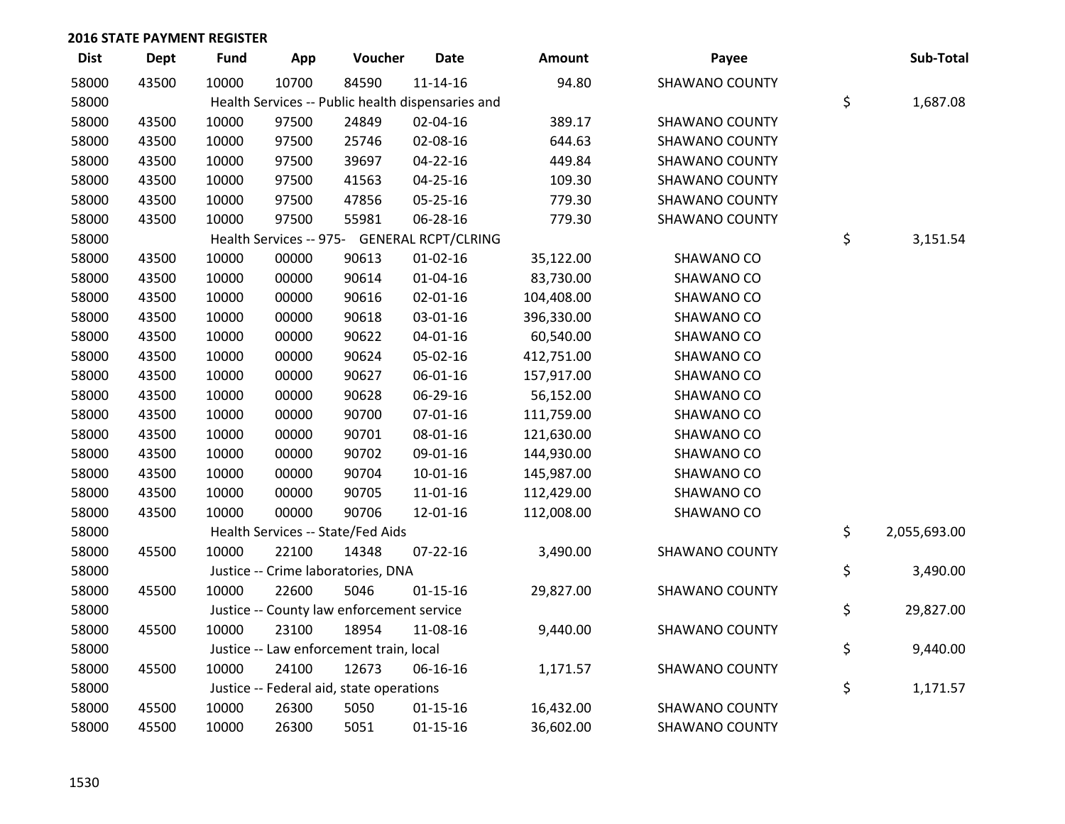## 2016 STATE PAYMENT REGISTER

| Dist | Dept | Fund | App | Voucher | Date | Amount | Payee | Sub-Total |
|---|---|---|---|---|---|---|---|---|
| 58000 | 43500 | 10000 | 10700 | 84590 | 11-14-16 | 94.80 | SHAWANO COUNTY | |
| 58000 | | Health Services -- Public health dispensaries and | | | | | | $ 1,687.08 |
| 58000 | 43500 | 10000 | 97500 | 24849 | 02-04-16 | 389.17 | SHAWANO COUNTY | |
| 58000 | 43500 | 10000 | 97500 | 25746 | 02-08-16 | 644.63 | SHAWANO COUNTY | |
| 58000 | 43500 | 10000 | 97500 | 39697 | 04-22-16 | 449.84 | SHAWANO COUNTY | |
| 58000 | 43500 | 10000 | 97500 | 41563 | 04-25-16 | 109.30 | SHAWANO COUNTY | |
| 58000 | 43500 | 10000 | 97500 | 47856 | 05-25-16 | 779.30 | SHAWANO COUNTY | |
| 58000 | 43500 | 10000 | 97500 | 55981 | 06-28-16 | 779.30 | SHAWANO COUNTY | |
| 58000 | | Health Services -- 975- GENERAL RCPT/CLRING | | | | | | $ 3,151.54 |
| 58000 | 43500 | 10000 | 00000 | 90613 | 01-02-16 | 35,122.00 | SHAWANO CO | |
| 58000 | 43500 | 10000 | 00000 | 90614 | 01-04-16 | 83,730.00 | SHAWANO CO | |
| 58000 | 43500 | 10000 | 00000 | 90616 | 02-01-16 | 104,408.00 | SHAWANO CO | |
| 58000 | 43500 | 10000 | 00000 | 90618 | 03-01-16 | 396,330.00 | SHAWANO CO | |
| 58000 | 43500 | 10000 | 00000 | 90622 | 04-01-16 | 60,540.00 | SHAWANO CO | |
| 58000 | 43500 | 10000 | 00000 | 90624 | 05-02-16 | 412,751.00 | SHAWANO CO | |
| 58000 | 43500 | 10000 | 00000 | 90627 | 06-01-16 | 157,917.00 | SHAWANO CO | |
| 58000 | 43500 | 10000 | 00000 | 90628 | 06-29-16 | 56,152.00 | SHAWANO CO | |
| 58000 | 43500 | 10000 | 00000 | 90700 | 07-01-16 | 111,759.00 | SHAWANO CO | |
| 58000 | 43500 | 10000 | 00000 | 90701 | 08-01-16 | 121,630.00 | SHAWANO CO | |
| 58000 | 43500 | 10000 | 00000 | 90702 | 09-01-16 | 144,930.00 | SHAWANO CO | |
| 58000 | 43500 | 10000 | 00000 | 90704 | 10-01-16 | 145,987.00 | SHAWANO CO | |
| 58000 | 43500 | 10000 | 00000 | 90705 | 11-01-16 | 112,429.00 | SHAWANO CO | |
| 58000 | 43500 | 10000 | 00000 | 90706 | 12-01-16 | 112,008.00 | SHAWANO CO | |
| 58000 | | Health Services -- State/Fed Aids | | | | | | $ 2,055,693.00 |
| 58000 | 45500 | 10000 | 22100 | 14348 | 07-22-16 | 3,490.00 | SHAWANO COUNTY | |
| 58000 | | Justice -- Crime laboratories, DNA | | | | | | $ 3,490.00 |
| 58000 | 45500 | 10000 | 22600 | 5046 | 01-15-16 | 29,827.00 | SHAWANO COUNTY | |
| 58000 | | Justice -- County law enforcement service | | | | | | $ 29,827.00 |
| 58000 | 45500 | 10000 | 23100 | 18954 | 11-08-16 | 9,440.00 | SHAWANO COUNTY | |
| 58000 | | Justice -- Law enforcement train, local | | | | | | $ 9,440.00 |
| 58000 | 45500 | 10000 | 24100 | 12673 | 06-16-16 | 1,171.57 | SHAWANO COUNTY | |
| 58000 | | Justice -- Federal aid, state operations | | | | | | $ 1,171.57 |
| 58000 | 45500 | 10000 | 26300 | 5050 | 01-15-16 | 16,432.00 | SHAWANO COUNTY | |
| 58000 | 45500 | 10000 | 26300 | 5051 | 01-15-16 | 36,602.00 | SHAWANO COUNTY | |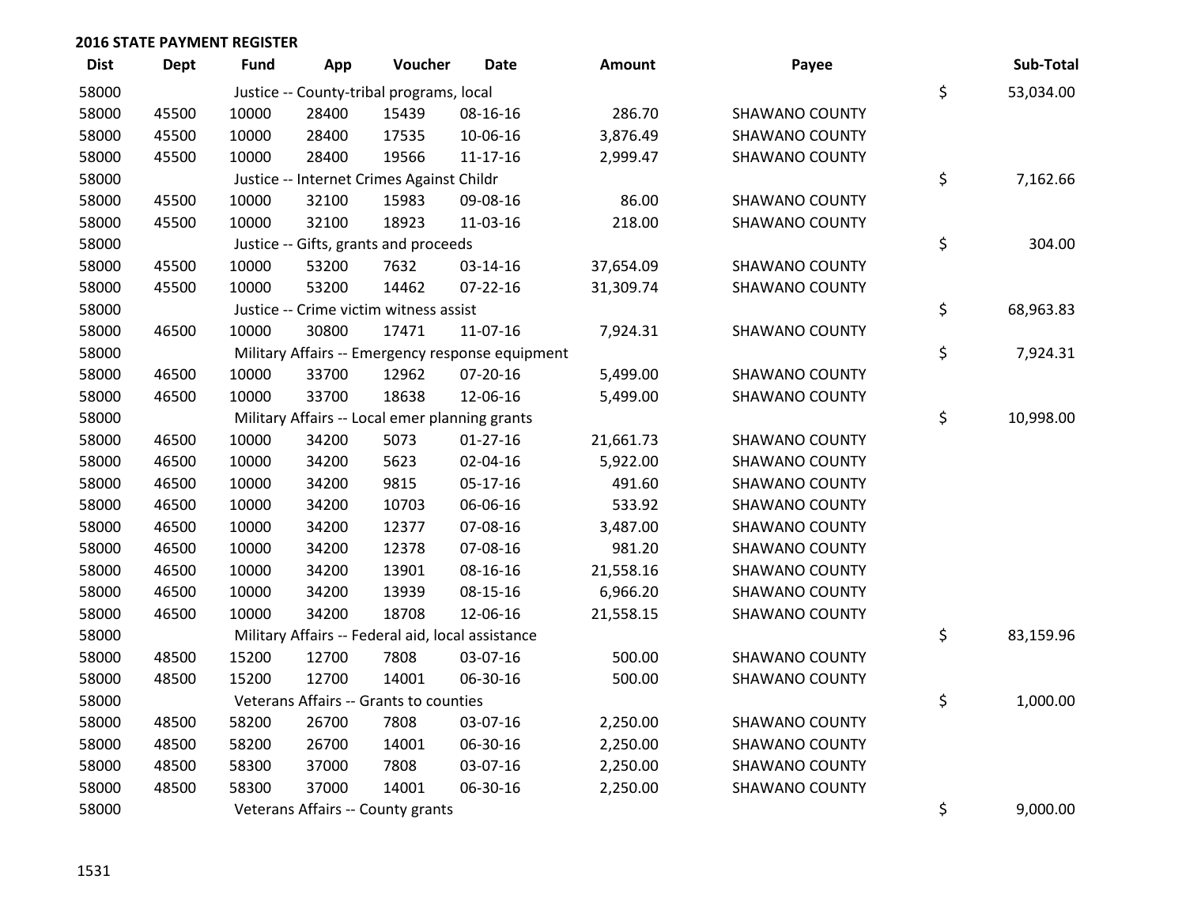## 2016 STATE PAYMENT REGISTER

| Dist | Dept | Fund | App | Voucher | Date | Amount | Payee | Sub-Total |
|---|---|---|---|---|---|---|---|---|
| 58000 | | Justice -- County-tribal programs, local | | | | | | $ 53,034.00 |
| 58000 | 45500 | 10000 | 28400 | 15439 | 08-16-16 | 286.70 | SHAWANO COUNTY | |
| 58000 | 45500 | 10000 | 28400 | 17535 | 10-06-16 | 3,876.49 | SHAWANO COUNTY | |
| 58000 | 45500 | 10000 | 28400 | 19566 | 11-17-16 | 2,999.47 | SHAWANO COUNTY | |
| 58000 | | Justice -- Internet Crimes Against Childr | | | | | | $ 7,162.66 |
| 58000 | 45500 | 10000 | 32100 | 15983 | 09-08-16 | 86.00 | SHAWANO COUNTY | |
| 58000 | 45500 | 10000 | 32100 | 18923 | 11-03-16 | 218.00 | SHAWANO COUNTY | |
| 58000 | | Justice -- Gifts, grants and proceeds | | | | | | $ 304.00 |
| 58000 | 45500 | 10000 | 53200 | 7632 | 03-14-16 | 37,654.09 | SHAWANO COUNTY | |
| 58000 | 45500 | 10000 | 53200 | 14462 | 07-22-16 | 31,309.74 | SHAWANO COUNTY | |
| 58000 | | Justice -- Crime victim witness assist | | | | | | $ 68,963.83 |
| 58000 | 46500 | 10000 | 30800 | 17471 | 11-07-16 | 7,924.31 | SHAWANO COUNTY | |
| 58000 | | Military Affairs -- Emergency response equipment | | | | | | $ 7,924.31 |
| 58000 | 46500 | 10000 | 33700 | 12962 | 07-20-16 | 5,499.00 | SHAWANO COUNTY | |
| 58000 | 46500 | 10000 | 33700 | 18638 | 12-06-16 | 5,499.00 | SHAWANO COUNTY | |
| 58000 | | Military Affairs -- Local emer planning grants | | | | | | $ 10,998.00 |
| 58000 | 46500 | 10000 | 34200 | 5073 | 01-27-16 | 21,661.73 | SHAWANO COUNTY | |
| 58000 | 46500 | 10000 | 34200 | 5623 | 02-04-16 | 5,922.00 | SHAWANO COUNTY | |
| 58000 | 46500 | 10000 | 34200 | 9815 | 05-17-16 | 491.60 | SHAWANO COUNTY | |
| 58000 | 46500 | 10000 | 34200 | 10703 | 06-06-16 | 533.92 | SHAWANO COUNTY | |
| 58000 | 46500 | 10000 | 34200 | 12377 | 07-08-16 | 3,487.00 | SHAWANO COUNTY | |
| 58000 | 46500 | 10000 | 34200 | 12378 | 07-08-16 | 981.20 | SHAWANO COUNTY | |
| 58000 | 46500 | 10000 | 34200 | 13901 | 08-16-16 | 21,558.16 | SHAWANO COUNTY | |
| 58000 | 46500 | 10000 | 34200 | 13939 | 08-15-16 | 6,966.20 | SHAWANO COUNTY | |
| 58000 | 46500 | 10000 | 34200 | 18708 | 12-06-16 | 21,558.15 | SHAWANO COUNTY | |
| 58000 | | Military Affairs -- Federal aid, local assistance | | | | | | $ 83,159.96 |
| 58000 | 48500 | 15200 | 12700 | 7808 | 03-07-16 | 500.00 | SHAWANO COUNTY | |
| 58000 | 48500 | 15200 | 12700 | 14001 | 06-30-16 | 500.00 | SHAWANO COUNTY | |
| 58000 | | Veterans Affairs -- Grants to counties | | | | | | $ 1,000.00 |
| 58000 | 48500 | 58200 | 26700 | 7808 | 03-07-16 | 2,250.00 | SHAWANO COUNTY | |
| 58000 | 48500 | 58200 | 26700 | 14001 | 06-30-16 | 2,250.00 | SHAWANO COUNTY | |
| 58000 | 48500 | 58300 | 37000 | 7808 | 03-07-16 | 2,250.00 | SHAWANO COUNTY | |
| 58000 | 48500 | 58300 | 37000 | 14001 | 06-30-16 | 2,250.00 | SHAWANO COUNTY | |
| 58000 | | Veterans Affairs -- County grants | | | | | | $ 9,000.00 |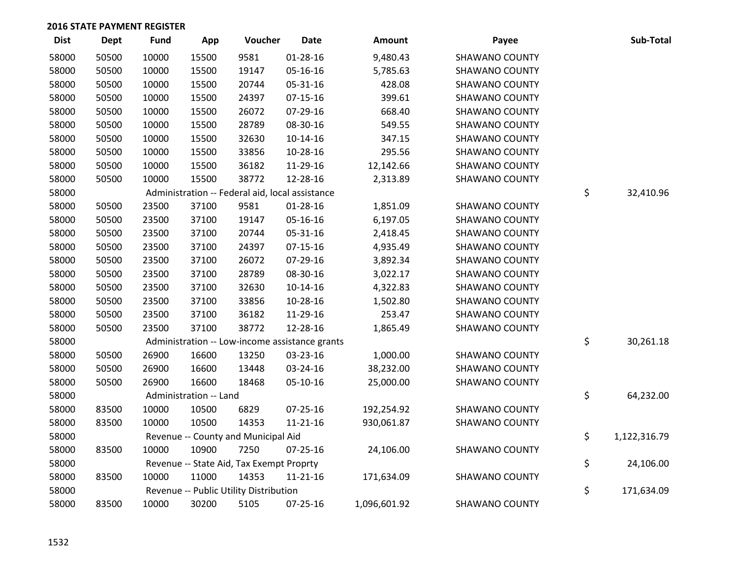## 2016 STATE PAYMENT REGISTER

| Dist | Dept | Fund | App | Voucher | Date | Amount | Payee | Sub-Total |
|---|---|---|---|---|---|---|---|---|
| 58000 | 50500 | 10000 | 15500 | 9581 | 01-28-16 | 9,480.43 | SHAWANO COUNTY | |
| 58000 | 50500 | 10000 | 15500 | 19147 | 05-16-16 | 5,785.63 | SHAWANO COUNTY | |
| 58000 | 50500 | 10000 | 15500 | 20744 | 05-31-16 | 428.08 | SHAWANO COUNTY | |
| 58000 | 50500 | 10000 | 15500 | 24397 | 07-15-16 | 399.61 | SHAWANO COUNTY | |
| 58000 | 50500 | 10000 | 15500 | 26072 | 07-29-16 | 668.40 | SHAWANO COUNTY | |
| 58000 | 50500 | 10000 | 15500 | 28789 | 08-30-16 | 549.55 | SHAWANO COUNTY | |
| 58000 | 50500 | 10000 | 15500 | 32630 | 10-14-16 | 347.15 | SHAWANO COUNTY | |
| 58000 | 50500 | 10000 | 15500 | 33856 | 10-28-16 | 295.56 | SHAWANO COUNTY | |
| 58000 | 50500 | 10000 | 15500 | 36182 | 11-29-16 | 12,142.66 | SHAWANO COUNTY | |
| 58000 | 50500 | 10000 | 15500 | 38772 | 12-28-16 | 2,313.89 | SHAWANO COUNTY | |
| 58000 | | Administration -- Federal aid, local assistance | | | | | | $ 32,410.96 |
| 58000 | 50500 | 23500 | 37100 | 9581 | 01-28-16 | 1,851.09 | SHAWANO COUNTY | |
| 58000 | 50500 | 23500 | 37100 | 19147 | 05-16-16 | 6,197.05 | SHAWANO COUNTY | |
| 58000 | 50500 | 23500 | 37100 | 20744 | 05-31-16 | 2,418.45 | SHAWANO COUNTY | |
| 58000 | 50500 | 23500 | 37100 | 24397 | 07-15-16 | 4,935.49 | SHAWANO COUNTY | |
| 58000 | 50500 | 23500 | 37100 | 26072 | 07-29-16 | 3,892.34 | SHAWANO COUNTY | |
| 58000 | 50500 | 23500 | 37100 | 28789 | 08-30-16 | 3,022.17 | SHAWANO COUNTY | |
| 58000 | 50500 | 23500 | 37100 | 32630 | 10-14-16 | 4,322.83 | SHAWANO COUNTY | |
| 58000 | 50500 | 23500 | 37100 | 33856 | 10-28-16 | 1,502.80 | SHAWANO COUNTY | |
| 58000 | 50500 | 23500 | 37100 | 36182 | 11-29-16 | 253.47 | SHAWANO COUNTY | |
| 58000 | 50500 | 23500 | 37100 | 38772 | 12-28-16 | 1,865.49 | SHAWANO COUNTY | |
| 58000 | | Administration -- Low-income assistance grants | | | | | | $ 30,261.18 |
| 58000 | 50500 | 26900 | 16600 | 13250 | 03-23-16 | 1,000.00 | SHAWANO COUNTY | |
| 58000 | 50500 | 26900 | 16600 | 13448 | 03-24-16 | 38,232.00 | SHAWANO COUNTY | |
| 58000 | 50500 | 26900 | 16600 | 18468 | 05-10-16 | 25,000.00 | SHAWANO COUNTY | |
| 58000 | | Administration -- Land | | | | | | $ 64,232.00 |
| 58000 | 83500 | 10000 | 10500 | 6829 | 07-25-16 | 192,254.92 | SHAWANO COUNTY | |
| 58000 | 83500 | 10000 | 10500 | 14353 | 11-21-16 | 930,061.87 | SHAWANO COUNTY | |
| 58000 | | Revenue -- County and Municipal Aid | | | | | | $ 1,122,316.79 |
| 58000 | 83500 | 10000 | 10900 | 7250 | 07-25-16 | 24,106.00 | SHAWANO COUNTY | |
| 58000 | | Revenue -- State Aid, Tax Exempt Proprty | | | | | | $ 24,106.00 |
| 58000 | 83500 | 10000 | 11000 | 14353 | 11-21-16 | 171,634.09 | SHAWANO COUNTY | |
| 58000 | | Revenue -- Public Utility Distribution | | | | | | $ 171,634.09 |
| 58000 | 83500 | 10000 | 30200 | 5105 | 07-25-16 | 1,096,601.92 | SHAWANO COUNTY | |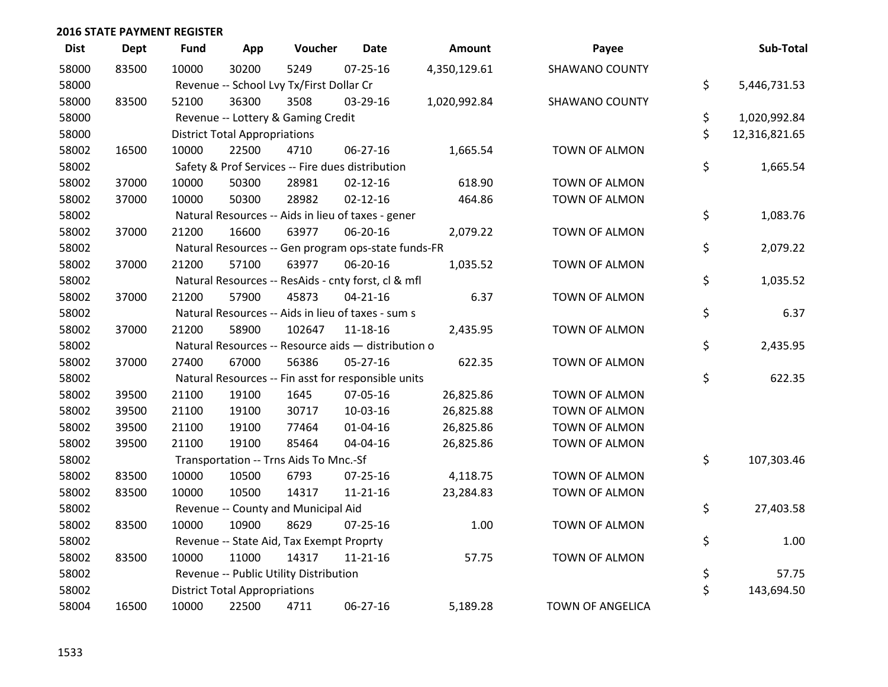## 2016 STATE PAYMENT REGISTER

| Dist | Dept | Fund | App | Voucher | Date | Amount | Payee | Sub-Total |
|---|---|---|---|---|---|---|---|---|
| 58000 | 83500 | 10000 | 30200 | 5249 | 07-25-16 | 4,350,129.61 | SHAWANO COUNTY | |
| 58000 | | Revenue -- School Lvy Tx/First Dollar Cr | | | | | | $ 5,446,731.53 |
| 58000 | 83500 | 52100 | 36300 | 3508 | 03-29-16 | 1,020,992.84 | SHAWANO COUNTY | |
| 58000 | | Revenue -- Lottery & Gaming Credit | | | | | | $ 1,020,992.84 |
| 58000 | | District Total Appropriations | | | | | | $ 12,316,821.65 |
| 58002 | 16500 | 10000 | 22500 | 4710 | 06-27-16 | 1,665.54 | TOWN OF ALMON | |
| 58002 | | Safety & Prof Services -- Fire dues distribution | | | | | | $ 1,665.54 |
| 58002 | 37000 | 10000 | 50300 | 28981 | 02-12-16 | 618.90 | TOWN OF ALMON | |
| 58002 | 37000 | 10000 | 50300 | 28982 | 02-12-16 | 464.86 | TOWN OF ALMON | |
| 58002 | | Natural Resources -- Aids in lieu of taxes - gener | | | | | | $ 1,083.76 |
| 58002 | 37000 | 21200 | 16600 | 63977 | 06-20-16 | 2,079.22 | TOWN OF ALMON | |
| 58002 | | Natural Resources -- Gen program ops-state funds-FR | | | | | | $ 2,079.22 |
| 58002 | 37000 | 21200 | 57100 | 63977 | 06-20-16 | 1,035.52 | TOWN OF ALMON | |
| 58002 | | Natural Resources -- ResAids - cnty forst, cl & mfl | | | | | | $ 1,035.52 |
| 58002 | 37000 | 21200 | 57900 | 45873 | 04-21-16 | 6.37 | TOWN OF ALMON | |
| 58002 | | Natural Resources -- Aids in lieu of taxes - sum s | | | | | | $ 6.37 |
| 58002 | 37000 | 21200 | 58900 | 102647 | 11-18-16 | 2,435.95 | TOWN OF ALMON | |
| 58002 | | Natural Resources -- Resource aids — distribution o | | | | | | $ 2,435.95 |
| 58002 | 37000 | 27400 | 67000 | 56386 | 05-27-16 | 622.35 | TOWN OF ALMON | |
| 58002 | | Natural Resources -- Fin asst for responsible units | | | | | | $ 622.35 |
| 58002 | 39500 | 21100 | 19100 | 1645 | 07-05-16 | 26,825.86 | TOWN OF ALMON | |
| 58002 | 39500 | 21100 | 19100 | 30717 | 10-03-16 | 26,825.88 | TOWN OF ALMON | |
| 58002 | 39500 | 21100 | 19100 | 77464 | 01-04-16 | 26,825.86 | TOWN OF ALMON | |
| 58002 | 39500 | 21100 | 19100 | 85464 | 04-04-16 | 26,825.86 | TOWN OF ALMON | |
| 58002 | | Transportation -- Trns Aids To Mnc.-Sf | | | | | | $ 107,303.46 |
| 58002 | 83500 | 10000 | 10500 | 6793 | 07-25-16 | 4,118.75 | TOWN OF ALMON | |
| 58002 | 83500 | 10000 | 10500 | 14317 | 11-21-16 | 23,284.83 | TOWN OF ALMON | |
| 58002 | | Revenue -- County and Municipal Aid | | | | | | $ 27,403.58 |
| 58002 | 83500 | 10000 | 10900 | 8629 | 07-25-16 | 1.00 | TOWN OF ALMON | |
| 58002 | | Revenue -- State Aid, Tax Exempt Proprty | | | | | | $ 1.00 |
| 58002 | 83500 | 10000 | 11000 | 14317 | 11-21-16 | 57.75 | TOWN OF ALMON | |
| 58002 | | Revenue -- Public Utility Distribution | | | | | | $ 57.75 |
| 58002 | | District Total Appropriations | | | | | | $ 143,694.50 |
| 58004 | 16500 | 10000 | 22500 | 4711 | 06-27-16 | 5,189.28 | TOWN OF ANGELICA | |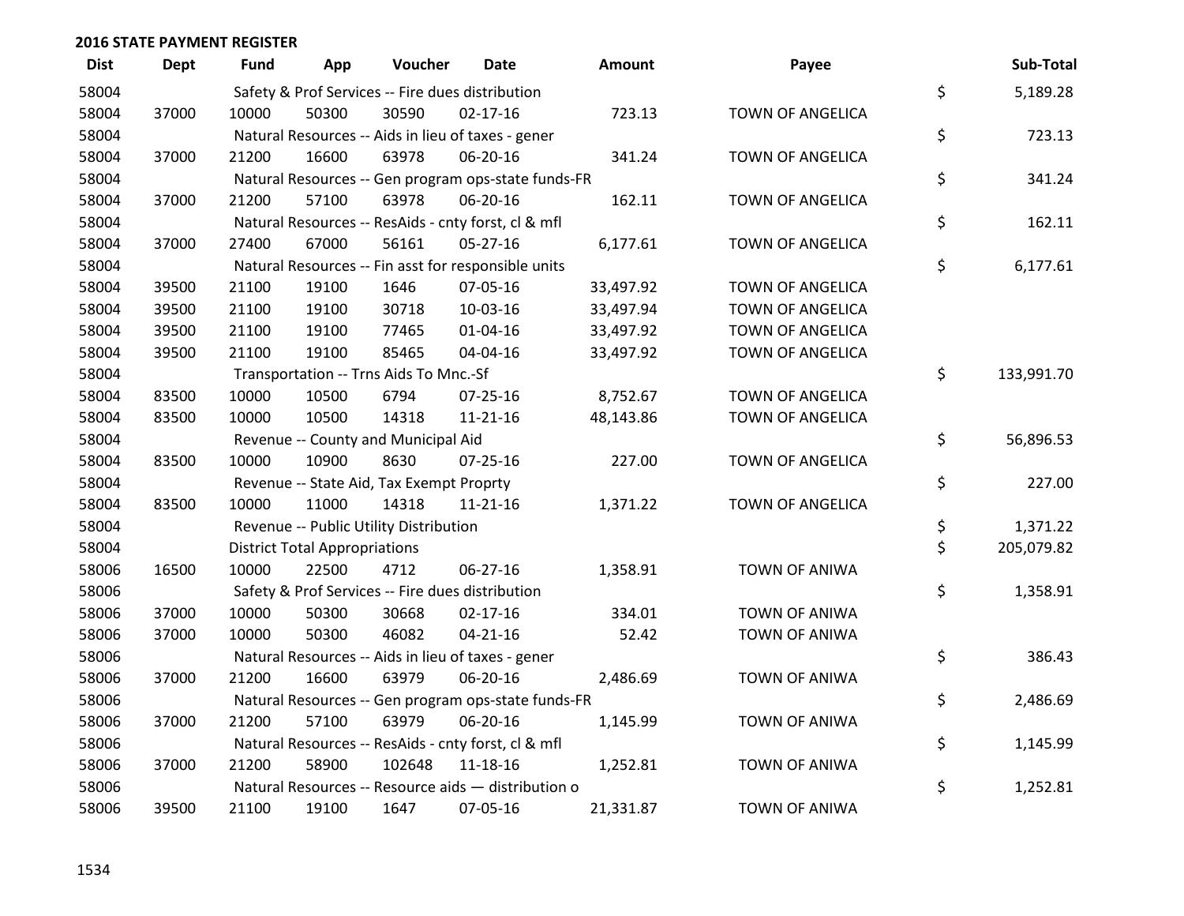## 2016 STATE PAYMENT REGISTER

| Dist | Dept | Fund | App | Voucher | Date | Amount | Payee | Sub-Total |
|---|---|---|---|---|---|---|---|---|
| 58004 | | Safety & Prof Services -- Fire dues distribution | | | | | | $ 5,189.28 |
| 58004 | 37000 | 10000 | 50300 | 30590 | 02-17-16 | 723.13 | TOWN OF ANGELICA | |
| 58004 | | Natural Resources -- Aids in lieu of taxes - gener | | | | | | $ 723.13 |
| 58004 | 37000 | 21200 | 16600 | 63978 | 06-20-16 | 341.24 | TOWN OF ANGELICA | |
| 58004 | | Natural Resources -- Gen program ops-state funds-FR | | | | | | $ 341.24 |
| 58004 | 37000 | 21200 | 57100 | 63978 | 06-20-16 | 162.11 | TOWN OF ANGELICA | |
| 58004 | | Natural Resources -- ResAids - cnty forst, cl & mfl | | | | | | $ 162.11 |
| 58004 | 37000 | 27400 | 67000 | 56161 | 05-27-16 | 6,177.61 | TOWN OF ANGELICA | |
| 58004 | | Natural Resources -- Fin asst for responsible units | | | | | | $ 6,177.61 |
| 58004 | 39500 | 21100 | 19100 | 1646 | 07-05-16 | 33,497.92 | TOWN OF ANGELICA | |
| 58004 | 39500 | 21100 | 19100 | 30718 | 10-03-16 | 33,497.94 | TOWN OF ANGELICA | |
| 58004 | 39500 | 21100 | 19100 | 77465 | 01-04-16 | 33,497.92 | TOWN OF ANGELICA | |
| 58004 | 39500 | 21100 | 19100 | 85465 | 04-04-16 | 33,497.92 | TOWN OF ANGELICA | |
| 58004 | | Transportation -- Trns Aids To Mnc.-Sf | | | | | | $ 133,991.70 |
| 58004 | 83500 | 10000 | 10500 | 6794 | 07-25-16 | 8,752.67 | TOWN OF ANGELICA | |
| 58004 | 83500 | 10000 | 10500 | 14318 | 11-21-16 | 48,143.86 | TOWN OF ANGELICA | |
| 58004 | | Revenue -- County and Municipal Aid | | | | | | $ 56,896.53 |
| 58004 | 83500 | 10000 | 10900 | 8630 | 07-25-16 | 227.00 | TOWN OF ANGELICA | |
| 58004 | | Revenue -- State Aid, Tax Exempt Proprty | | | | | | $ 227.00 |
| 58004 | 83500 | 10000 | 11000 | 14318 | 11-21-16 | 1,371.22 | TOWN OF ANGELICA | |
| 58004 | | Revenue -- Public Utility Distribution | | | | | | $ 1,371.22 |
| 58004 | | District Total Appropriations | | | | | | $ 205,079.82 |
| 58006 | 16500 | 10000 | 22500 | 4712 | 06-27-16 | 1,358.91 | TOWN OF ANIWA | |
| 58006 | | Safety & Prof Services -- Fire dues distribution | | | | | | $ 1,358.91 |
| 58006 | 37000 | 10000 | 50300 | 30668 | 02-17-16 | 334.01 | TOWN OF ANIWA | |
| 58006 | 37000 | 10000 | 50300 | 46082 | 04-21-16 | 52.42 | TOWN OF ANIWA | |
| 58006 | | Natural Resources -- Aids in lieu of taxes - gener | | | | | | $ 386.43 |
| 58006 | 37000 | 21200 | 16600 | 63979 | 06-20-16 | 2,486.69 | TOWN OF ANIWA | |
| 58006 | | Natural Resources -- Gen program ops-state funds-FR | | | | | | $ 2,486.69 |
| 58006 | 37000 | 21200 | 57100 | 63979 | 06-20-16 | 1,145.99 | TOWN OF ANIWA | |
| 58006 | | Natural Resources -- ResAids - cnty forst, cl & mfl | | | | | | $ 1,145.99 |
| 58006 | 37000 | 21200 | 58900 | 102648 | 11-18-16 | 1,252.81 | TOWN OF ANIWA | |
| 58006 | | Natural Resources -- Resource aids — distribution o | | | | | | $ 1,252.81 |
| 58006 | 39500 | 21100 | 19100 | 1647 | 07-05-16 | 21,331.87 | TOWN OF ANIWA | |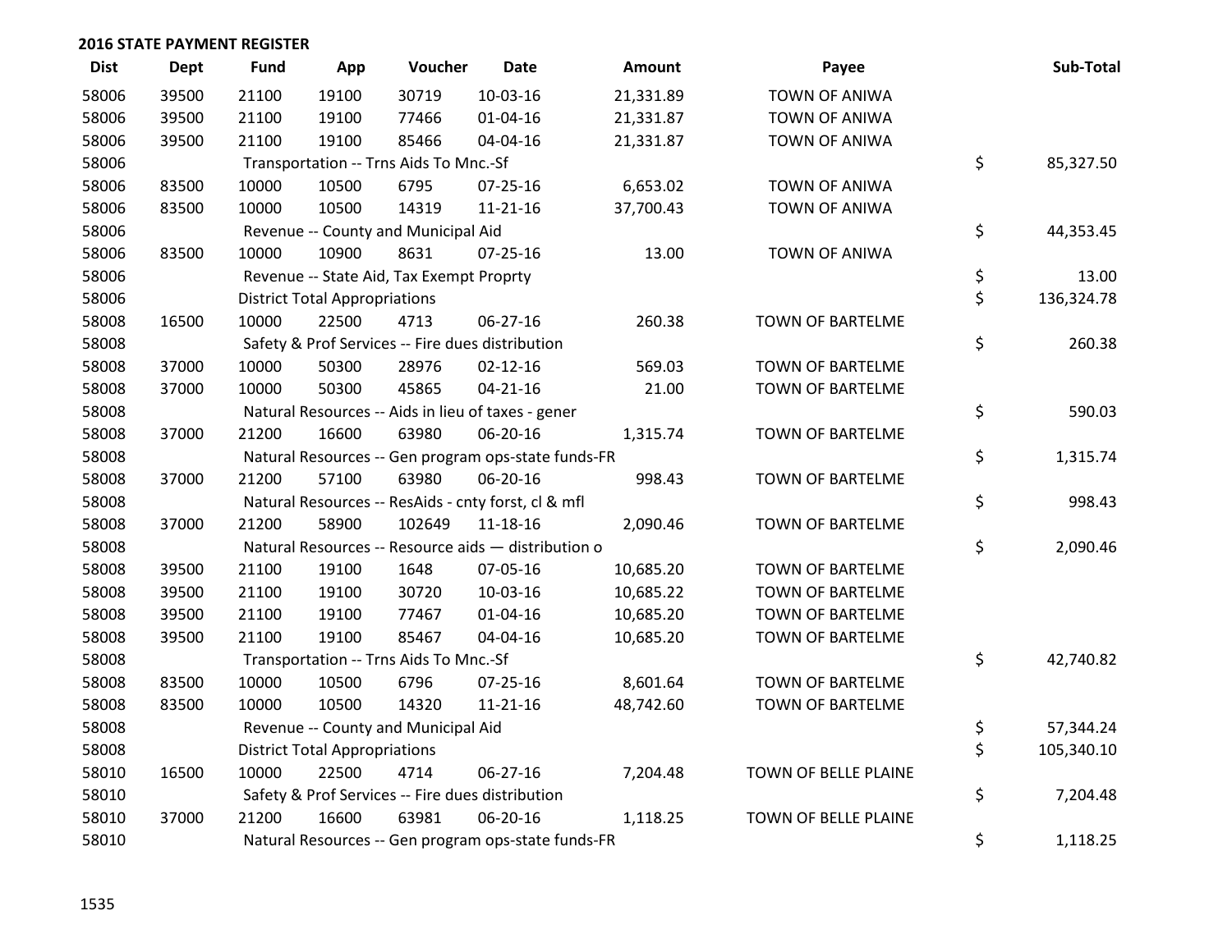## 2016 STATE PAYMENT REGISTER

| Dist | Dept | Fund | App | Voucher | Date | Amount | Payee | Sub-Total |
|---|---|---|---|---|---|---|---|---|
| 58006 | 39500 | 21100 | 19100 | 30719 | 10-03-16 | 21,331.89 | TOWN OF ANIWA | |
| 58006 | 39500 | 21100 | 19100 | 77466 | 01-04-16 | 21,331.87 | TOWN OF ANIWA | |
| 58006 | 39500 | 21100 | 19100 | 85466 | 04-04-16 | 21,331.87 | TOWN OF ANIWA | |
| 58006 | | Transportation -- Trns Aids To Mnc.-Sf | | | | | | $ 85,327.50 |
| 58006 | 83500 | 10000 | 10500 | 6795 | 07-25-16 | 6,653.02 | TOWN OF ANIWA | |
| 58006 | 83500 | 10000 | 10500 | 14319 | 11-21-16 | 37,700.43 | TOWN OF ANIWA | |
| 58006 | | Revenue -- County and Municipal Aid | | | | | | $ 44,353.45 |
| 58006 | 83500 | 10000 | 10900 | 8631 | 07-25-16 | 13.00 | TOWN OF ANIWA | |
| 58006 | | Revenue -- State Aid, Tax Exempt Proprty | | | | | | $ 13.00 |
| 58006 | | District Total Appropriations | | | | | | $ 136,324.78 |
| 58008 | 16500 | 10000 | 22500 | 4713 | 06-27-16 | 260.38 | TOWN OF BARTELME | |
| 58008 | | Safety & Prof Services -- Fire dues distribution | | | | | | $ 260.38 |
| 58008 | 37000 | 10000 | 50300 | 28976 | 02-12-16 | 569.03 | TOWN OF BARTELME | |
| 58008 | 37000 | 10000 | 50300 | 45865 | 04-21-16 | 21.00 | TOWN OF BARTELME | |
| 58008 | | Natural Resources -- Aids in lieu of taxes - gener | | | | | | $ 590.03 |
| 58008 | 37000 | 21200 | 16600 | 63980 | 06-20-16 | 1,315.74 | TOWN OF BARTELME | |
| 58008 | | Natural Resources -- Gen program ops-state funds-FR | | | | | | $ 1,315.74 |
| 58008 | 37000 | 21200 | 57100 | 63980 | 06-20-16 | 998.43 | TOWN OF BARTELME | |
| 58008 | | Natural Resources -- ResAids - cnty forst, cl & mfl | | | | | | $ 998.43 |
| 58008 | 37000 | 21200 | 58900 | 102649 | 11-18-16 | 2,090.46 | TOWN OF BARTELME | |
| 58008 | | Natural Resources -- Resource aids — distribution o | | | | | | $ 2,090.46 |
| 58008 | 39500 | 21100 | 19100 | 1648 | 07-05-16 | 10,685.20 | TOWN OF BARTELME | |
| 58008 | 39500 | 21100 | 19100 | 30720 | 10-03-16 | 10,685.22 | TOWN OF BARTELME | |
| 58008 | 39500 | 21100 | 19100 | 77467 | 01-04-16 | 10,685.20 | TOWN OF BARTELME | |
| 58008 | 39500 | 21100 | 19100 | 85467 | 04-04-16 | 10,685.20 | TOWN OF BARTELME | |
| 58008 | | Transportation -- Trns Aids To Mnc.-Sf | | | | | | $ 42,740.82 |
| 58008 | 83500 | 10000 | 10500 | 6796 | 07-25-16 | 8,601.64 | TOWN OF BARTELME | |
| 58008 | 83500 | 10000 | 10500 | 14320 | 11-21-16 | 48,742.60 | TOWN OF BARTELME | |
| 58008 | | Revenue -- County and Municipal Aid | | | | | | $ 57,344.24 |
| 58008 | | District Total Appropriations | | | | | | $ 105,340.10 |
| 58010 | 16500 | 10000 | 22500 | 4714 | 06-27-16 | 7,204.48 | TOWN OF BELLE PLAINE | |
| 58010 | | Safety & Prof Services -- Fire dues distribution | | | | | | $ 7,204.48 |
| 58010 | 37000 | 21200 | 16600 | 63981 | 06-20-16 | 1,118.25 | TOWN OF BELLE PLAINE | |
| 58010 | | Natural Resources -- Gen program ops-state funds-FR | | | | | | $ 1,118.25 |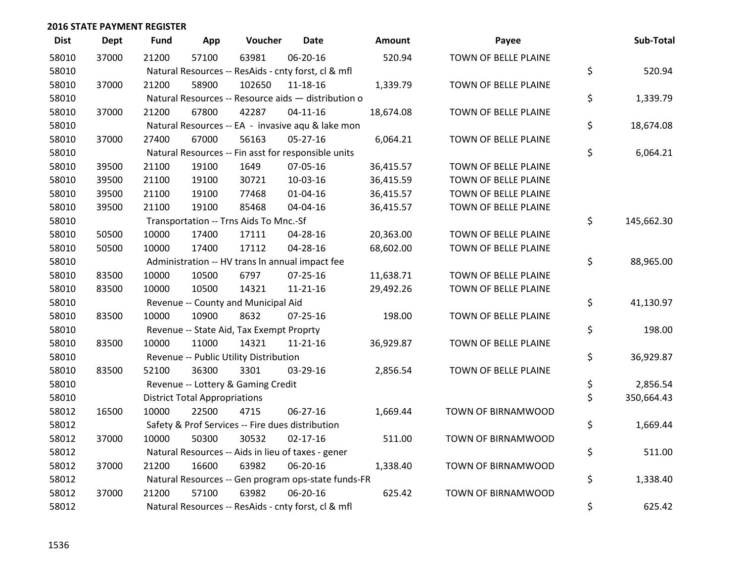## 2016 STATE PAYMENT REGISTER

| Dist | Dept | Fund | App | Voucher | Date | Amount | Payee | Sub-Total |
|---|---|---|---|---|---|---|---|---|
| 58010 | 37000 | 21200 | 57100 | 63981 | 06-20-16 | 520.94 | TOWN OF BELLE PLAINE | |
| 58010 | | Natural Resources -- ResAids - cnty forst, cl & mfl | | | | | | $ 520.94 |
| 58010 | 37000 | 21200 | 58900 | 102650 | 11-18-16 | 1,339.79 | TOWN OF BELLE PLAINE | |
| 58010 | | Natural Resources -- Resource aids — distribution o | | | | | | $ 1,339.79 |
| 58010 | 37000 | 21200 | 67800 | 42287 | 04-11-16 | 18,674.08 | TOWN OF BELLE PLAINE | |
| 58010 | | Natural Resources -- EA - invasive aqu & lake mon | | | | | | $ 18,674.08 |
| 58010 | 37000 | 27400 | 67000 | 56163 | 05-27-16 | 6,064.21 | TOWN OF BELLE PLAINE | |
| 58010 | | Natural Resources -- Fin asst for responsible units | | | | | | $ 6,064.21 |
| 58010 | 39500 | 21100 | 19100 | 1649 | 07-05-16 | 36,415.57 | TOWN OF BELLE PLAINE | |
| 58010 | 39500 | 21100 | 19100 | 30721 | 10-03-16 | 36,415.59 | TOWN OF BELLE PLAINE | |
| 58010 | 39500 | 21100 | 19100 | 77468 | 01-04-16 | 36,415.57 | TOWN OF BELLE PLAINE | |
| 58010 | 39500 | 21100 | 19100 | 85468 | 04-04-16 | 36,415.57 | TOWN OF BELLE PLAINE | |
| 58010 | | Transportation -- Trns Aids To Mnc.-Sf | | | | | | $ 145,662.30 |
| 58010 | 50500 | 10000 | 17400 | 17111 | 04-28-16 | 20,363.00 | TOWN OF BELLE PLAINE | |
| 58010 | 50500 | 10000 | 17400 | 17112 | 04-28-16 | 68,602.00 | TOWN OF BELLE PLAINE | |
| 58010 | | Administration -- HV trans ln annual impact fee | | | | | | $ 88,965.00 |
| 58010 | 83500 | 10000 | 10500 | 6797 | 07-25-16 | 11,638.71 | TOWN OF BELLE PLAINE | |
| 58010 | 83500 | 10000 | 10500 | 14321 | 11-21-16 | 29,492.26 | TOWN OF BELLE PLAINE | |
| 58010 | | Revenue -- County and Municipal Aid | | | | | | $ 41,130.97 |
| 58010 | 83500 | 10000 | 10900 | 8632 | 07-25-16 | 198.00 | TOWN OF BELLE PLAINE | |
| 58010 | | Revenue -- State Aid, Tax Exempt Proprty | | | | | | $ 198.00 |
| 58010 | 83500 | 10000 | 11000 | 14321 | 11-21-16 | 36,929.87 | TOWN OF BELLE PLAINE | |
| 58010 | | Revenue -- Public Utility Distribution | | | | | | $ 36,929.87 |
| 58010 | 83500 | 52100 | 36300 | 3301 | 03-29-16 | 2,856.54 | TOWN OF BELLE PLAINE | |
| 58010 | | Revenue -- Lottery & Gaming Credit | | | | | | $ 2,856.54 |
| 58010 | | District Total Appropriations | | | | | | $ 350,664.43 |
| 58012 | 16500 | 10000 | 22500 | 4715 | 06-27-16 | 1,669.44 | TOWN OF BIRNAMWOOD | |
| 58012 | | Safety & Prof Services -- Fire dues distribution | | | | | | $ 1,669.44 |
| 58012 | 37000 | 10000 | 50300 | 30532 | 02-17-16 | 511.00 | TOWN OF BIRNAMWOOD | |
| 58012 | | Natural Resources -- Aids in lieu of taxes - gener | | | | | | $ 511.00 |
| 58012 | 37000 | 21200 | 16600 | 63982 | 06-20-16 | 1,338.40 | TOWN OF BIRNAMWOOD | |
| 58012 | | Natural Resources -- Gen program ops-state funds-FR | | | | | | $ 1,338.40 |
| 58012 | 37000 | 21200 | 57100 | 63982 | 06-20-16 | 625.42 | TOWN OF BIRNAMWOOD | |
| 58012 | | Natural Resources -- ResAids - cnty forst, cl & mfl | | | | | | $ 625.42 |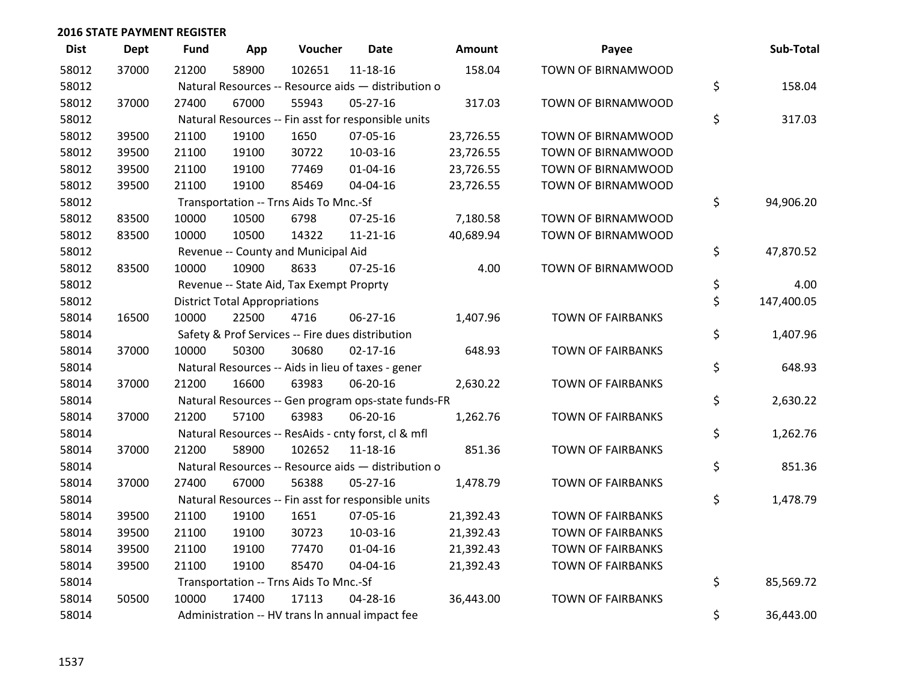## 2016 STATE PAYMENT REGISTER

| Dist | Dept | Fund | App | Voucher | Date | Amount | Payee | Sub-Total |
|---|---|---|---|---|---|---|---|---|
| 58012 | 37000 | 21200 | 58900 | 102651 | 11-18-16 | 158.04 | TOWN OF BIRNAMWOOD | |
| 58012 | | Natural Resources -- Resource aids — distribution o | | | | | | $ 158.04 |
| 58012 | 37000 | 27400 | 67000 | 55943 | 05-27-16 | 317.03 | TOWN OF BIRNAMWOOD | |
| 58012 | | Natural Resources -- Fin asst for responsible units | | | | | | $ 317.03 |
| 58012 | 39500 | 21100 | 19100 | 1650 | 07-05-16 | 23,726.55 | TOWN OF BIRNAMWOOD | |
| 58012 | 39500 | 21100 | 19100 | 30722 | 10-03-16 | 23,726.55 | TOWN OF BIRNAMWOOD | |
| 58012 | 39500 | 21100 | 19100 | 77469 | 01-04-16 | 23,726.55 | TOWN OF BIRNAMWOOD | |
| 58012 | 39500 | 21100 | 19100 | 85469 | 04-04-16 | 23,726.55 | TOWN OF BIRNAMWOOD | |
| 58012 | | Transportation -- Trns Aids To Mnc.-Sf | | | | | | $ 94,906.20 |
| 58012 | 83500 | 10000 | 10500 | 6798 | 07-25-16 | 7,180.58 | TOWN OF BIRNAMWOOD | |
| 58012 | 83500 | 10000 | 10500 | 14322 | 11-21-16 | 40,689.94 | TOWN OF BIRNAMWOOD | |
| 58012 | | Revenue -- County and Municipal Aid | | | | | | $ 47,870.52 |
| 58012 | 83500 | 10000 | 10900 | 8633 | 07-25-16 | 4.00 | TOWN OF BIRNAMWOOD | |
| 58012 | | Revenue -- State Aid, Tax Exempt Proprty | | | | | | $ 4.00 |
| 58012 | | District Total Appropriations | | | | | | $ 147,400.05 |
| 58014 | 16500 | 10000 | 22500 | 4716 | 06-27-16 | 1,407.96 | TOWN OF FAIRBANKS | |
| 58014 | | Safety & Prof Services -- Fire dues distribution | | | | | | $ 1,407.96 |
| 58014 | 37000 | 10000 | 50300 | 30680 | 02-17-16 | 648.93 | TOWN OF FAIRBANKS | |
| 58014 | | Natural Resources -- Aids in lieu of taxes - gener | | | | | | $ 648.93 |
| 58014 | 37000 | 21200 | 16600 | 63983 | 06-20-16 | 2,630.22 | TOWN OF FAIRBANKS | |
| 58014 | | Natural Resources -- Gen program ops-state funds-FR | | | | | | $ 2,630.22 |
| 58014 | 37000 | 21200 | 57100 | 63983 | 06-20-16 | 1,262.76 | TOWN OF FAIRBANKS | |
| 58014 | | Natural Resources -- ResAids - cnty forst, cl & mfl | | | | | | $ 1,262.76 |
| 58014 | 37000 | 21200 | 58900 | 102652 | 11-18-16 | 851.36 | TOWN OF FAIRBANKS | |
| 58014 | | Natural Resources -- Resource aids — distribution o | | | | | | $ 851.36 |
| 58014 | 37000 | 27400 | 67000 | 56388 | 05-27-16 | 1,478.79 | TOWN OF FAIRBANKS | |
| 58014 | | Natural Resources -- Fin asst for responsible units | | | | | | $ 1,478.79 |
| 58014 | 39500 | 21100 | 19100 | 1651 | 07-05-16 | 21,392.43 | TOWN OF FAIRBANKS | |
| 58014 | 39500 | 21100 | 19100 | 30723 | 10-03-16 | 21,392.43 | TOWN OF FAIRBANKS | |
| 58014 | 39500 | 21100 | 19100 | 77470 | 01-04-16 | 21,392.43 | TOWN OF FAIRBANKS | |
| 58014 | 39500 | 21100 | 19100 | 85470 | 04-04-16 | 21,392.43 | TOWN OF FAIRBANKS | |
| 58014 | | Transportation -- Trns Aids To Mnc.-Sf | | | | | | $ 85,569.72 |
| 58014 | 50500 | 10000 | 17400 | 17113 | 04-28-16 | 36,443.00 | TOWN OF FAIRBANKS | |
| 58014 | | Administration -- HV trans ln annual impact fee | | | | | | $ 36,443.00 |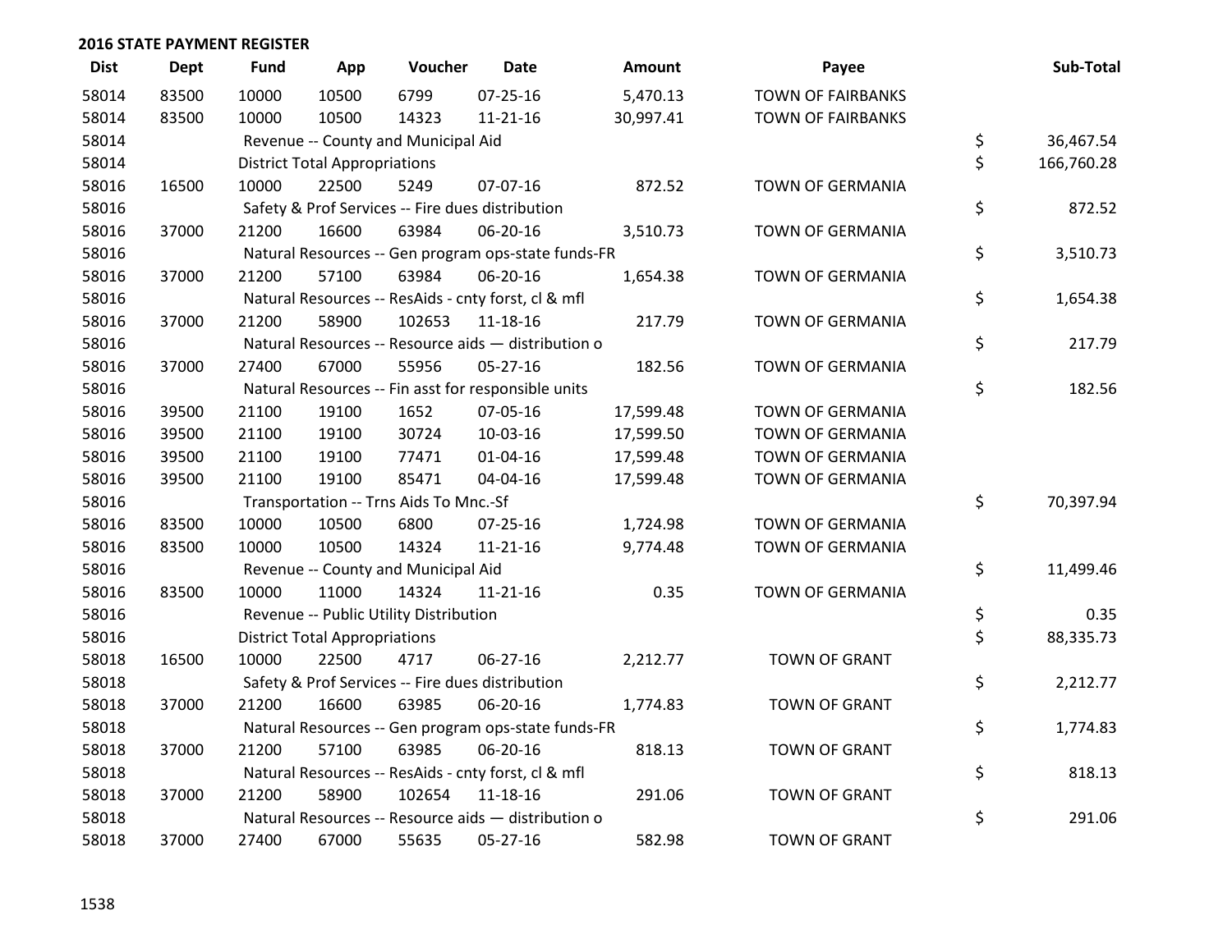## 2016 STATE PAYMENT REGISTER

| Dist | Dept | Fund | App | Voucher | Date | Amount | Payee | Sub-Total |
|---|---|---|---|---|---|---|---|---|
| 58014 | 83500 | 10000 | 10500 | 6799 | 07-25-16 | 5,470.13 | TOWN OF FAIRBANKS | |
| 58014 | 83500 | 10000 | 10500 | 14323 | 11-21-16 | 30,997.41 | TOWN OF FAIRBANKS | |
| 58014 | | Revenue -- County and Municipal Aid | | | | | | $ 36,467.54 |
| 58014 | | District Total Appropriations | | | | | | $ 166,760.28 |
| 58016 | 16500 | 10000 | 22500 | 5249 | 07-07-16 | 872.52 | TOWN OF GERMANIA | |
| 58016 | | Safety & Prof Services -- Fire dues distribution | | | | | | $ 872.52 |
| 58016 | 37000 | 21200 | 16600 | 63984 | 06-20-16 | 3,510.73 | TOWN OF GERMANIA | |
| 58016 | | Natural Resources -- Gen program ops-state funds-FR | | | | | | $ 3,510.73 |
| 58016 | 37000 | 21200 | 57100 | 63984 | 06-20-16 | 1,654.38 | TOWN OF GERMANIA | |
| 58016 | | Natural Resources -- ResAids - cnty forst, cl & mfl | | | | | | $ 1,654.38 |
| 58016 | 37000 | 21200 | 58900 | 102653 | 11-18-16 | 217.79 | TOWN OF GERMANIA | |
| 58016 | | Natural Resources -- Resource aids — distribution o | | | | | | $ 217.79 |
| 58016 | 37000 | 27400 | 67000 | 55956 | 05-27-16 | 182.56 | TOWN OF GERMANIA | |
| 58016 | | Natural Resources -- Fin asst for responsible units | | | | | | $ 182.56 |
| 58016 | 39500 | 21100 | 19100 | 1652 | 07-05-16 | 17,599.48 | TOWN OF GERMANIA | |
| 58016 | 39500 | 21100 | 19100 | 30724 | 10-03-16 | 17,599.50 | TOWN OF GERMANIA | |
| 58016 | 39500 | 21100 | 19100 | 77471 | 01-04-16 | 17,599.48 | TOWN OF GERMANIA | |
| 58016 | 39500 | 21100 | 19100 | 85471 | 04-04-16 | 17,599.48 | TOWN OF GERMANIA | |
| 58016 | | Transportation -- Trns Aids To Mnc.-Sf | | | | | | $ 70,397.94 |
| 58016 | 83500 | 10000 | 10500 | 6800 | 07-25-16 | 1,724.98 | TOWN OF GERMANIA | |
| 58016 | 83500 | 10000 | 10500 | 14324 | 11-21-16 | 9,774.48 | TOWN OF GERMANIA | |
| 58016 | | Revenue -- County and Municipal Aid | | | | | | $ 11,499.46 |
| 58016 | 83500 | 10000 | 11000 | 14324 | 11-21-16 | 0.35 | TOWN OF GERMANIA | |
| 58016 | | Revenue -- Public Utility Distribution | | | | | | $ 0.35 |
| 58016 | | District Total Appropriations | | | | | | $ 88,335.73 |
| 58018 | 16500 | 10000 | 22500 | 4717 | 06-27-16 | 2,212.77 | TOWN OF GRANT | |
| 58018 | | Safety & Prof Services -- Fire dues distribution | | | | | | $ 2,212.77 |
| 58018 | 37000 | 21200 | 16600 | 63985 | 06-20-16 | 1,774.83 | TOWN OF GRANT | |
| 58018 | | Natural Resources -- Gen program ops-state funds-FR | | | | | | $ 1,774.83 |
| 58018 | 37000 | 21200 | 57100 | 63985 | 06-20-16 | 818.13 | TOWN OF GRANT | |
| 58018 | | Natural Resources -- ResAids - cnty forst, cl & mfl | | | | | | $ 818.13 |
| 58018 | 37000 | 21200 | 58900 | 102654 | 11-18-16 | 291.06 | TOWN OF GRANT | |
| 58018 | | Natural Resources -- Resource aids — distribution o | | | | | | $ 291.06 |
| 58018 | 37000 | 27400 | 67000 | 55635 | 05-27-16 | 582.98 | TOWN OF GRANT | |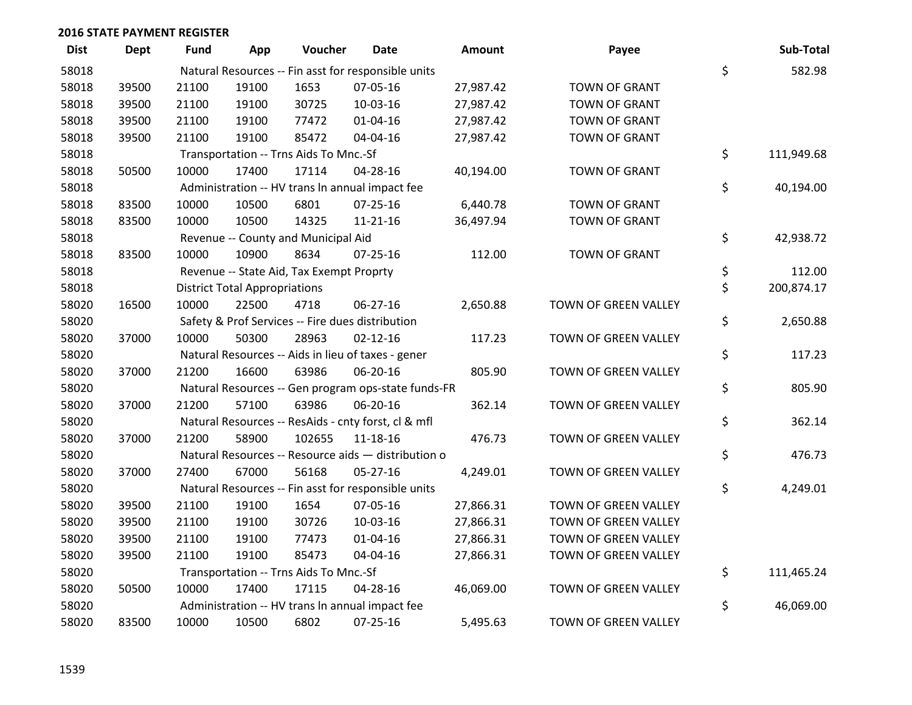## 2016 STATE PAYMENT REGISTER

| Dist | Dept | Fund | App | Voucher | Date | Amount | Payee | Sub-Total |
|---|---|---|---|---|---|---|---|---|
| 58018 | | Natural Resources -- Fin asst for responsible units | | | | | | $ 582.98 |
| 58018 | 39500 | 21100 | 19100 | 1653 | 07-05-16 | 27,987.42 | TOWN OF GRANT | |
| 58018 | 39500 | 21100 | 19100 | 30725 | 10-03-16 | 27,987.42 | TOWN OF GRANT | |
| 58018 | 39500 | 21100 | 19100 | 77472 | 01-04-16 | 27,987.42 | TOWN OF GRANT | |
| 58018 | 39500 | 21100 | 19100 | 85472 | 04-04-16 | 27,987.42 | TOWN OF GRANT | |
| 58018 | | Transportation -- Trns Aids To Mnc.-Sf | | | | | | $ 111,949.68 |
| 58018 | 50500 | 10000 | 17400 | 17114 | 04-28-16 | 40,194.00 | TOWN OF GRANT | |
| 58018 | | Administration -- HV trans ln annual impact fee | | | | | | $ 40,194.00 |
| 58018 | 83500 | 10000 | 10500 | 6801 | 07-25-16 | 6,440.78 | TOWN OF GRANT | |
| 58018 | 83500 | 10000 | 10500 | 14325 | 11-21-16 | 36,497.94 | TOWN OF GRANT | |
| 58018 | | Revenue -- County and Municipal Aid | | | | | | $ 42,938.72 |
| 58018 | 83500 | 10000 | 10900 | 8634 | 07-25-16 | 112.00 | TOWN OF GRANT | |
| 58018 | | Revenue -- State Aid, Tax Exempt Proprty | | | | | | $ 112.00 |
| 58018 | | District Total Appropriations | | | | | | $ 200,874.17 |
| 58020 | 16500 | 10000 | 22500 | 4718 | 06-27-16 | 2,650.88 | TOWN OF GREEN VALLEY | |
| 58020 | | Safety & Prof Services -- Fire dues distribution | | | | | | $ 2,650.88 |
| 58020 | 37000 | 10000 | 50300 | 28963 | 02-12-16 | 117.23 | TOWN OF GREEN VALLEY | |
| 58020 | | Natural Resources -- Aids in lieu of taxes - gener | | | | | | $ 117.23 |
| 58020 | 37000 | 21200 | 16600 | 63986 | 06-20-16 | 805.90 | TOWN OF GREEN VALLEY | |
| 58020 | | Natural Resources -- Gen program ops-state funds-FR | | | | | | $ 805.90 |
| 58020 | 37000 | 21200 | 57100 | 63986 | 06-20-16 | 362.14 | TOWN OF GREEN VALLEY | |
| 58020 | | Natural Resources -- ResAids - cnty forst, cl & mfl | | | | | | $ 362.14 |
| 58020 | 37000 | 21200 | 58900 | 102655 | 11-18-16 | 476.73 | TOWN OF GREEN VALLEY | |
| 58020 | | Natural Resources -- Resource aids — distribution o | | | | | | $ 476.73 |
| 58020 | 37000 | 27400 | 67000 | 56168 | 05-27-16 | 4,249.01 | TOWN OF GREEN VALLEY | |
| 58020 | | Natural Resources -- Fin asst for responsible units | | | | | | $ 4,249.01 |
| 58020 | 39500 | 21100 | 19100 | 1654 | 07-05-16 | 27,866.31 | TOWN OF GREEN VALLEY | |
| 58020 | 39500 | 21100 | 19100 | 30726 | 10-03-16 | 27,866.31 | TOWN OF GREEN VALLEY | |
| 58020 | 39500 | 21100 | 19100 | 77473 | 01-04-16 | 27,866.31 | TOWN OF GREEN VALLEY | |
| 58020 | 39500 | 21100 | 19100 | 85473 | 04-04-16 | 27,866.31 | TOWN OF GREEN VALLEY | |
| 58020 | | Transportation -- Trns Aids To Mnc.-Sf | | | | | | $ 111,465.24 |
| 58020 | 50500 | 10000 | 17400 | 17115 | 04-28-16 | 46,069.00 | TOWN OF GREEN VALLEY | |
| 58020 | | Administration -- HV trans ln annual impact fee | | | | | | $ 46,069.00 |
| 58020 | 83500 | 10000 | 10500 | 6802 | 07-25-16 | 5,495.63 | TOWN OF GREEN VALLEY | |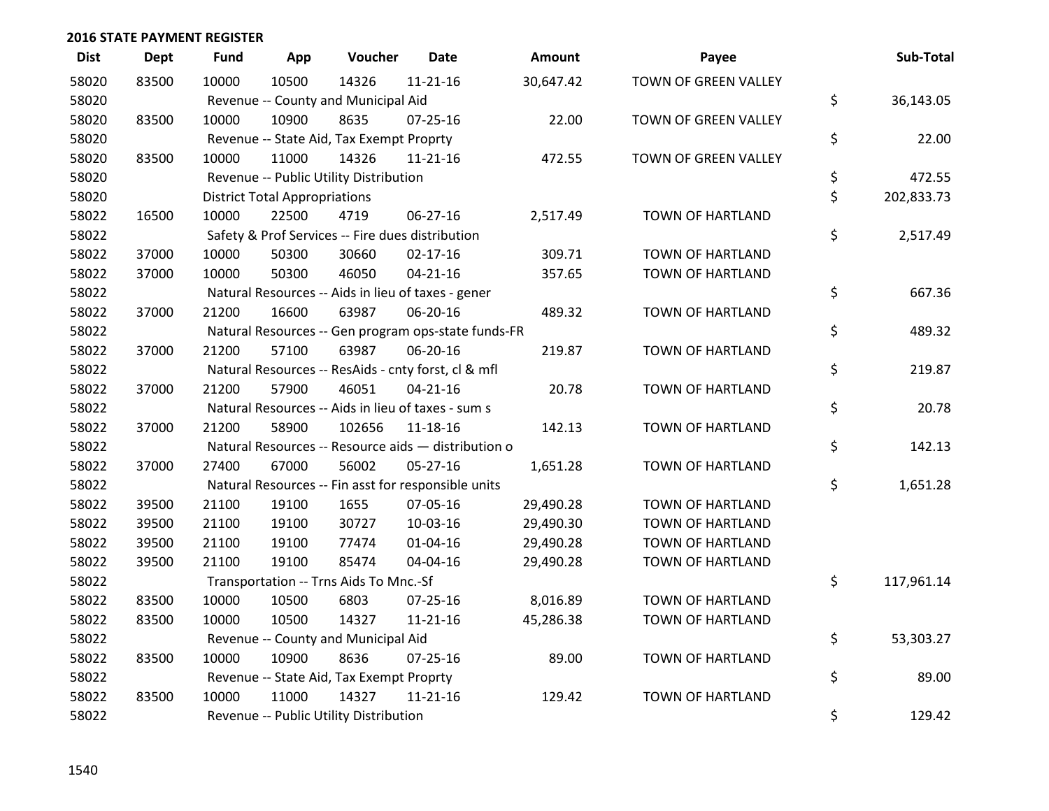## 2016 STATE PAYMENT REGISTER

| Dist | Dept | Fund | App | Voucher | Date | Amount | Payee | Sub-Total |
|---|---|---|---|---|---|---|---|---|
| 58020 | 83500 | 10000 | 10500 | 14326 | 11-21-16 | 30,647.42 | TOWN OF GREEN VALLEY | |
| 58020 | | Revenue -- County and Municipal Aid | | | | | | $ 36,143.05 |
| 58020 | 83500 | 10000 | 10900 | 8635 | 07-25-16 | 22.00 | TOWN OF GREEN VALLEY | |
| 58020 | | Revenue -- State Aid, Tax Exempt Proprty | | | | | | $ 22.00 |
| 58020 | 83500 | 10000 | 11000 | 14326 | 11-21-16 | 472.55 | TOWN OF GREEN VALLEY | |
| 58020 | | Revenue -- Public Utility Distribution | | | | | | $ 472.55 |
| 58020 | | District Total Appropriations | | | | | | $ 202,833.73 |
| 58022 | 16500 | 10000 | 22500 | 4719 | 06-27-16 | 2,517.49 | TOWN OF HARTLAND | |
| 58022 | | Safety & Prof Services -- Fire dues distribution | | | | | | $ 2,517.49 |
| 58022 | 37000 | 10000 | 50300 | 30660 | 02-17-16 | 309.71 | TOWN OF HARTLAND | |
| 58022 | 37000 | 10000 | 50300 | 46050 | 04-21-16 | 357.65 | TOWN OF HARTLAND | |
| 58022 | | Natural Resources -- Aids in lieu of taxes - gener | | | | | | $ 667.36 |
| 58022 | 37000 | 21200 | 16600 | 63987 | 06-20-16 | 489.32 | TOWN OF HARTLAND | |
| 58022 | | Natural Resources -- Gen program ops-state funds-FR | | | | | | $ 489.32 |
| 58022 | 37000 | 21200 | 57100 | 63987 | 06-20-16 | 219.87 | TOWN OF HARTLAND | |
| 58022 | | Natural Resources -- ResAids - cnty forst, cl & mfl | | | | | | $ 219.87 |
| 58022 | 37000 | 21200 | 57900 | 46051 | 04-21-16 | 20.78 | TOWN OF HARTLAND | |
| 58022 | | Natural Resources -- Aids in lieu of taxes - sum s | | | | | | $ 20.78 |
| 58022 | 37000 | 21200 | 58900 | 102656 | 11-18-16 | 142.13 | TOWN OF HARTLAND | |
| 58022 | | Natural Resources -- Resource aids — distribution o | | | | | | $ 142.13 |
| 58022 | 37000 | 27400 | 67000 | 56002 | 05-27-16 | 1,651.28 | TOWN OF HARTLAND | |
| 58022 | | Natural Resources -- Fin asst for responsible units | | | | | | $ 1,651.28 |
| 58022 | 39500 | 21100 | 19100 | 1655 | 07-05-16 | 29,490.28 | TOWN OF HARTLAND | |
| 58022 | 39500 | 21100 | 19100 | 30727 | 10-03-16 | 29,490.30 | TOWN OF HARTLAND | |
| 58022 | 39500 | 21100 | 19100 | 77474 | 01-04-16 | 29,490.28 | TOWN OF HARTLAND | |
| 58022 | 39500 | 21100 | 19100 | 85474 | 04-04-16 | 29,490.28 | TOWN OF HARTLAND | |
| 58022 | | Transportation -- Trns Aids To Mnc.-Sf | | | | | | $ 117,961.14 |
| 58022 | 83500 | 10000 | 10500 | 6803 | 07-25-16 | 8,016.89 | TOWN OF HARTLAND | |
| 58022 | 83500 | 10000 | 10500 | 14327 | 11-21-16 | 45,286.38 | TOWN OF HARTLAND | |
| 58022 | | Revenue -- County and Municipal Aid | | | | | | $ 53,303.27 |
| 58022 | 83500 | 10000 | 10900 | 8636 | 07-25-16 | 89.00 | TOWN OF HARTLAND | |
| 58022 | | Revenue -- State Aid, Tax Exempt Proprty | | | | | | $ 89.00 |
| 58022 | 83500 | 10000 | 11000 | 14327 | 11-21-16 | 129.42 | TOWN OF HARTLAND | |
| 58022 | | Revenue -- Public Utility Distribution | | | | | | $ 129.42 |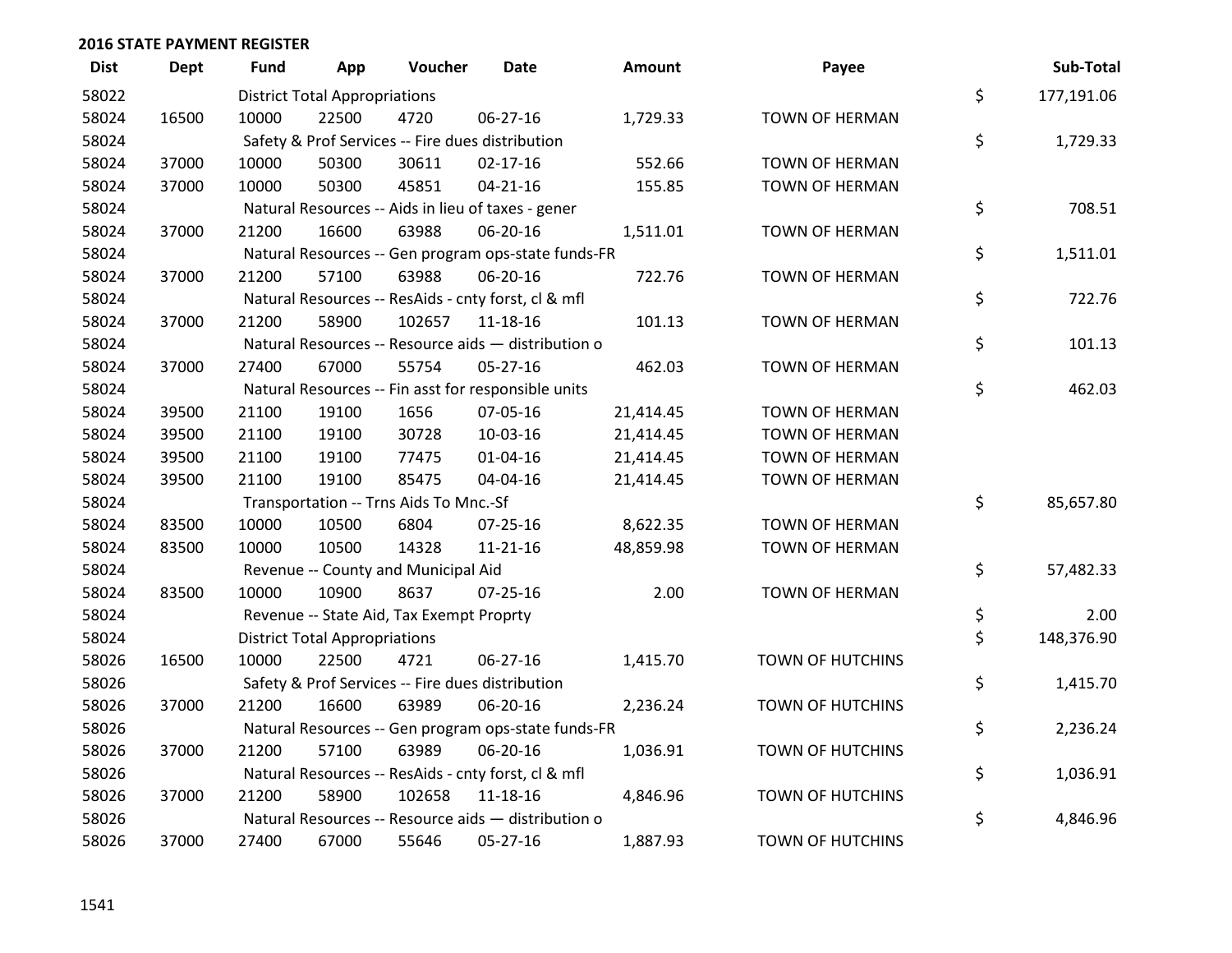## 2016 STATE PAYMENT REGISTER

| Dist | Dept | Fund | App | Voucher | Date | Amount | Payee | | Sub-Total |
|---|---|---|---|---|---|---|---|---|---|
| 58022 | | District Total Appropriations | | | | | | $ | 177,191.06 |
| 58024 | 16500 | 10000 | 22500 | 4720 | 06-27-16 | 1,729.33 | TOWN OF HERMAN | | |
| 58024 | | Safety & Prof Services -- Fire dues distribution | | | | | | $ | 1,729.33 |
| 58024 | 37000 | 10000 | 50300 | 30611 | 02-17-16 | 552.66 | TOWN OF HERMAN | | |
| 58024 | 37000 | 10000 | 50300 | 45851 | 04-21-16 | 155.85 | TOWN OF HERMAN | | |
| 58024 | | Natural Resources -- Aids in lieu of taxes - gener | | | | | | $ | 708.51 |
| 58024 | 37000 | 21200 | 16600 | 63988 | 06-20-16 | 1,511.01 | TOWN OF HERMAN | | |
| 58024 | | Natural Resources -- Gen program ops-state funds-FR | | | | | | $ | 1,511.01 |
| 58024 | 37000 | 21200 | 57100 | 63988 | 06-20-16 | 722.76 | TOWN OF HERMAN | | |
| 58024 | | Natural Resources -- ResAids - cnty forst, cl & mfl | | | | | | $ | 722.76 |
| 58024 | 37000 | 21200 | 58900 | 102657 | 11-18-16 | 101.13 | TOWN OF HERMAN | | |
| 58024 | | Natural Resources -- Resource aids — distribution o | | | | | | $ | 101.13 |
| 58024 | 37000 | 27400 | 67000 | 55754 | 05-27-16 | 462.03 | TOWN OF HERMAN | | |
| 58024 | | Natural Resources -- Fin asst for responsible units | | | | | | $ | 462.03 |
| 58024 | 39500 | 21100 | 19100 | 1656 | 07-05-16 | 21,414.45 | TOWN OF HERMAN | | |
| 58024 | 39500 | 21100 | 19100 | 30728 | 10-03-16 | 21,414.45 | TOWN OF HERMAN | | |
| 58024 | 39500 | 21100 | 19100 | 77475 | 01-04-16 | 21,414.45 | TOWN OF HERMAN | | |
| 58024 | 39500 | 21100 | 19100 | 85475 | 04-04-16 | 21,414.45 | TOWN OF HERMAN | | |
| 58024 | | Transportation -- Trns Aids To Mnc.-Sf | | | | | | $ | 85,657.80 |
| 58024 | 83500 | 10000 | 10500 | 6804 | 07-25-16 | 8,622.35 | TOWN OF HERMAN | | |
| 58024 | 83500 | 10000 | 10500 | 14328 | 11-21-16 | 48,859.98 | TOWN OF HERMAN | | |
| 58024 | | Revenue -- County and Municipal Aid | | | | | | $ | 57,482.33 |
| 58024 | 83500 | 10000 | 10900 | 8637 | 07-25-16 | 2.00 | TOWN OF HERMAN | | |
| 58024 | | Revenue -- State Aid, Tax Exempt Proprty | | | | | | $ | 2.00 |
| 58024 | | District Total Appropriations | | | | | | $ | 148,376.90 |
| 58026 | 16500 | 10000 | 22500 | 4721 | 06-27-16 | 1,415.70 | TOWN OF HUTCHINS | | |
| 58026 | | Safety & Prof Services -- Fire dues distribution | | | | | | $ | 1,415.70 |
| 58026 | 37000 | 21200 | 16600 | 63989 | 06-20-16 | 2,236.24 | TOWN OF HUTCHINS | | |
| 58026 | | Natural Resources -- Gen program ops-state funds-FR | | | | | | $ | 2,236.24 |
| 58026 | 37000 | 21200 | 57100 | 63989 | 06-20-16 | 1,036.91 | TOWN OF HUTCHINS | | |
| 58026 | | Natural Resources -- ResAids - cnty forst, cl & mfl | | | | | | $ | 1,036.91 |
| 58026 | 37000 | 21200 | 58900 | 102658 | 11-18-16 | 4,846.96 | TOWN OF HUTCHINS | | |
| 58026 | | Natural Resources -- Resource aids — distribution o | | | | | | $ | 4,846.96 |
| 58026 | 37000 | 27400 | 67000 | 55646 | 05-27-16 | 1,887.93 | TOWN OF HUTCHINS | | |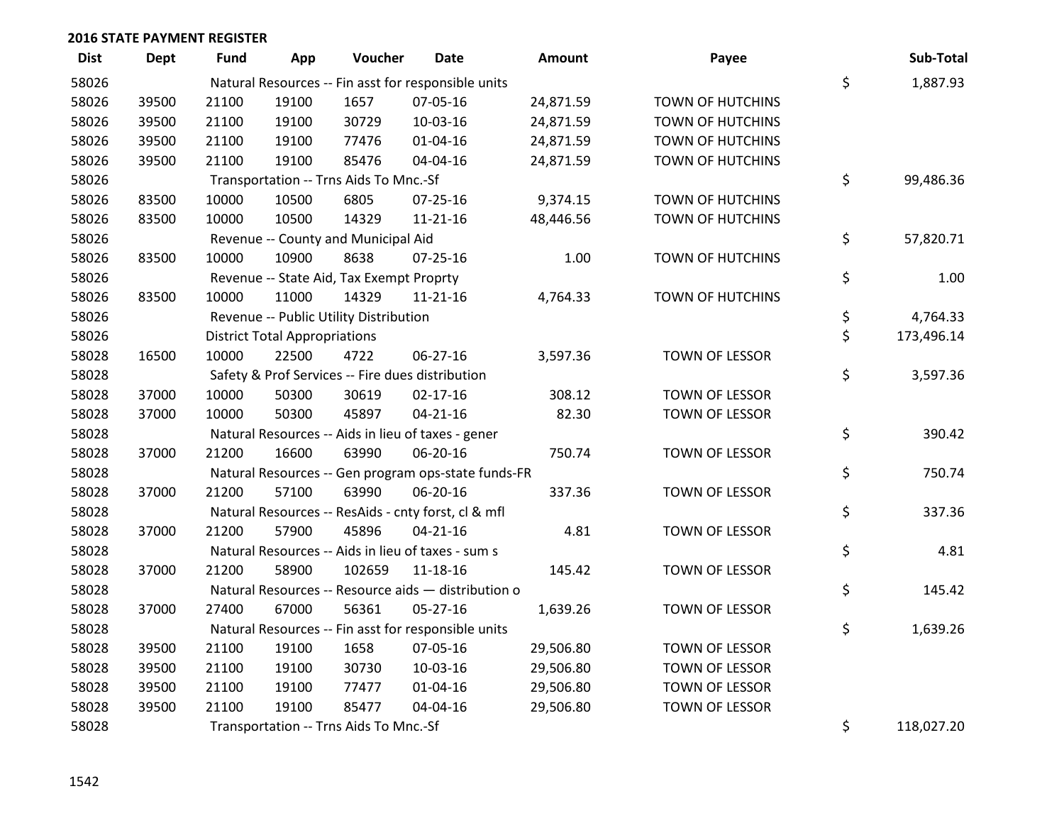**2016 STATE PAYMENT REGISTER**

| Dist | Dept | Fund | App | Voucher | Date | Amount | Payee | Sub-Total |
|---|---|---|---|---|---|---|---|---|
| 58026 | | Natural Resources -- Fin asst for responsible units | | | | | | $ 1,887.93 |
| 58026 | 39500 | 21100 | 19100 | 1657 | 07-05-16 | 24,871.59 | TOWN OF HUTCHINS | |
| 58026 | 39500 | 21100 | 19100 | 30729 | 10-03-16 | 24,871.59 | TOWN OF HUTCHINS | |
| 58026 | 39500 | 21100 | 19100 | 77476 | 01-04-16 | 24,871.59 | TOWN OF HUTCHINS | |
| 58026 | 39500 | 21100 | 19100 | 85476 | 04-04-16 | 24,871.59 | TOWN OF HUTCHINS | |
| 58026 | | Transportation -- Trns Aids To Mnc.-Sf | | | | | | $ 99,486.36 |
| 58026 | 83500 | 10000 | 10500 | 6805 | 07-25-16 | 9,374.15 | TOWN OF HUTCHINS | |
| 58026 | 83500 | 10000 | 10500 | 14329 | 11-21-16 | 48,446.56 | TOWN OF HUTCHINS | |
| 58026 | | Revenue -- County and Municipal Aid | | | | | | $ 57,820.71 |
| 58026 | 83500 | 10000 | 10900 | 8638 | 07-25-16 | 1.00 | TOWN OF HUTCHINS | |
| 58026 | | Revenue -- State Aid, Tax Exempt Proprty | | | | | | $ 1.00 |
| 58026 | 83500 | 10000 | 11000 | 14329 | 11-21-16 | 4,764.33 | TOWN OF HUTCHINS | |
| 58026 | | Revenue -- Public Utility Distribution | | | | | | $ 4,764.33 |
| 58026 | | District Total Appropriations | | | | | | $ 173,496.14 |
| 58028 | 16500 | 10000 | 22500 | 4722 | 06-27-16 | 3,597.36 | TOWN OF LESSOR | |
| 58028 | | Safety & Prof Services -- Fire dues distribution | | | | | | $ 3,597.36 |
| 58028 | 37000 | 10000 | 50300 | 30619 | 02-17-16 | 308.12 | TOWN OF LESSOR | |
| 58028 | 37000 | 10000 | 50300 | 45897 | 04-21-16 | 82.30 | TOWN OF LESSOR | |
| 58028 | | Natural Resources -- Aids in lieu of taxes - gener | | | | | | $ 390.42 |
| 58028 | 37000 | 21200 | 16600 | 63990 | 06-20-16 | 750.74 | TOWN OF LESSOR | |
| 58028 | | Natural Resources -- Gen program ops-state funds-FR | | | | | | $ 750.74 |
| 58028 | 37000 | 21200 | 57100 | 63990 | 06-20-16 | 337.36 | TOWN OF LESSOR | |
| 58028 | | Natural Resources -- ResAids - cnty forst, cl & mfl | | | | | | $ 337.36 |
| 58028 | 37000 | 21200 | 57900 | 45896 | 04-21-16 | 4.81 | TOWN OF LESSOR | |
| 58028 | | Natural Resources -- Aids in lieu of taxes - sum s | | | | | | $ 4.81 |
| 58028 | 37000 | 21200 | 58900 | 102659 | 11-18-16 | 145.42 | TOWN OF LESSOR | |
| 58028 | | Natural Resources -- Resource aids — distribution o | | | | | | $ 145.42 |
| 58028 | 37000 | 27400 | 67000 | 56361 | 05-27-16 | 1,639.26 | TOWN OF LESSOR | |
| 58028 | | Natural Resources -- Fin asst for responsible units | | | | | | $ 1,639.26 |
| 58028 | 39500 | 21100 | 19100 | 1658 | 07-05-16 | 29,506.80 | TOWN OF LESSOR | |
| 58028 | 39500 | 21100 | 19100 | 30730 | 10-03-16 | 29,506.80 | TOWN OF LESSOR | |
| 58028 | 39500 | 21100 | 19100 | 77477 | 01-04-16 | 29,506.80 | TOWN OF LESSOR | |
| 58028 | 39500 | 21100 | 19100 | 85477 | 04-04-16 | 29,506.80 | TOWN OF LESSOR | |
| 58028 | | Transportation -- Trns Aids To Mnc.-Sf | | | | | | $ 118,027.20 |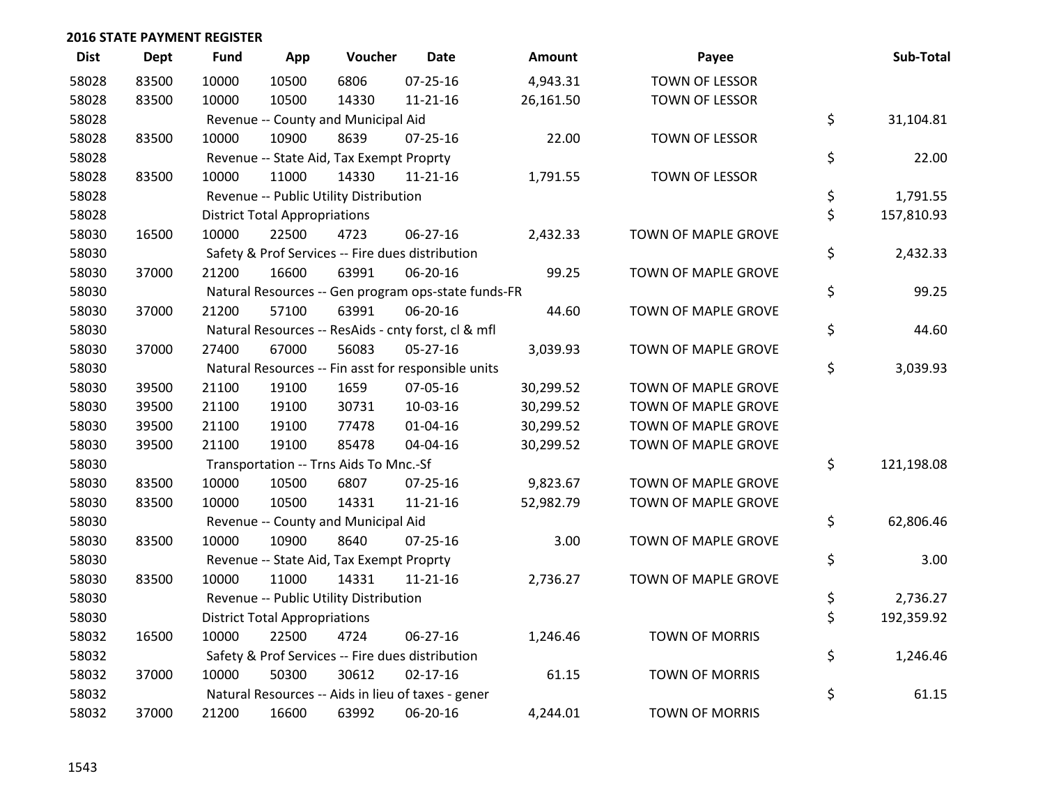## 2016 STATE PAYMENT REGISTER

| Dist | Dept | Fund | App | Voucher | Date | Amount | Payee | Sub-Total |
|---|---|---|---|---|---|---|---|---|
| 58028 | 83500 | 10000 | 10500 | 6806 | 07-25-16 | 4,943.31 | TOWN OF LESSOR | |
| 58028 | 83500 | 10000 | 10500 | 14330 | 11-21-16 | 26,161.50 | TOWN OF LESSOR | |
| 58028 | | Revenue -- County and Municipal Aid | | | | | | $ 31,104.81 |
| 58028 | 83500 | 10000 | 10900 | 8639 | 07-25-16 | 22.00 | TOWN OF LESSOR | |
| 58028 | | Revenue -- State Aid, Tax Exempt Proprty | | | | | | $ 22.00 |
| 58028 | 83500 | 10000 | 11000 | 14330 | 11-21-16 | 1,791.55 | TOWN OF LESSOR | |
| 58028 | | Revenue -- Public Utility Distribution | | | | | | $ 1,791.55 |
| 58028 | | District Total Appropriations | | | | | | $ 157,810.93 |
| 58030 | 16500 | 10000 | 22500 | 4723 | 06-27-16 | 2,432.33 | TOWN OF MAPLE GROVE | |
| 58030 | | Safety & Prof Services -- Fire dues distribution | | | | | | $ 2,432.33 |
| 58030 | 37000 | 21200 | 16600 | 63991 | 06-20-16 | 99.25 | TOWN OF MAPLE GROVE | |
| 58030 | | Natural Resources -- Gen program ops-state funds-FR | | | | | | $ 99.25 |
| 58030 | 37000 | 21200 | 57100 | 63991 | 06-20-16 | 44.60 | TOWN OF MAPLE GROVE | |
| 58030 | | Natural Resources -- ResAids - cnty forst, cl & mfl | | | | | | $ 44.60 |
| 58030 | 37000 | 27400 | 67000 | 56083 | 05-27-16 | 3,039.93 | TOWN OF MAPLE GROVE | |
| 58030 | | Natural Resources -- Fin asst for responsible units | | | | | | $ 3,039.93 |
| 58030 | 39500 | 21100 | 19100 | 1659 | 07-05-16 | 30,299.52 | TOWN OF MAPLE GROVE | |
| 58030 | 39500 | 21100 | 19100 | 30731 | 10-03-16 | 30,299.52 | TOWN OF MAPLE GROVE | |
| 58030 | 39500 | 21100 | 19100 | 77478 | 01-04-16 | 30,299.52 | TOWN OF MAPLE GROVE | |
| 58030 | 39500 | 21100 | 19100 | 85478 | 04-04-16 | 30,299.52 | TOWN OF MAPLE GROVE | |
| 58030 | | Transportation -- Trns Aids To Mnc.-Sf | | | | | | $ 121,198.08 |
| 58030 | 83500 | 10000 | 10500 | 6807 | 07-25-16 | 9,823.67 | TOWN OF MAPLE GROVE | |
| 58030 | 83500 | 10000 | 10500 | 14331 | 11-21-16 | 52,982.79 | TOWN OF MAPLE GROVE | |
| 58030 | | Revenue -- County and Municipal Aid | | | | | | $ 62,806.46 |
| 58030 | 83500 | 10000 | 10900 | 8640 | 07-25-16 | 3.00 | TOWN OF MAPLE GROVE | |
| 58030 | | Revenue -- State Aid, Tax Exempt Proprty | | | | | | $ 3.00 |
| 58030 | 83500 | 10000 | 11000 | 14331 | 11-21-16 | 2,736.27 | TOWN OF MAPLE GROVE | |
| 58030 | | Revenue -- Public Utility Distribution | | | | | | $ 2,736.27 |
| 58030 | | District Total Appropriations | | | | | | $ 192,359.92 |
| 58032 | 16500 | 10000 | 22500 | 4724 | 06-27-16 | 1,246.46 | TOWN OF MORRIS | |
| 58032 | | Safety & Prof Services -- Fire dues distribution | | | | | | $ 1,246.46 |
| 58032 | 37000 | 10000 | 50300 | 30612 | 02-17-16 | 61.15 | TOWN OF MORRIS | |
| 58032 | | Natural Resources -- Aids in lieu of taxes - gener | | | | | | $ 61.15 |
| 58032 | 37000 | 21200 | 16600 | 63992 | 06-20-16 | 4,244.01 | TOWN OF MORRIS | |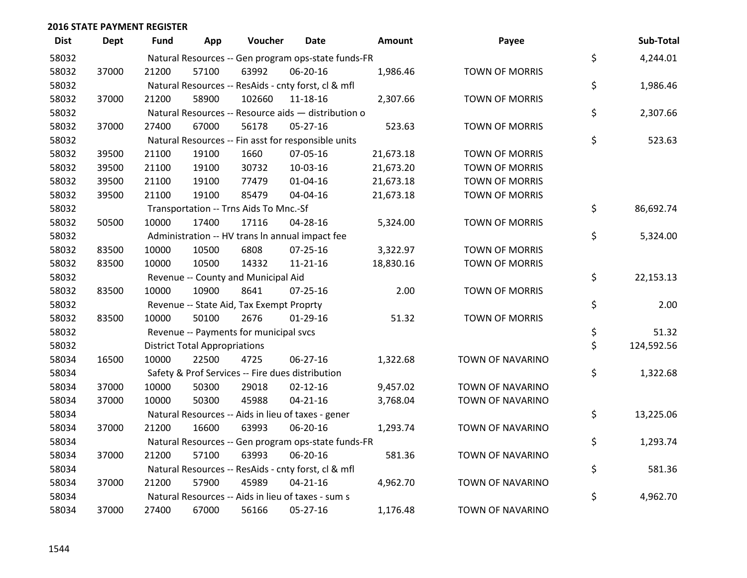**2016 STATE PAYMENT REGISTER**

| Dist | Dept | Fund | App | Voucher | Date | Amount | Payee | | Sub-Total |
|---|---|---|---|---|---|---|---|---|---|
| 58032 | | Natural Resources -- Gen program ops-state funds-FR | | | | | | $ | 4,244.01 |
| 58032 | 37000 | 21200 | 57100 | 63992 | 06-20-16 | 1,986.46 | TOWN OF MORRIS | | |
| 58032 | | Natural Resources -- ResAids - cnty forst, cl & mfl | | | | | | $ | 1,986.46 |
| 58032 | 37000 | 21200 | 58900 | 102660 | 11-18-16 | 2,307.66 | TOWN OF MORRIS | | |
| 58032 | | Natural Resources -- Resource aids — distribution o | | | | | | $ | 2,307.66 |
| 58032 | 37000 | 27400 | 67000 | 56178 | 05-27-16 | 523.63 | TOWN OF MORRIS | | |
| 58032 | | Natural Resources -- Fin asst for responsible units | | | | | | $ | 523.63 |
| 58032 | 39500 | 21100 | 19100 | 1660 | 07-05-16 | 21,673.18 | TOWN OF MORRIS | | |
| 58032 | 39500 | 21100 | 19100 | 30732 | 10-03-16 | 21,673.20 | TOWN OF MORRIS | | |
| 58032 | 39500 | 21100 | 19100 | 77479 | 01-04-16 | 21,673.18 | TOWN OF MORRIS | | |
| 58032 | 39500 | 21100 | 19100 | 85479 | 04-04-16 | 21,673.18 | TOWN OF MORRIS | | |
| 58032 | | Transportation -- Trns Aids To Mnc.-Sf | | | | | | $ | 86,692.74 |
| 58032 | 50500 | 10000 | 17400 | 17116 | 04-28-16 | 5,324.00 | TOWN OF MORRIS | | |
| 58032 | | Administration -- HV trans ln annual impact fee | | | | | | $ | 5,324.00 |
| 58032 | 83500 | 10000 | 10500 | 6808 | 07-25-16 | 3,322.97 | TOWN OF MORRIS | | |
| 58032 | 83500 | 10000 | 10500 | 14332 | 11-21-16 | 18,830.16 | TOWN OF MORRIS | | |
| 58032 | | Revenue -- County and Municipal Aid | | | | | | $ | 22,153.13 |
| 58032 | 83500 | 10000 | 10900 | 8641 | 07-25-16 | 2.00 | TOWN OF MORRIS | | |
| 58032 | | Revenue -- State Aid, Tax Exempt Proprty | | | | | | $ | 2.00 |
| 58032 | 83500 | 10000 | 50100 | 2676 | 01-29-16 | 51.32 | TOWN OF MORRIS | | |
| 58032 | | Revenue -- Payments for municipal svcs | | | | | | $ | 51.32 |
| 58032 | | District Total Appropriations | | | | | | $ | 124,592.56 |
| 58034 | 16500 | 10000 | 22500 | 4725 | 06-27-16 | 1,322.68 | TOWN OF NAVARINO | | |
| 58034 | | Safety & Prof Services -- Fire dues distribution | | | | | | $ | 1,322.68 |
| 58034 | 37000 | 10000 | 50300 | 29018 | 02-12-16 | 9,457.02 | TOWN OF NAVARINO | | |
| 58034 | 37000 | 10000 | 50300 | 45988 | 04-21-16 | 3,768.04 | TOWN OF NAVARINO | | |
| 58034 | | Natural Resources -- Aids in lieu of taxes - gener | | | | | | $ | 13,225.06 |
| 58034 | 37000 | 21200 | 16600 | 63993 | 06-20-16 | 1,293.74 | TOWN OF NAVARINO | | |
| 58034 | | Natural Resources -- Gen program ops-state funds-FR | | | | | | $ | 1,293.74 |
| 58034 | 37000 | 21200 | 57100 | 63993 | 06-20-16 | 581.36 | TOWN OF NAVARINO | | |
| 58034 | | Natural Resources -- ResAids - cnty forst, cl & mfl | | | | | | $ | 581.36 |
| 58034 | 37000 | 21200 | 57900 | 45989 | 04-21-16 | 4,962.70 | TOWN OF NAVARINO | | |
| 58034 | | Natural Resources -- Aids in lieu of taxes - sum s | | | | | | $ | 4,962.70 |
| 58034 | 37000 | 27400 | 67000 | 56166 | 05-27-16 | 1,176.48 | TOWN OF NAVARINO | | |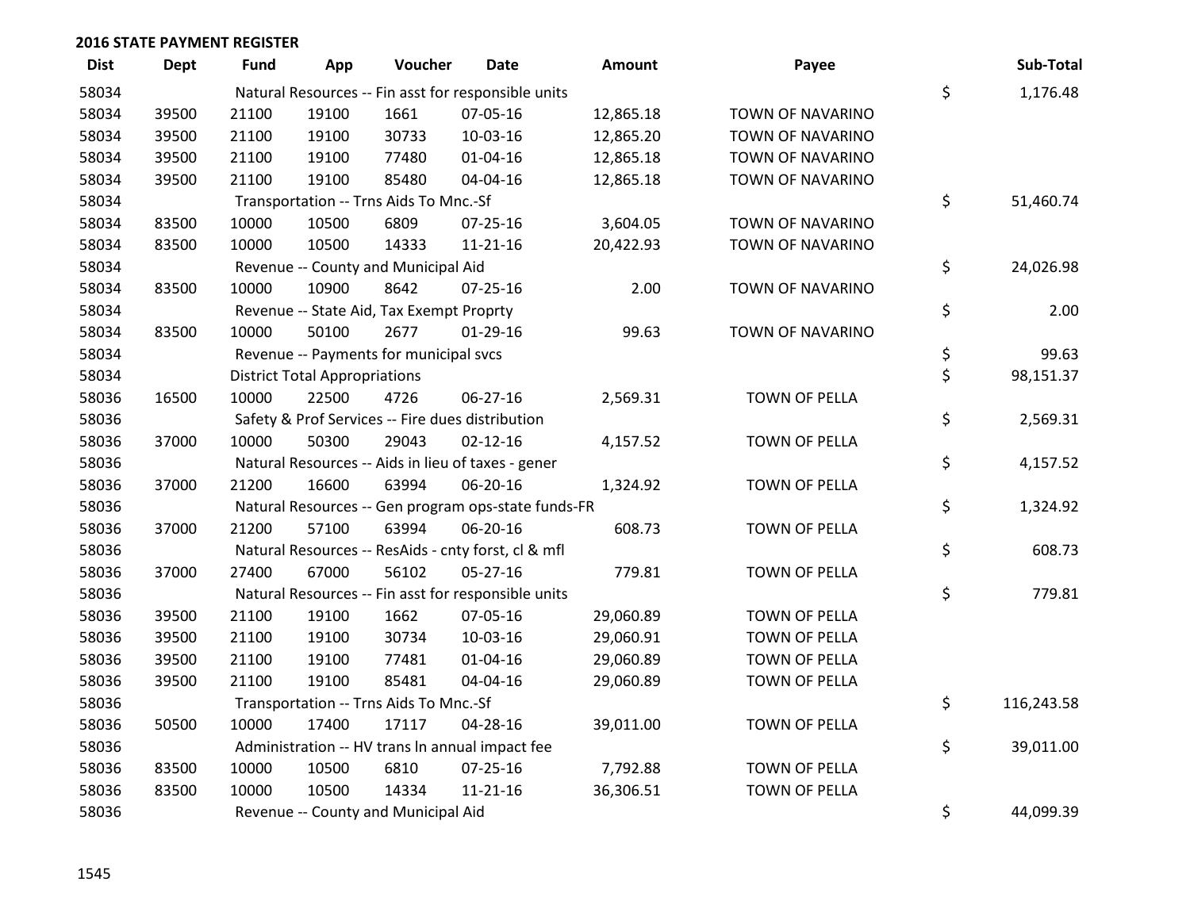## 2016 STATE PAYMENT REGISTER

| Dist | Dept | Fund | App | Voucher | Date | Amount | Payee | | Sub-Total |
|---|---|---|---|---|---|---|---|---|---|
| 58034 | | Natural Resources -- Fin asst for responsible units | | | | | | $ | 1,176.48 |
| 58034 | 39500 | 21100 | 19100 | 1661 | 07-05-16 | 12,865.18 | TOWN OF NAVARINO | | |
| 58034 | 39500 | 21100 | 19100 | 30733 | 10-03-16 | 12,865.20 | TOWN OF NAVARINO | | |
| 58034 | 39500 | 21100 | 19100 | 77480 | 01-04-16 | 12,865.18 | TOWN OF NAVARINO | | |
| 58034 | 39500 | 21100 | 19100 | 85480 | 04-04-16 | 12,865.18 | TOWN OF NAVARINO | | |
| 58034 | | Transportation -- Trns Aids To Mnc.-Sf | | | | | | $ | 51,460.74 |
| 58034 | 83500 | 10000 | 10500 | 6809 | 07-25-16 | 3,604.05 | TOWN OF NAVARINO | | |
| 58034 | 83500 | 10000 | 10500 | 14333 | 11-21-16 | 20,422.93 | TOWN OF NAVARINO | | |
| 58034 | | Revenue -- County and Municipal Aid | | | | | | $ | 24,026.98 |
| 58034 | 83500 | 10000 | 10900 | 8642 | 07-25-16 | 2.00 | TOWN OF NAVARINO | | |
| 58034 | | Revenue -- State Aid, Tax Exempt Proprty | | | | | | $ | 2.00 |
| 58034 | 83500 | 10000 | 50100 | 2677 | 01-29-16 | 99.63 | TOWN OF NAVARINO | | |
| 58034 | | Revenue -- Payments for municipal svcs | | | | | | $ | 99.63 |
| 58034 | | District Total Appropriations | | | | | | $ | 98,151.37 |
| 58036 | 16500 | 10000 | 22500 | 4726 | 06-27-16 | 2,569.31 | TOWN OF PELLA | | |
| 58036 | | Safety & Prof Services -- Fire dues distribution | | | | | | $ | 2,569.31 |
| 58036 | 37000 | 10000 | 50300 | 29043 | 02-12-16 | 4,157.52 | TOWN OF PELLA | | |
| 58036 | | Natural Resources -- Aids in lieu of taxes - gener | | | | | | $ | 4,157.52 |
| 58036 | 37000 | 21200 | 16600 | 63994 | 06-20-16 | 1,324.92 | TOWN OF PELLA | | |
| 58036 | | Natural Resources -- Gen program ops-state funds-FR | | | | | | $ | 1,324.92 |
| 58036 | 37000 | 21200 | 57100 | 63994 | 06-20-16 | 608.73 | TOWN OF PELLA | | |
| 58036 | | Natural Resources -- ResAids - cnty forst, cl & mfl | | | | | | $ | 608.73 |
| 58036 | 37000 | 27400 | 67000 | 56102 | 05-27-16 | 779.81 | TOWN OF PELLA | | |
| 58036 | | Natural Resources -- Fin asst for responsible units | | | | | | $ | 779.81 |
| 58036 | 39500 | 21100 | 19100 | 1662 | 07-05-16 | 29,060.89 | TOWN OF PELLA | | |
| 58036 | 39500 | 21100 | 19100 | 30734 | 10-03-16 | 29,060.91 | TOWN OF PELLA | | |
| 58036 | 39500 | 21100 | 19100 | 77481 | 01-04-16 | 29,060.89 | TOWN OF PELLA | | |
| 58036 | 39500 | 21100 | 19100 | 85481 | 04-04-16 | 29,060.89 | TOWN OF PELLA | | |
| 58036 | | Transportation -- Trns Aids To Mnc.-Sf | | | | | | $ | 116,243.58 |
| 58036 | 50500 | 10000 | 17400 | 17117 | 04-28-16 | 39,011.00 | TOWN OF PELLA | | |
| 58036 | | Administration -- HV trans ln annual impact fee | | | | | | $ | 39,011.00 |
| 58036 | 83500 | 10000 | 10500 | 6810 | 07-25-16 | 7,792.88 | TOWN OF PELLA | | |
| 58036 | 83500 | 10000 | 10500 | 14334 | 11-21-16 | 36,306.51 | TOWN OF PELLA | | |
| 58036 | | Revenue -- County and Municipal Aid | | | | | | $ | 44,099.39 |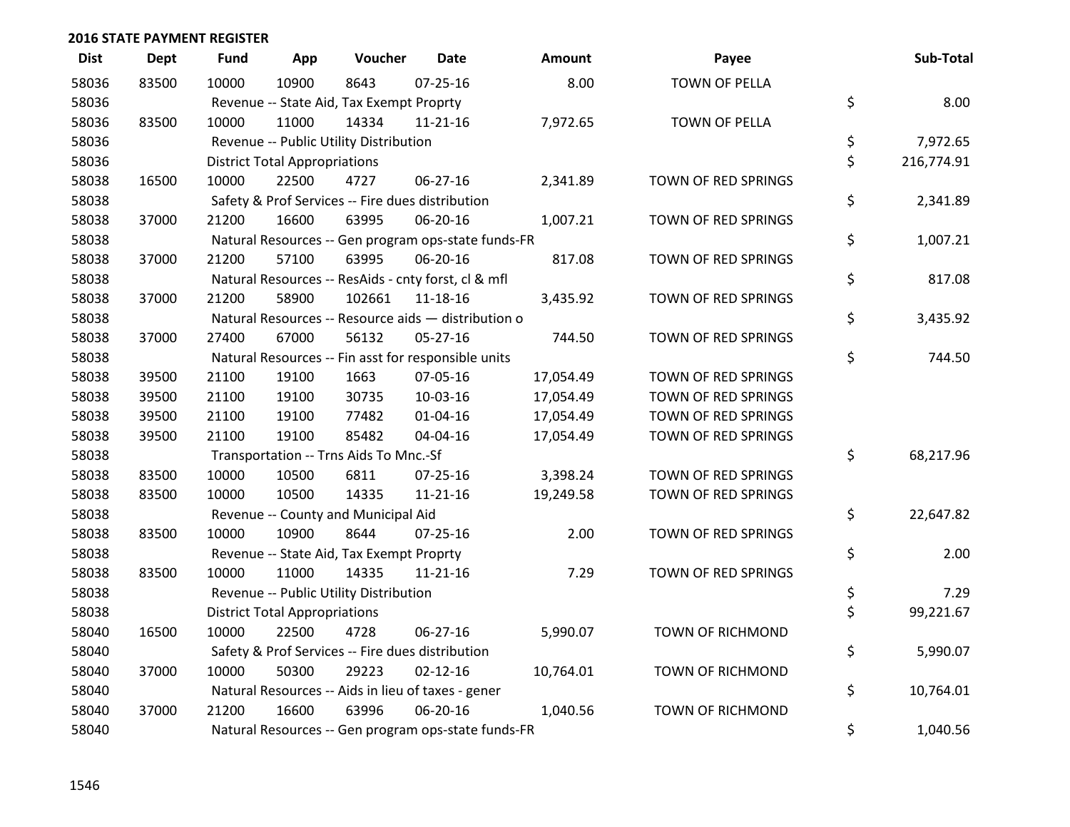## 2016 STATE PAYMENT REGISTER

| Dist | Dept | Fund | App | Voucher | Date | Amount | Payee | Sub-Total |
|---|---|---|---|---|---|---|---|---|
| 58036 | 83500 | 10000 | 10900 | 8643 | 07-25-16 | 8.00 | TOWN OF PELLA | |
| 58036 | | Revenue -- State Aid, Tax Exempt Proprty | | | | | | $ 8.00 |
| 58036 | 83500 | 10000 | 11000 | 14334 | 11-21-16 | 7,972.65 | TOWN OF PELLA | |
| 58036 | | Revenue -- Public Utility Distribution | | | | | | $ 7,972.65 |
| 58036 | | District Total Appropriations | | | | | | $ 216,774.91 |
| 58038 | 16500 | 10000 | 22500 | 4727 | 06-27-16 | 2,341.89 | TOWN OF RED SPRINGS | |
| 58038 | | Safety & Prof Services -- Fire dues distribution | | | | | | $ 2,341.89 |
| 58038 | 37000 | 21200 | 16600 | 63995 | 06-20-16 | 1,007.21 | TOWN OF RED SPRINGS | |
| 58038 | | Natural Resources -- Gen program ops-state funds-FR | | | | | | $ 1,007.21 |
| 58038 | 37000 | 21200 | 57100 | 63995 | 06-20-16 | 817.08 | TOWN OF RED SPRINGS | |
| 58038 | | Natural Resources -- ResAids - cnty forst, cl & mfl | | | | | | $ 817.08 |
| 58038 | 37000 | 21200 | 58900 | 102661 | 11-18-16 | 3,435.92 | TOWN OF RED SPRINGS | |
| 58038 | | Natural Resources -- Resource aids — distribution o | | | | | | $ 3,435.92 |
| 58038 | 37000 | 27400 | 67000 | 56132 | 05-27-16 | 744.50 | TOWN OF RED SPRINGS | |
| 58038 | | Natural Resources -- Fin asst for responsible units | | | | | | $ 744.50 |
| 58038 | 39500 | 21100 | 19100 | 1663 | 07-05-16 | 17,054.49 | TOWN OF RED SPRINGS | |
| 58038 | 39500 | 21100 | 19100 | 30735 | 10-03-16 | 17,054.49 | TOWN OF RED SPRINGS | |
| 58038 | 39500 | 21100 | 19100 | 77482 | 01-04-16 | 17,054.49 | TOWN OF RED SPRINGS | |
| 58038 | 39500 | 21100 | 19100 | 85482 | 04-04-16 | 17,054.49 | TOWN OF RED SPRINGS | |
| 58038 | | Transportation -- Trns Aids To Mnc.-Sf | | | | | | $ 68,217.96 |
| 58038 | 83500 | 10000 | 10500 | 6811 | 07-25-16 | 3,398.24 | TOWN OF RED SPRINGS | |
| 58038 | 83500 | 10000 | 10500 | 14335 | 11-21-16 | 19,249.58 | TOWN OF RED SPRINGS | |
| 58038 | | Revenue -- County and Municipal Aid | | | | | | $ 22,647.82 |
| 58038 | 83500 | 10000 | 10900 | 8644 | 07-25-16 | 2.00 | TOWN OF RED SPRINGS | |
| 58038 | | Revenue -- State Aid, Tax Exempt Proprty | | | | | | $ 2.00 |
| 58038 | 83500 | 10000 | 11000 | 14335 | 11-21-16 | 7.29 | TOWN OF RED SPRINGS | |
| 58038 | | Revenue -- Public Utility Distribution | | | | | | $ 7.29 |
| 58038 | | District Total Appropriations | | | | | | $ 99,221.67 |
| 58040 | 16500 | 10000 | 22500 | 4728 | 06-27-16 | 5,990.07 | TOWN OF RICHMOND | |
| 58040 | | Safety & Prof Services -- Fire dues distribution | | | | | | $ 5,990.07 |
| 58040 | 37000 | 10000 | 50300 | 29223 | 02-12-16 | 10,764.01 | TOWN OF RICHMOND | |
| 58040 | | Natural Resources -- Aids in lieu of taxes - gener | | | | | | $ 10,764.01 |
| 58040 | 37000 | 21200 | 16600 | 63996 | 06-20-16 | 1,040.56 | TOWN OF RICHMOND | |
| 58040 | | Natural Resources -- Gen program ops-state funds-FR | | | | | | $ 1,040.56 |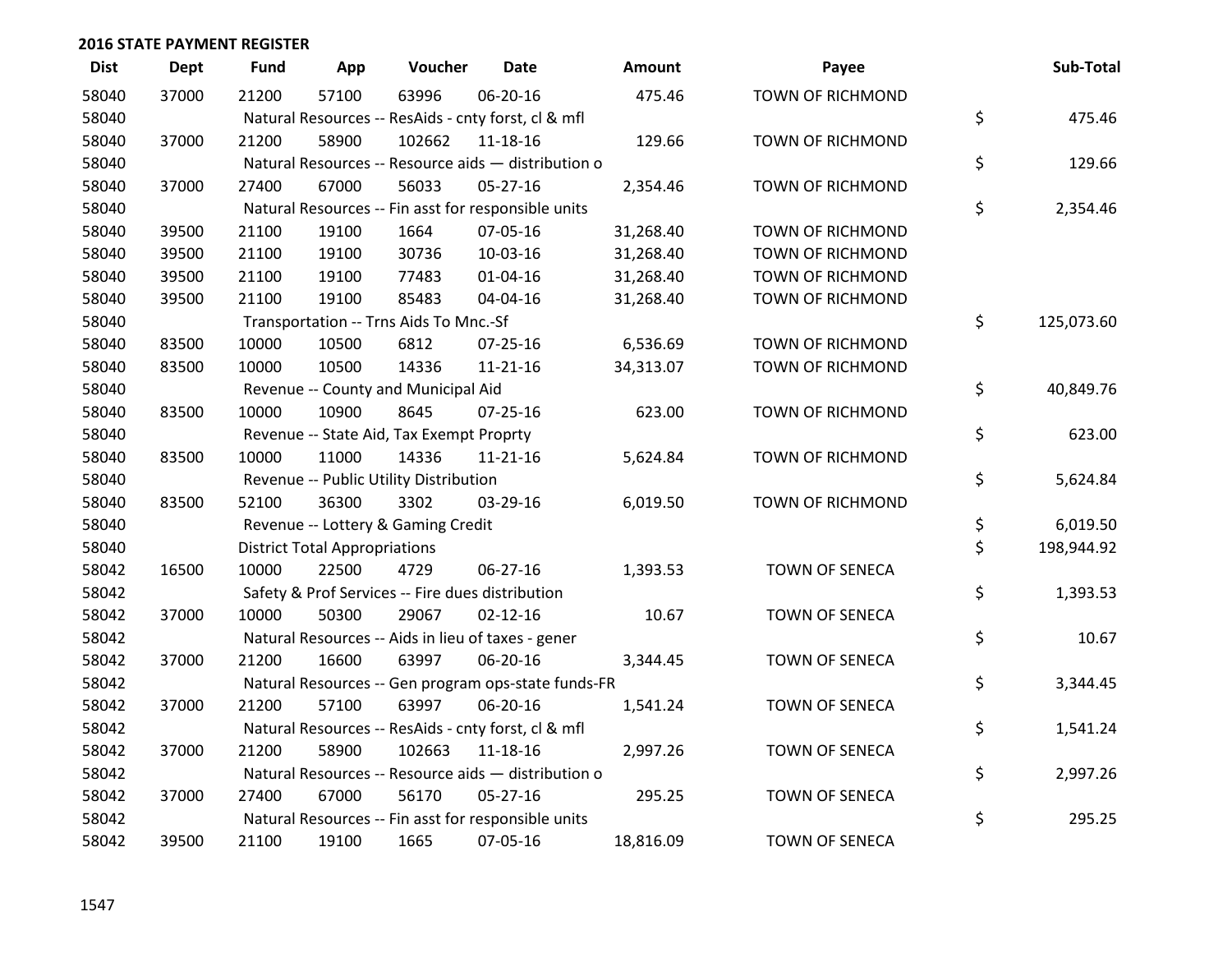## 2016 STATE PAYMENT REGISTER

| Dist | Dept | Fund | App | Voucher | Date | Amount | Payee | Sub-Total |
|---|---|---|---|---|---|---|---|---|
| 58040 | 37000 | 21200 | 57100 | 63996 | 06-20-16 | 475.46 | TOWN OF RICHMOND | |
| 58040 | | Natural Resources -- ResAids - cnty forst, cl & mfl | | | | | | $ 475.46 |
| 58040 | 37000 | 21200 | 58900 | 102662 | 11-18-16 | 129.66 | TOWN OF RICHMOND | |
| 58040 | | Natural Resources -- Resource aids — distribution o | | | | | | $ 129.66 |
| 58040 | 37000 | 27400 | 67000 | 56033 | 05-27-16 | 2,354.46 | TOWN OF RICHMOND | |
| 58040 | | Natural Resources -- Fin asst for responsible units | | | | | | $ 2,354.46 |
| 58040 | 39500 | 21100 | 19100 | 1664 | 07-05-16 | 31,268.40 | TOWN OF RICHMOND | |
| 58040 | 39500 | 21100 | 19100 | 30736 | 10-03-16 | 31,268.40 | TOWN OF RICHMOND | |
| 58040 | 39500 | 21100 | 19100 | 77483 | 01-04-16 | 31,268.40 | TOWN OF RICHMOND | |
| 58040 | 39500 | 21100 | 19100 | 85483 | 04-04-16 | 31,268.40 | TOWN OF RICHMOND | |
| 58040 | | Transportation -- Trns Aids To Mnc.-Sf | | | | | | $ 125,073.60 |
| 58040 | 83500 | 10000 | 10500 | 6812 | 07-25-16 | 6,536.69 | TOWN OF RICHMOND | |
| 58040 | 83500 | 10000 | 10500 | 14336 | 11-21-16 | 34,313.07 | TOWN OF RICHMOND | |
| 58040 | | Revenue -- County and Municipal Aid | | | | | | $ 40,849.76 |
| 58040 | 83500 | 10000 | 10900 | 8645 | 07-25-16 | 623.00 | TOWN OF RICHMOND | |
| 58040 | | Revenue -- State Aid, Tax Exempt Proprty | | | | | | $ 623.00 |
| 58040 | 83500 | 10000 | 11000 | 14336 | 11-21-16 | 5,624.84 | TOWN OF RICHMOND | |
| 58040 | | Revenue -- Public Utility Distribution | | | | | | $ 5,624.84 |
| 58040 | 83500 | 52100 | 36300 | 3302 | 03-29-16 | 6,019.50 | TOWN OF RICHMOND | |
| 58040 | | Revenue -- Lottery & Gaming Credit | | | | | | $ 6,019.50 |
| 58040 | | District Total Appropriations | | | | | | $ 198,944.92 |
| 58042 | 16500 | 10000 | 22500 | 4729 | 06-27-16 | 1,393.53 | TOWN OF SENECA | |
| 58042 | | Safety & Prof Services -- Fire dues distribution | | | | | | $ 1,393.53 |
| 58042 | 37000 | 10000 | 50300 | 29067 | 02-12-16 | 10.67 | TOWN OF SENECA | |
| 58042 | | Natural Resources -- Aids in lieu of taxes - gener | | | | | | $ 10.67 |
| 58042 | 37000 | 21200 | 16600 | 63997 | 06-20-16 | 3,344.45 | TOWN OF SENECA | |
| 58042 | | Natural Resources -- Gen program ops-state funds-FR | | | | | | $ 3,344.45 |
| 58042 | 37000 | 21200 | 57100 | 63997 | 06-20-16 | 1,541.24 | TOWN OF SENECA | |
| 58042 | | Natural Resources -- ResAids - cnty forst, cl & mfl | | | | | | $ 1,541.24 |
| 58042 | 37000 | 21200 | 58900 | 102663 | 11-18-16 | 2,997.26 | TOWN OF SENECA | |
| 58042 | | Natural Resources -- Resource aids — distribution o | | | | | | $ 2,997.26 |
| 58042 | 37000 | 27400 | 67000 | 56170 | 05-27-16 | 295.25 | TOWN OF SENECA | |
| 58042 | | Natural Resources -- Fin asst for responsible units | | | | | | $ 295.25 |
| 58042 | 39500 | 21100 | 19100 | 1665 | 07-05-16 | 18,816.09 | TOWN OF SENECA | |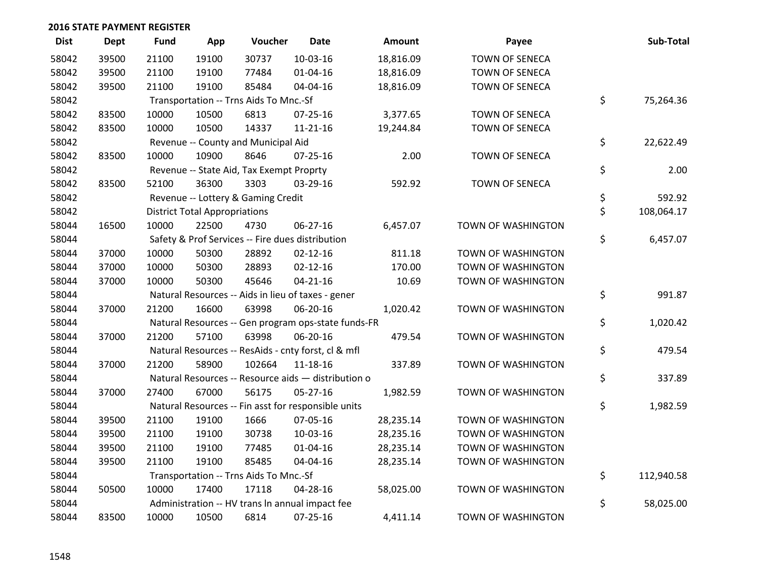## 2016 STATE PAYMENT REGISTER

| Dist | Dept | Fund | App | Voucher | Date | Amount | Payee | Sub-Total |
|---|---|---|---|---|---|---|---|---|
| 58042 | 39500 | 21100 | 19100 | 30737 | 10-03-16 | 18,816.09 | TOWN OF SENECA | |
| 58042 | 39500 | 21100 | 19100 | 77484 | 01-04-16 | 18,816.09 | TOWN OF SENECA | |
| 58042 | 39500 | 21100 | 19100 | 85484 | 04-04-16 | 18,816.09 | TOWN OF SENECA | |
| 58042 | | Transportation -- Trns Aids To Mnc.-Sf | | | | | | $ 75,264.36 |
| 58042 | 83500 | 10000 | 10500 | 6813 | 07-25-16 | 3,377.65 | TOWN OF SENECA | |
| 58042 | 83500 | 10000 | 10500 | 14337 | 11-21-16 | 19,244.84 | TOWN OF SENECA | |
| 58042 | | Revenue -- County and Municipal Aid | | | | | | $ 22,622.49 |
| 58042 | 83500 | 10000 | 10900 | 8646 | 07-25-16 | 2.00 | TOWN OF SENECA | |
| 58042 | | Revenue -- State Aid, Tax Exempt Proprty | | | | | | $ 2.00 |
| 58042 | 83500 | 52100 | 36300 | 3303 | 03-29-16 | 592.92 | TOWN OF SENECA | |
| 58042 | | Revenue -- Lottery & Gaming Credit | | | | | | $ 592.92 |
| 58042 | | District Total Appropriations | | | | | | $ 108,064.17 |
| 58044 | 16500 | 10000 | 22500 | 4730 | 06-27-16 | 6,457.07 | TOWN OF WASHINGTON | |
| 58044 | | Safety & Prof Services -- Fire dues distribution | | | | | | $ 6,457.07 |
| 58044 | 37000 | 10000 | 50300 | 28892 | 02-12-16 | 811.18 | TOWN OF WASHINGTON | |
| 58044 | 37000 | 10000 | 50300 | 28893 | 02-12-16 | 170.00 | TOWN OF WASHINGTON | |
| 58044 | 37000 | 10000 | 50300 | 45646 | 04-21-16 | 10.69 | TOWN OF WASHINGTON | |
| 58044 | | Natural Resources -- Aids in lieu of taxes - gener | | | | | | $ 991.87 |
| 58044 | 37000 | 21200 | 16600 | 63998 | 06-20-16 | 1,020.42 | TOWN OF WASHINGTON | |
| 58044 | | Natural Resources -- Gen program ops-state funds-FR | | | | | | $ 1,020.42 |
| 58044 | 37000 | 21200 | 57100 | 63998 | 06-20-16 | 479.54 | TOWN OF WASHINGTON | |
| 58044 | | Natural Resources -- ResAids - cnty forst, cl & mfl | | | | | | $ 479.54 |
| 58044 | 37000 | 21200 | 58900 | 102664 | 11-18-16 | 337.89 | TOWN OF WASHINGTON | |
| 58044 | | Natural Resources -- Resource aids — distribution o | | | | | | $ 337.89 |
| 58044 | 37000 | 27400 | 67000 | 56175 | 05-27-16 | 1,982.59 | TOWN OF WASHINGTON | |
| 58044 | | Natural Resources -- Fin asst for responsible units | | | | | | $ 1,982.59 |
| 58044 | 39500 | 21100 | 19100 | 1666 | 07-05-16 | 28,235.14 | TOWN OF WASHINGTON | |
| 58044 | 39500 | 21100 | 19100 | 30738 | 10-03-16 | 28,235.16 | TOWN OF WASHINGTON | |
| 58044 | 39500 | 21100 | 19100 | 77485 | 01-04-16 | 28,235.14 | TOWN OF WASHINGTON | |
| 58044 | 39500 | 21100 | 19100 | 85485 | 04-04-16 | 28,235.14 | TOWN OF WASHINGTON | |
| 58044 | | Transportation -- Trns Aids To Mnc.-Sf | | | | | | $ 112,940.58 |
| 58044 | 50500 | 10000 | 17400 | 17118 | 04-28-16 | 58,025.00 | TOWN OF WASHINGTON | |
| 58044 | | Administration -- HV trans ln annual impact fee | | | | | | $ 58,025.00 |
| 58044 | 83500 | 10000 | 10500 | 6814 | 07-25-16 | 4,411.14 | TOWN OF WASHINGTON | |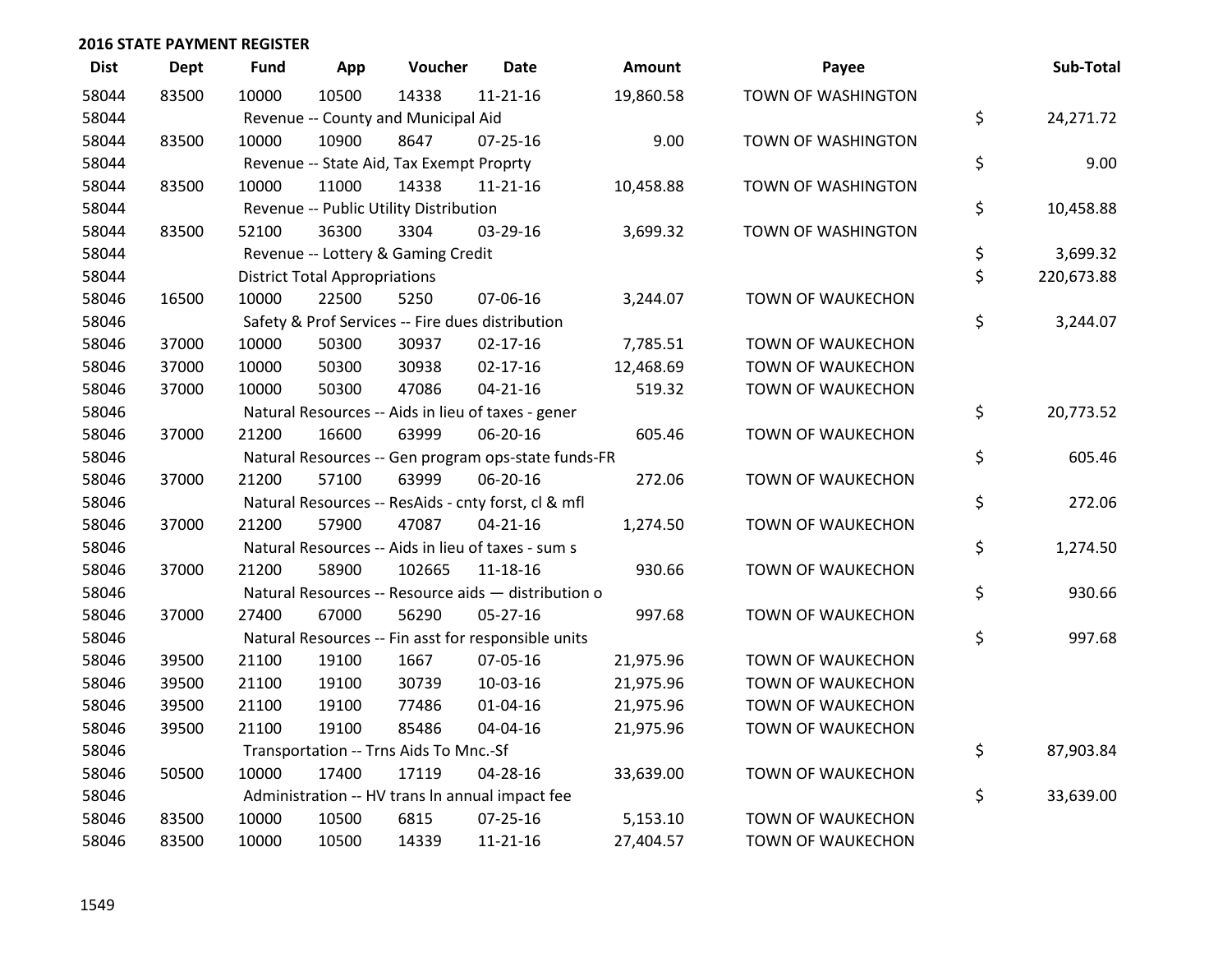## 2016 STATE PAYMENT REGISTER

| Dist | Dept | Fund | App | Voucher | Date | Amount | Payee | Sub-Total |
|---|---|---|---|---|---|---|---|---|
| 58044 | 83500 | 10000 | 10500 | 14338 | 11-21-16 | 19,860.58 | TOWN OF WASHINGTON | |
| 58044 | | Revenue -- County and Municipal Aid | | | | | | $ 24,271.72 |
| 58044 | 83500 | 10000 | 10900 | 8647 | 07-25-16 | 9.00 | TOWN OF WASHINGTON | |
| 58044 | | Revenue -- State Aid, Tax Exempt Proprty | | | | | | $ 9.00 |
| 58044 | 83500 | 10000 | 11000 | 14338 | 11-21-16 | 10,458.88 | TOWN OF WASHINGTON | |
| 58044 | | Revenue -- Public Utility Distribution | | | | | | $ 10,458.88 |
| 58044 | 83500 | 52100 | 36300 | 3304 | 03-29-16 | 3,699.32 | TOWN OF WASHINGTON | |
| 58044 | | Revenue -- Lottery & Gaming Credit | | | | | | $ 3,699.32 |
| 58044 | | District Total Appropriations | | | | | | $ 220,673.88 |
| 58046 | 16500 | 10000 | 22500 | 5250 | 07-06-16 | 3,244.07 | TOWN OF WAUKECHON | |
| 58046 | | Safety & Prof Services -- Fire dues distribution | | | | | | $ 3,244.07 |
| 58046 | 37000 | 10000 | 50300 | 30937 | 02-17-16 | 7,785.51 | TOWN OF WAUKECHON | |
| 58046 | 37000 | 10000 | 50300 | 30938 | 02-17-16 | 12,468.69 | TOWN OF WAUKECHON | |
| 58046 | 37000 | 10000 | 50300 | 47086 | 04-21-16 | 519.32 | TOWN OF WAUKECHON | |
| 58046 | | Natural Resources -- Aids in lieu of taxes - gener | | | | | | $ 20,773.52 |
| 58046 | 37000 | 21200 | 16600 | 63999 | 06-20-16 | 605.46 | TOWN OF WAUKECHON | |
| 58046 | | Natural Resources -- Gen program ops-state funds-FR | | | | | | $ 605.46 |
| 58046 | 37000 | 21200 | 57100 | 63999 | 06-20-16 | 272.06 | TOWN OF WAUKECHON | |
| 58046 | | Natural Resources -- ResAids - cnty forst, cl & mfl | | | | | | $ 272.06 |
| 58046 | 37000 | 21200 | 57900 | 47087 | 04-21-16 | 1,274.50 | TOWN OF WAUKECHON | |
| 58046 | | Natural Resources -- Aids in lieu of taxes - sum s | | | | | | $ 1,274.50 |
| 58046 | 37000 | 21200 | 58900 | 102665 | 11-18-16 | 930.66 | TOWN OF WAUKECHON | |
| 58046 | | Natural Resources -- Resource aids — distribution o | | | | | | $ 930.66 |
| 58046 | 37000 | 27400 | 67000 | 56290 | 05-27-16 | 997.68 | TOWN OF WAUKECHON | |
| 58046 | | Natural Resources -- Fin asst for responsible units | | | | | | $ 997.68 |
| 58046 | 39500 | 21100 | 19100 | 1667 | 07-05-16 | 21,975.96 | TOWN OF WAUKECHON | |
| 58046 | 39500 | 21100 | 19100 | 30739 | 10-03-16 | 21,975.96 | TOWN OF WAUKECHON | |
| 58046 | 39500 | 21100 | 19100 | 77486 | 01-04-16 | 21,975.96 | TOWN OF WAUKECHON | |
| 58046 | 39500 | 21100 | 19100 | 85486 | 04-04-16 | 21,975.96 | TOWN OF WAUKECHON | |
| 58046 | | Transportation -- Trns Aids To Mnc.-Sf | | | | | | $ 87,903.84 |
| 58046 | 50500 | 10000 | 17400 | 17119 | 04-28-16 | 33,639.00 | TOWN OF WAUKECHON | |
| 58046 | | Administration -- HV trans ln annual impact fee | | | | | | $ 33,639.00 |
| 58046 | 83500 | 10000 | 10500 | 6815 | 07-25-16 | 5,153.10 | TOWN OF WAUKECHON | |
| 58046 | 83500 | 10000 | 10500 | 14339 | 11-21-16 | 27,404.57 | TOWN OF WAUKECHON | |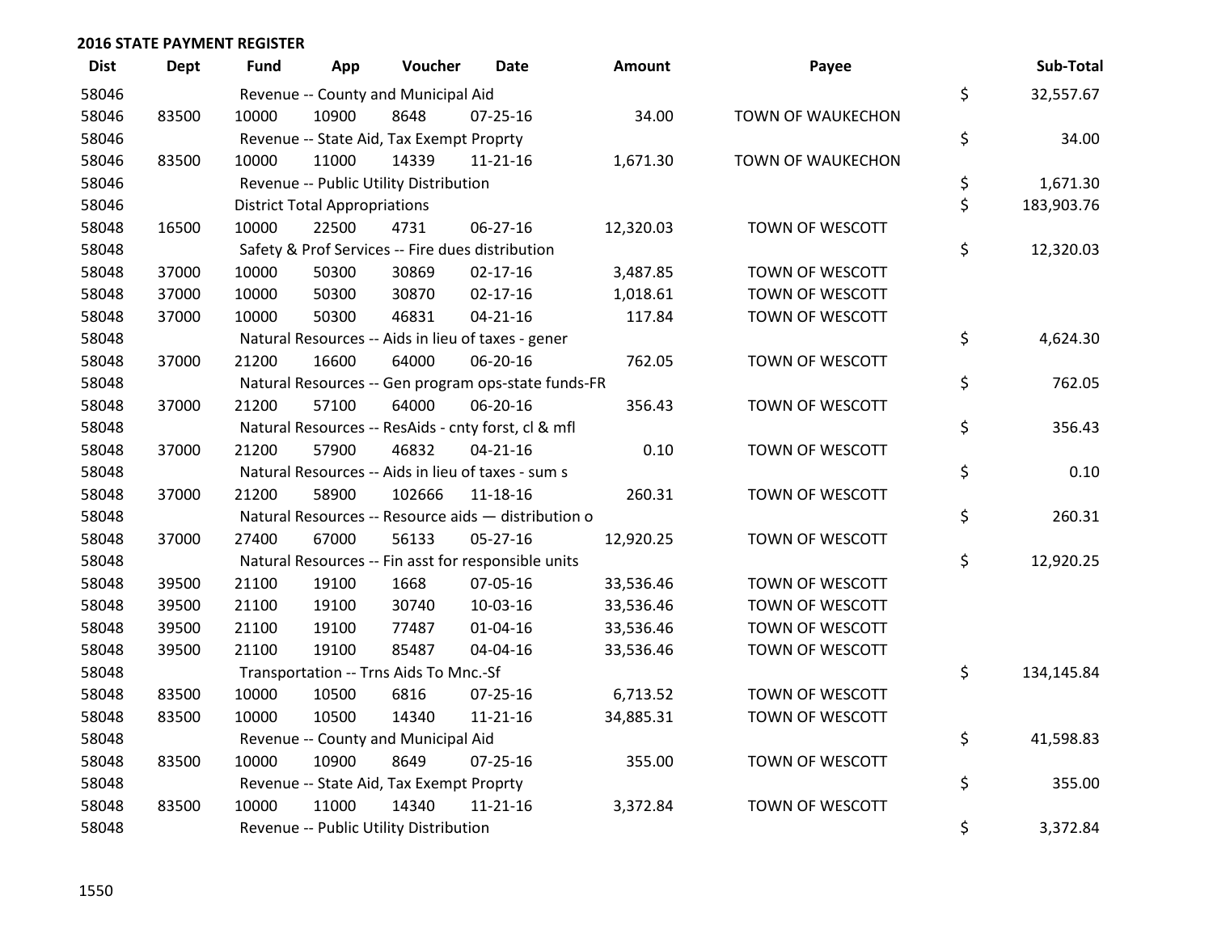## 2016 STATE PAYMENT REGISTER

| Dist | Dept | Fund | App | Voucher | Date | Amount | Payee | | Sub-Total |
|---|---|---|---|---|---|---|---|---|---|
| 58046 | | Revenue -- County and Municipal Aid | | | | | | $ | 32,557.67 |
| 58046 | 83500 | 10000 | 10900 | 8648 | 07-25-16 | 34.00 | TOWN OF WAUKECHON | | |
| 58046 | | Revenue -- State Aid, Tax Exempt Proprty | | | | | | $ | 34.00 |
| 58046 | 83500 | 10000 | 11000 | 14339 | 11-21-16 | 1,671.30 | TOWN OF WAUKECHON | | |
| 58046 | | Revenue -- Public Utility Distribution | | | | | | $ | 1,671.30 |
| 58046 | | District Total Appropriations | | | | | | $ | 183,903.76 |
| 58048 | 16500 | 10000 | 22500 | 4731 | 06-27-16 | 12,320.03 | TOWN OF WESCOTT | | |
| 58048 | | Safety & Prof Services -- Fire dues distribution | | | | | | $ | 12,320.03 |
| 58048 | 37000 | 10000 | 50300 | 30869 | 02-17-16 | 3,487.85 | TOWN OF WESCOTT | | |
| 58048 | 37000 | 10000 | 50300 | 30870 | 02-17-16 | 1,018.61 | TOWN OF WESCOTT | | |
| 58048 | 37000 | 10000 | 50300 | 46831 | 04-21-16 | 117.84 | TOWN OF WESCOTT | | |
| 58048 | | Natural Resources -- Aids in lieu of taxes - gener | | | | | | $ | 4,624.30 |
| 58048 | 37000 | 21200 | 16600 | 64000 | 06-20-16 | 762.05 | TOWN OF WESCOTT | | |
| 58048 | | Natural Resources -- Gen program ops-state funds-FR | | | | | | $ | 762.05 |
| 58048 | 37000 | 21200 | 57100 | 64000 | 06-20-16 | 356.43 | TOWN OF WESCOTT | | |
| 58048 | | Natural Resources -- ResAids - cnty forst, cl & mfl | | | | | | $ | 356.43 |
| 58048 | 37000 | 21200 | 57900 | 46832 | 04-21-16 | 0.10 | TOWN OF WESCOTT | | |
| 58048 | | Natural Resources -- Aids in lieu of taxes - sum s | | | | | | $ | 0.10 |
| 58048 | 37000 | 21200 | 58900 | 102666 | 11-18-16 | 260.31 | TOWN OF WESCOTT | | |
| 58048 | | Natural Resources -- Resource aids — distribution o | | | | | | $ | 260.31 |
| 58048 | 37000 | 27400 | 67000 | 56133 | 05-27-16 | 12,920.25 | TOWN OF WESCOTT | | |
| 58048 | | Natural Resources -- Fin asst for responsible units | | | | | | $ | 12,920.25 |
| 58048 | 39500 | 21100 | 19100 | 1668 | 07-05-16 | 33,536.46 | TOWN OF WESCOTT | | |
| 58048 | 39500 | 21100 | 19100 | 30740 | 10-03-16 | 33,536.46 | TOWN OF WESCOTT | | |
| 58048 | 39500 | 21100 | 19100 | 77487 | 01-04-16 | 33,536.46 | TOWN OF WESCOTT | | |
| 58048 | 39500 | 21100 | 19100 | 85487 | 04-04-16 | 33,536.46 | TOWN OF WESCOTT | | |
| 58048 | | Transportation -- Trns Aids To Mnc.-Sf | | | | | | $ | 134,145.84 |
| 58048 | 83500 | 10000 | 10500 | 6816 | 07-25-16 | 6,713.52 | TOWN OF WESCOTT | | |
| 58048 | 83500 | 10000 | 10500 | 14340 | 11-21-16 | 34,885.31 | TOWN OF WESCOTT | | |
| 58048 | | Revenue -- County and Municipal Aid | | | | | | $ | 41,598.83 |
| 58048 | 83500 | 10000 | 10900 | 8649 | 07-25-16 | 355.00 | TOWN OF WESCOTT | | |
| 58048 | | Revenue -- State Aid, Tax Exempt Proprty | | | | | | $ | 355.00 |
| 58048 | 83500 | 10000 | 11000 | 14340 | 11-21-16 | 3,372.84 | TOWN OF WESCOTT | | |
| 58048 | | Revenue -- Public Utility Distribution | | | | | | $ | 3,372.84 |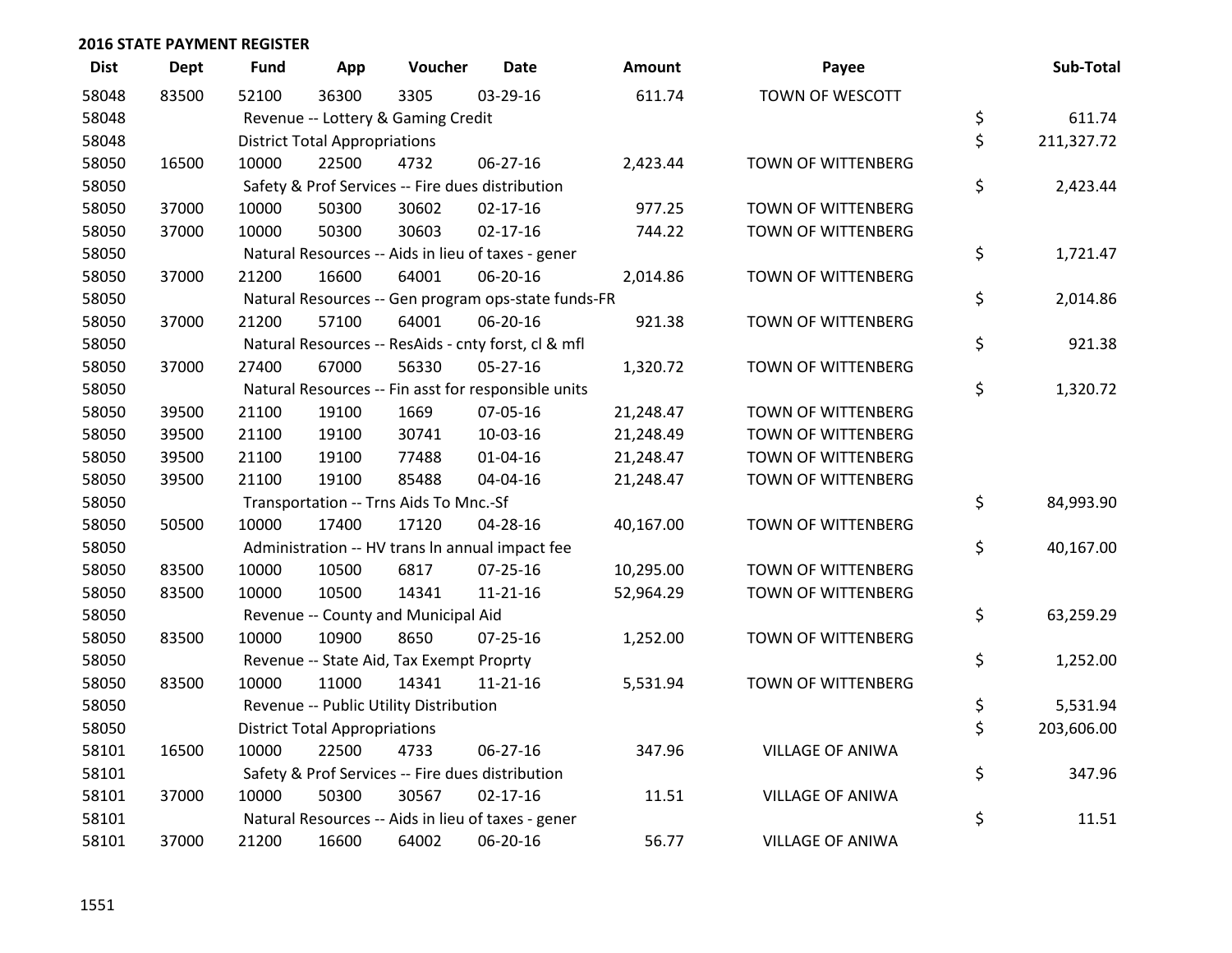## 2016 STATE PAYMENT REGISTER

| Dist | Dept | Fund | App | Voucher | Date | Amount | Payee | | Sub-Total |
|---|---|---|---|---|---|---|---|---|---|
| 58048 | 83500 | 52100 | 36300 | 3305 | 03-29-16 | 611.74 | TOWN OF WESCOTT | | |
| 58048 | | Revenue -- Lottery & Gaming Credit | | | | | | $ | 611.74 |
| 58048 | | District Total Appropriations | | | | | | $ | 211,327.72 |
| 58050 | 16500 | 10000 | 22500 | 4732 | 06-27-16 | 2,423.44 | TOWN OF WITTENBERG | | |
| 58050 | | Safety & Prof Services -- Fire dues distribution | | | | | | $ | 2,423.44 |
| 58050 | 37000 | 10000 | 50300 | 30602 | 02-17-16 | 977.25 | TOWN OF WITTENBERG | | |
| 58050 | 37000 | 10000 | 50300 | 30603 | 02-17-16 | 744.22 | TOWN OF WITTENBERG | | |
| 58050 | | Natural Resources -- Aids in lieu of taxes - gener | | | | | | $ | 1,721.47 |
| 58050 | 37000 | 21200 | 16600 | 64001 | 06-20-16 | 2,014.86 | TOWN OF WITTENBERG | | |
| 58050 | | Natural Resources -- Gen program ops-state funds-FR | | | | | | $ | 2,014.86 |
| 58050 | 37000 | 21200 | 57100 | 64001 | 06-20-16 | 921.38 | TOWN OF WITTENBERG | | |
| 58050 | | Natural Resources -- ResAids - cnty forst, cl & mfl | | | | | | $ | 921.38 |
| 58050 | 37000 | 27400 | 67000 | 56330 | 05-27-16 | 1,320.72 | TOWN OF WITTENBERG | | |
| 58050 | | Natural Resources -- Fin asst for responsible units | | | | | | $ | 1,320.72 |
| 58050 | 39500 | 21100 | 19100 | 1669 | 07-05-16 | 21,248.47 | TOWN OF WITTENBERG | | |
| 58050 | 39500 | 21100 | 19100 | 30741 | 10-03-16 | 21,248.49 | TOWN OF WITTENBERG | | |
| 58050 | 39500 | 21100 | 19100 | 77488 | 01-04-16 | 21,248.47 | TOWN OF WITTENBERG | | |
| 58050 | 39500 | 21100 | 19100 | 85488 | 04-04-16 | 21,248.47 | TOWN OF WITTENBERG | | |
| 58050 | | Transportation -- Trns Aids To Mnc.-Sf | | | | | | $ | 84,993.90 |
| 58050 | 50500 | 10000 | 17400 | 17120 | 04-28-16 | 40,167.00 | TOWN OF WITTENBERG | | |
| 58050 | | Administration -- HV trans ln annual impact fee | | | | | | $ | 40,167.00 |
| 58050 | 83500 | 10000 | 10500 | 6817 | 07-25-16 | 10,295.00 | TOWN OF WITTENBERG | | |
| 58050 | 83500 | 10000 | 10500 | 14341 | 11-21-16 | 52,964.29 | TOWN OF WITTENBERG | | |
| 58050 | | Revenue -- County and Municipal Aid | | | | | | $ | 63,259.29 |
| 58050 | 83500 | 10000 | 10900 | 8650 | 07-25-16 | 1,252.00 | TOWN OF WITTENBERG | | |
| 58050 | | Revenue -- State Aid, Tax Exempt Proprty | | | | | | $ | 1,252.00 |
| 58050 | 83500 | 10000 | 11000 | 14341 | 11-21-16 | 5,531.94 | TOWN OF WITTENBERG | | |
| 58050 | | Revenue -- Public Utility Distribution | | | | | | $ | 5,531.94 |
| 58050 | | District Total Appropriations | | | | | | $ | 203,606.00 |
| 58101 | 16500 | 10000 | 22500 | 4733 | 06-27-16 | 347.96 | VILLAGE OF ANIWA | | |
| 58101 | | Safety & Prof Services -- Fire dues distribution | | | | | | $ | 347.96 |
| 58101 | 37000 | 10000 | 50300 | 30567 | 02-17-16 | 11.51 | VILLAGE OF ANIWA | | |
| 58101 | | Natural Resources -- Aids in lieu of taxes - gener | | | | | | $ | 11.51 |
| 58101 | 37000 | 21200 | 16600 | 64002 | 06-20-16 | 56.77 | VILLAGE OF ANIWA | | |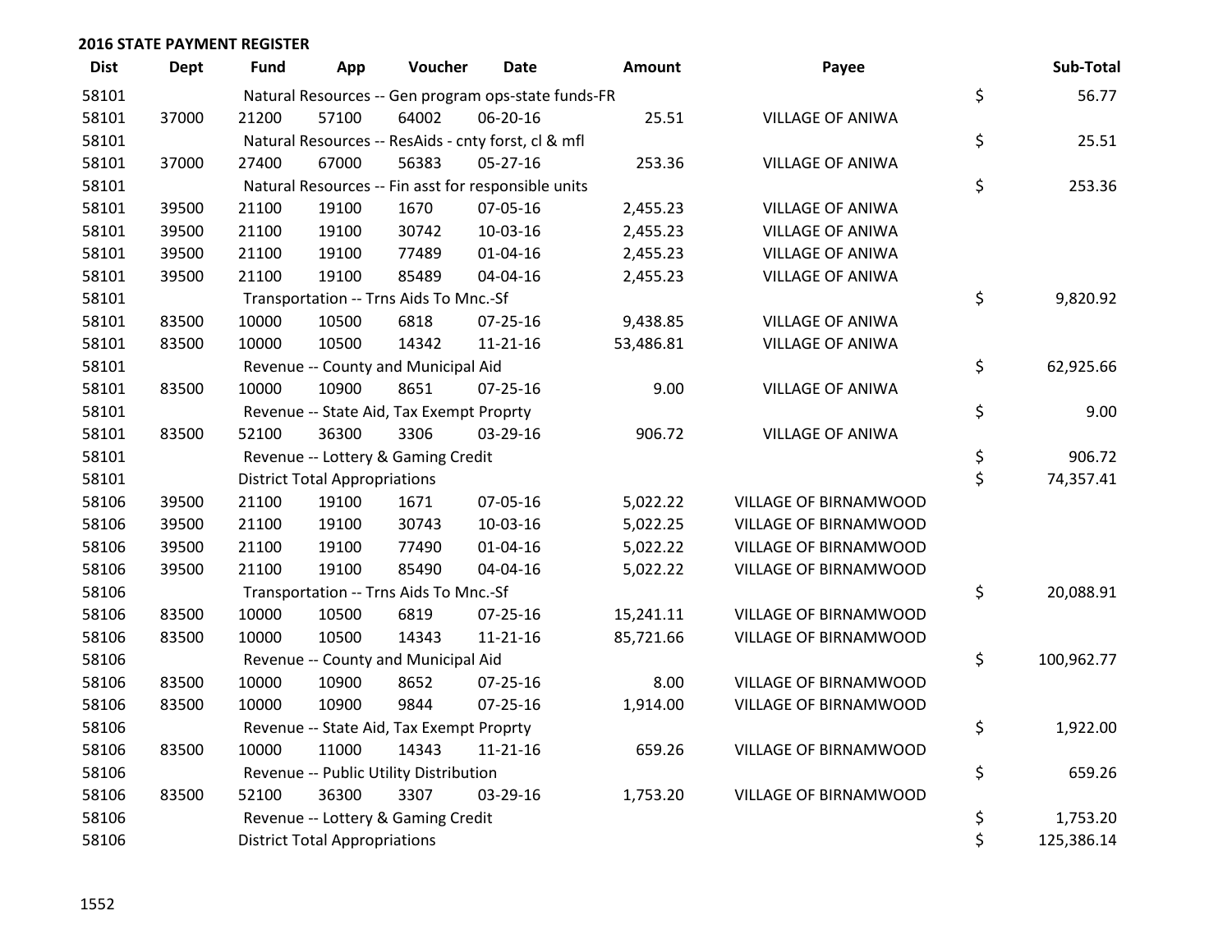## 2016 STATE PAYMENT REGISTER

| Dist | Dept | Fund | App | Voucher | Date | Amount | Payee | Sub-Total |
|---|---|---|---|---|---|---|---|---|
| 58101 | | Natural Resources -- Gen program ops-state funds-FR | | | | | | $ 56.77 |
| 58101 | 37000 | 21200 | 57100 | 64002 | 06-20-16 | 25.51 | VILLAGE OF ANIWA | |
| 58101 | | Natural Resources -- ResAids - cnty forst, cl & mfl | | | | | | $ 25.51 |
| 58101 | 37000 | 27400 | 67000 | 56383 | 05-27-16 | 253.36 | VILLAGE OF ANIWA | |
| 58101 | | Natural Resources -- Fin asst for responsible units | | | | | | $ 253.36 |
| 58101 | 39500 | 21100 | 19100 | 1670 | 07-05-16 | 2,455.23 | VILLAGE OF ANIWA | |
| 58101 | 39500 | 21100 | 19100 | 30742 | 10-03-16 | 2,455.23 | VILLAGE OF ANIWA | |
| 58101 | 39500 | 21100 | 19100 | 77489 | 01-04-16 | 2,455.23 | VILLAGE OF ANIWA | |
| 58101 | 39500 | 21100 | 19100 | 85489 | 04-04-16 | 2,455.23 | VILLAGE OF ANIWA | |
| 58101 | | Transportation -- Trns Aids To Mnc.-Sf | | | | | | $ 9,820.92 |
| 58101 | 83500 | 10000 | 10500 | 6818 | 07-25-16 | 9,438.85 | VILLAGE OF ANIWA | |
| 58101 | 83500 | 10000 | 10500 | 14342 | 11-21-16 | 53,486.81 | VILLAGE OF ANIWA | |
| 58101 | | Revenue -- County and Municipal Aid | | | | | | $ 62,925.66 |
| 58101 | 83500 | 10000 | 10900 | 8651 | 07-25-16 | 9.00 | VILLAGE OF ANIWA | |
| 58101 | | Revenue -- State Aid, Tax Exempt Proprty | | | | | | $ 9.00 |
| 58101 | 83500 | 52100 | 36300 | 3306 | 03-29-16 | 906.72 | VILLAGE OF ANIWA | |
| 58101 | | Revenue -- Lottery & Gaming Credit | | | | | | $ 906.72 |
| 58101 | | District Total Appropriations | | | | | | $ 74,357.41 |
| 58106 | 39500 | 21100 | 19100 | 1671 | 07-05-16 | 5,022.22 | VILLAGE OF BIRNAMWOOD | |
| 58106 | 39500 | 21100 | 19100 | 30743 | 10-03-16 | 5,022.25 | VILLAGE OF BIRNAMWOOD | |
| 58106 | 39500 | 21100 | 19100 | 77490 | 01-04-16 | 5,022.22 | VILLAGE OF BIRNAMWOOD | |
| 58106 | 39500 | 21100 | 19100 | 85490 | 04-04-16 | 5,022.22 | VILLAGE OF BIRNAMWOOD | |
| 58106 | | Transportation -- Trns Aids To Mnc.-Sf | | | | | | $ 20,088.91 |
| 58106 | 83500 | 10000 | 10500 | 6819 | 07-25-16 | 15,241.11 | VILLAGE OF BIRNAMWOOD | |
| 58106 | 83500 | 10000 | 10500 | 14343 | 11-21-16 | 85,721.66 | VILLAGE OF BIRNAMWOOD | |
| 58106 | | Revenue -- County and Municipal Aid | | | | | | $ 100,962.77 |
| 58106 | 83500 | 10000 | 10900 | 8652 | 07-25-16 | 8.00 | VILLAGE OF BIRNAMWOOD | |
| 58106 | 83500 | 10000 | 10900 | 9844 | 07-25-16 | 1,914.00 | VILLAGE OF BIRNAMWOOD | |
| 58106 | | Revenue -- State Aid, Tax Exempt Proprty | | | | | | $ 1,922.00 |
| 58106 | 83500 | 10000 | 11000 | 14343 | 11-21-16 | 659.26 | VILLAGE OF BIRNAMWOOD | |
| 58106 | | Revenue -- Public Utility Distribution | | | | | | $ 659.26 |
| 58106 | 83500 | 52100 | 36300 | 3307 | 03-29-16 | 1,753.20 | VILLAGE OF BIRNAMWOOD | |
| 58106 | | Revenue -- Lottery & Gaming Credit | | | | | | $ 1,753.20 |
| 58106 | | District Total Appropriations | | | | | | $ 125,386.14 |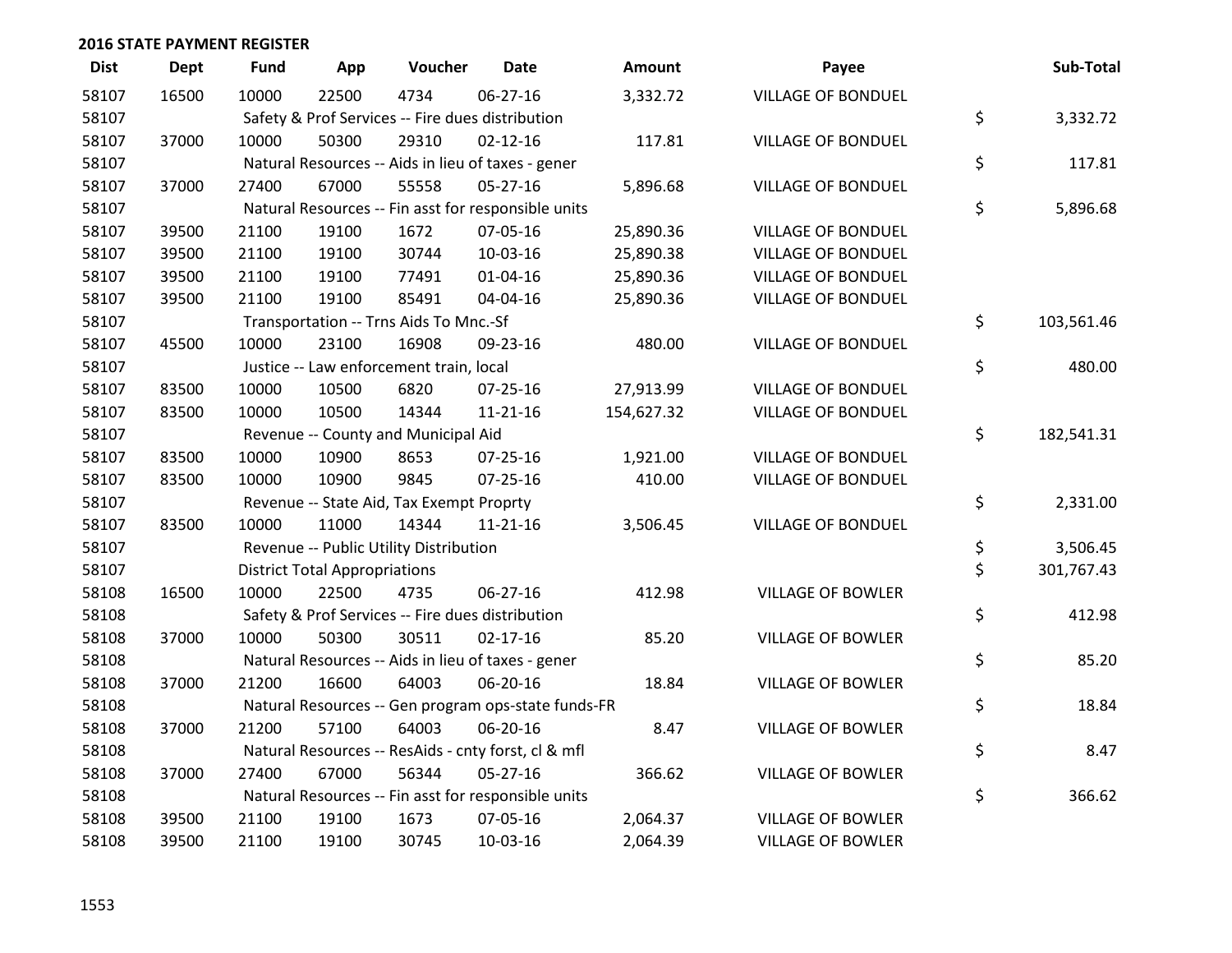## 2016 STATE PAYMENT REGISTER

| Dist | Dept | Fund | App | Voucher | Date | Amount | Payee | Sub-Total |
|---|---|---|---|---|---|---|---|---|
| 58107 | 16500 | 10000 | 22500 | 4734 | 06-27-16 | 3,332.72 | VILLAGE OF BONDUEL | |
| 58107 | | Safety & Prof Services -- Fire dues distribution | | | | | | $ 3,332.72 |
| 58107 | 37000 | 10000 | 50300 | 29310 | 02-12-16 | 117.81 | VILLAGE OF BONDUEL | |
| 58107 | | Natural Resources -- Aids in lieu of taxes - gener | | | | | | $ 117.81 |
| 58107 | 37000 | 27400 | 67000 | 55558 | 05-27-16 | 5,896.68 | VILLAGE OF BONDUEL | |
| 58107 | | Natural Resources -- Fin asst for responsible units | | | | | | $ 5,896.68 |
| 58107 | 39500 | 21100 | 19100 | 1672 | 07-05-16 | 25,890.36 | VILLAGE OF BONDUEL | |
| 58107 | 39500 | 21100 | 19100 | 30744 | 10-03-16 | 25,890.38 | VILLAGE OF BONDUEL | |
| 58107 | 39500 | 21100 | 19100 | 77491 | 01-04-16 | 25,890.36 | VILLAGE OF BONDUEL | |
| 58107 | 39500 | 21100 | 19100 | 85491 | 04-04-16 | 25,890.36 | VILLAGE OF BONDUEL | |
| 58107 | | Transportation -- Trns Aids To Mnc.-Sf | | | | | | $ 103,561.46 |
| 58107 | 45500 | 10000 | 23100 | 16908 | 09-23-16 | 480.00 | VILLAGE OF BONDUEL | |
| 58107 | | Justice -- Law enforcement train, local | | | | | | $ 480.00 |
| 58107 | 83500 | 10000 | 10500 | 6820 | 07-25-16 | 27,913.99 | VILLAGE OF BONDUEL | |
| 58107 | 83500 | 10000 | 10500 | 14344 | 11-21-16 | 154,627.32 | VILLAGE OF BONDUEL | |
| 58107 | | Revenue -- County and Municipal Aid | | | | | | $ 182,541.31 |
| 58107 | 83500 | 10000 | 10900 | 8653 | 07-25-16 | 1,921.00 | VILLAGE OF BONDUEL | |
| 58107 | 83500 | 10000 | 10900 | 9845 | 07-25-16 | 410.00 | VILLAGE OF BONDUEL | |
| 58107 | | Revenue -- State Aid, Tax Exempt Proprty | | | | | | $ 2,331.00 |
| 58107 | 83500 | 10000 | 11000 | 14344 | 11-21-16 | 3,506.45 | VILLAGE OF BONDUEL | |
| 58107 | | Revenue -- Public Utility Distribution | | | | | | $ 3,506.45 |
| 58107 | | District Total Appropriations | | | | | | $ 301,767.43 |
| 58108 | 16500 | 10000 | 22500 | 4735 | 06-27-16 | 412.98 | VILLAGE OF BOWLER | |
| 58108 | | Safety & Prof Services -- Fire dues distribution | | | | | | $ 412.98 |
| 58108 | 37000 | 10000 | 50300 | 30511 | 02-17-16 | 85.20 | VILLAGE OF BOWLER | |
| 58108 | | Natural Resources -- Aids in lieu of taxes - gener | | | | | | $ 85.20 |
| 58108 | 37000 | 21200 | 16600 | 64003 | 06-20-16 | 18.84 | VILLAGE OF BOWLER | |
| 58108 | | Natural Resources -- Gen program ops-state funds-FR | | | | | | $ 18.84 |
| 58108 | 37000 | 21200 | 57100 | 64003 | 06-20-16 | 8.47 | VILLAGE OF BOWLER | |
| 58108 | | Natural Resources -- ResAids - cnty forst, cl & mfl | | | | | | $ 8.47 |
| 58108 | 37000 | 27400 | 67000 | 56344 | 05-27-16 | 366.62 | VILLAGE OF BOWLER | |
| 58108 | | Natural Resources -- Fin asst for responsible units | | | | | | $ 366.62 |
| 58108 | 39500 | 21100 | 19100 | 1673 | 07-05-16 | 2,064.37 | VILLAGE OF BOWLER | |
| 58108 | 39500 | 21100 | 19100 | 30745 | 10-03-16 | 2,064.39 | VILLAGE OF BOWLER | |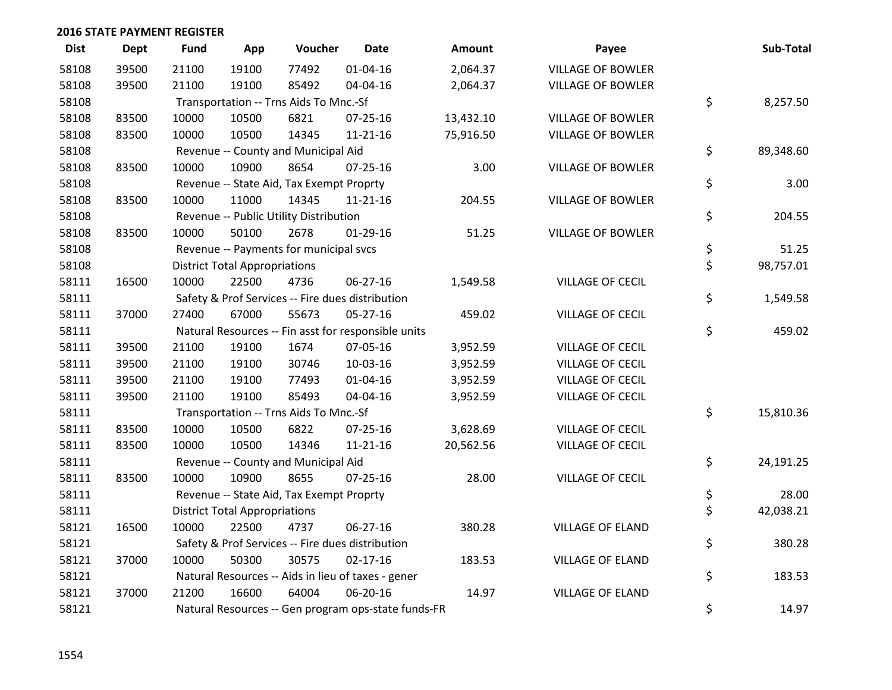## 2016 STATE PAYMENT REGISTER

| Dist | Dept | Fund | App | Voucher | Date | Amount | Payee | Sub-Total |
|---|---|---|---|---|---|---|---|---|
| 58108 | 39500 | 21100 | 19100 | 77492 | 01-04-16 | 2,064.37 | VILLAGE OF BOWLER | |
| 58108 | 39500 | 21100 | 19100 | 85492 | 04-04-16 | 2,064.37 | VILLAGE OF BOWLER | |
| 58108 | | Transportation -- Trns Aids To Mnc.-Sf | | | | | | $ 8,257.50 |
| 58108 | 83500 | 10000 | 10500 | 6821 | 07-25-16 | 13,432.10 | VILLAGE OF BOWLER | |
| 58108 | 83500 | 10000 | 10500 | 14345 | 11-21-16 | 75,916.50 | VILLAGE OF BOWLER | |
| 58108 | | Revenue -- County and Municipal Aid | | | | | | $ 89,348.60 |
| 58108 | 83500 | 10000 | 10900 | 8654 | 07-25-16 | 3.00 | VILLAGE OF BOWLER | |
| 58108 | | Revenue -- State Aid, Tax Exempt Proprty | | | | | | $ 3.00 |
| 58108 | 83500 | 10000 | 11000 | 14345 | 11-21-16 | 204.55 | VILLAGE OF BOWLER | |
| 58108 | | Revenue -- Public Utility Distribution | | | | | | $ 204.55 |
| 58108 | 83500 | 10000 | 50100 | 2678 | 01-29-16 | 51.25 | VILLAGE OF BOWLER | |
| 58108 | | Revenue -- Payments for municipal svcs | | | | | | $ 51.25 |
| 58108 | | District Total Appropriations | | | | | | $ 98,757.01 |
| 58111 | 16500 | 10000 | 22500 | 4736 | 06-27-16 | 1,549.58 | VILLAGE OF CECIL | |
| 58111 | | Safety & Prof Services -- Fire dues distribution | | | | | | $ 1,549.58 |
| 58111 | 37000 | 27400 | 67000 | 55673 | 05-27-16 | 459.02 | VILLAGE OF CECIL | |
| 58111 | | Natural Resources -- Fin asst for responsible units | | | | | | $ 459.02 |
| 58111 | 39500 | 21100 | 19100 | 1674 | 07-05-16 | 3,952.59 | VILLAGE OF CECIL | |
| 58111 | 39500 | 21100 | 19100 | 30746 | 10-03-16 | 3,952.59 | VILLAGE OF CECIL | |
| 58111 | 39500 | 21100 | 19100 | 77493 | 01-04-16 | 3,952.59 | VILLAGE OF CECIL | |
| 58111 | 39500 | 21100 | 19100 | 85493 | 04-04-16 | 3,952.59 | VILLAGE OF CECIL | |
| 58111 | | Transportation -- Trns Aids To Mnc.-Sf | | | | | | $ 15,810.36 |
| 58111 | 83500 | 10000 | 10500 | 6822 | 07-25-16 | 3,628.69 | VILLAGE OF CECIL | |
| 58111 | 83500 | 10000 | 10500 | 14346 | 11-21-16 | 20,562.56 | VILLAGE OF CECIL | |
| 58111 | | Revenue -- County and Municipal Aid | | | | | | $ 24,191.25 |
| 58111 | 83500 | 10000 | 10900 | 8655 | 07-25-16 | 28.00 | VILLAGE OF CECIL | |
| 58111 | | Revenue -- State Aid, Tax Exempt Proprty | | | | | | $ 28.00 |
| 58111 | | District Total Appropriations | | | | | | $ 42,038.21 |
| 58121 | 16500 | 10000 | 22500 | 4737 | 06-27-16 | 380.28 | VILLAGE OF ELAND | |
| 58121 | | Safety & Prof Services -- Fire dues distribution | | | | | | $ 380.28 |
| 58121 | 37000 | 10000 | 50300 | 30575 | 02-17-16 | 183.53 | VILLAGE OF ELAND | |
| 58121 | | Natural Resources -- Aids in lieu of taxes - gener | | | | | | $ 183.53 |
| 58121 | 37000 | 21200 | 16600 | 64004 | 06-20-16 | 14.97 | VILLAGE OF ELAND | |
| 58121 | | Natural Resources -- Gen program ops-state funds-FR | | | | | | $ 14.97 |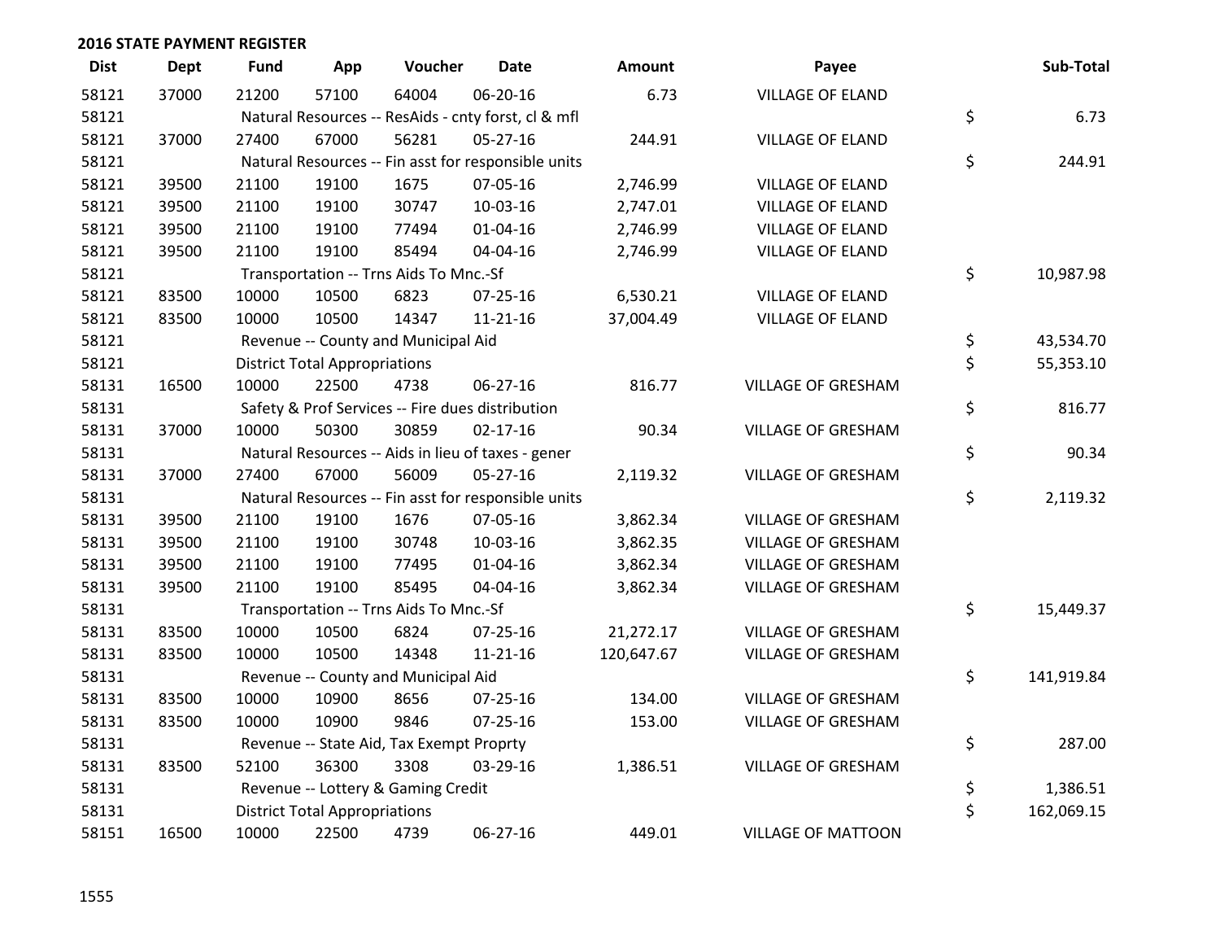**2016 STATE PAYMENT REGISTER**

| Dist | Dept | Fund | App | Voucher | Date | Amount | Payee | Sub-Total |
|---|---|---|---|---|---|---|---|---|
| 58121 | 37000 | 21200 | 57100 | 64004 | 06-20-16 | 6.73 | VILLAGE OF ELAND | |
| 58121 | | Natural Resources -- ResAids - cnty forst, cl & mfl | | | | | | $ 6.73 |
| 58121 | 37000 | 27400 | 67000 | 56281 | 05-27-16 | 244.91 | VILLAGE OF ELAND | |
| 58121 | | Natural Resources -- Fin asst for responsible units | | | | | | $ 244.91 |
| 58121 | 39500 | 21100 | 19100 | 1675 | 07-05-16 | 2,746.99 | VILLAGE OF ELAND | |
| 58121 | 39500 | 21100 | 19100 | 30747 | 10-03-16 | 2,747.01 | VILLAGE OF ELAND | |
| 58121 | 39500 | 21100 | 19100 | 77494 | 01-04-16 | 2,746.99 | VILLAGE OF ELAND | |
| 58121 | 39500 | 21100 | 19100 | 85494 | 04-04-16 | 2,746.99 | VILLAGE OF ELAND | |
| 58121 | | Transportation -- Trns Aids To Mnc.-Sf | | | | | | $ 10,987.98 |
| 58121 | 83500 | 10000 | 10500 | 6823 | 07-25-16 | 6,530.21 | VILLAGE OF ELAND | |
| 58121 | 83500 | 10000 | 10500 | 14347 | 11-21-16 | 37,004.49 | VILLAGE OF ELAND | |
| 58121 | | Revenue -- County and Municipal Aid | | | | | | $ 43,534.70 |
| 58121 | | District Total Appropriations | | | | | | $ 55,353.10 |
| 58131 | 16500 | 10000 | 22500 | 4738 | 06-27-16 | 816.77 | VILLAGE OF GRESHAM | |
| 58131 | | Safety & Prof Services -- Fire dues distribution | | | | | | $ 816.77 |
| 58131 | 37000 | 10000 | 50300 | 30859 | 02-17-16 | 90.34 | VILLAGE OF GRESHAM | |
| 58131 | | Natural Resources -- Aids in lieu of taxes - gener | | | | | | $ 90.34 |
| 58131 | 37000 | 27400 | 67000 | 56009 | 05-27-16 | 2,119.32 | VILLAGE OF GRESHAM | |
| 58131 | | Natural Resources -- Fin asst for responsible units | | | | | | $ 2,119.32 |
| 58131 | 39500 | 21100 | 19100 | 1676 | 07-05-16 | 3,862.34 | VILLAGE OF GRESHAM | |
| 58131 | 39500 | 21100 | 19100 | 30748 | 10-03-16 | 3,862.35 | VILLAGE OF GRESHAM | |
| 58131 | 39500 | 21100 | 19100 | 77495 | 01-04-16 | 3,862.34 | VILLAGE OF GRESHAM | |
| 58131 | 39500 | 21100 | 19100 | 85495 | 04-04-16 | 3,862.34 | VILLAGE OF GRESHAM | |
| 58131 | | Transportation -- Trns Aids To Mnc.-Sf | | | | | | $ 15,449.37 |
| 58131 | 83500 | 10000 | 10500 | 6824 | 07-25-16 | 21,272.17 | VILLAGE OF GRESHAM | |
| 58131 | 83500 | 10000 | 10500 | 14348 | 11-21-16 | 120,647.67 | VILLAGE OF GRESHAM | |
| 58131 | | Revenue -- County and Municipal Aid | | | | | | $ 141,919.84 |
| 58131 | 83500 | 10000 | 10900 | 8656 | 07-25-16 | 134.00 | VILLAGE OF GRESHAM | |
| 58131 | 83500 | 10000 | 10900 | 9846 | 07-25-16 | 153.00 | VILLAGE OF GRESHAM | |
| 58131 | | Revenue -- State Aid, Tax Exempt Proprty | | | | | | $ 287.00 |
| 58131 | 83500 | 52100 | 36300 | 3308 | 03-29-16 | 1,386.51 | VILLAGE OF GRESHAM | |
| 58131 | | Revenue -- Lottery & Gaming Credit | | | | | | $ 1,386.51 |
| 58131 | | District Total Appropriations | | | | | | $ 162,069.15 |
| 58151 | 16500 | 10000 | 22500 | 4739 | 06-27-16 | 449.01 | VILLAGE OF MATTOON | |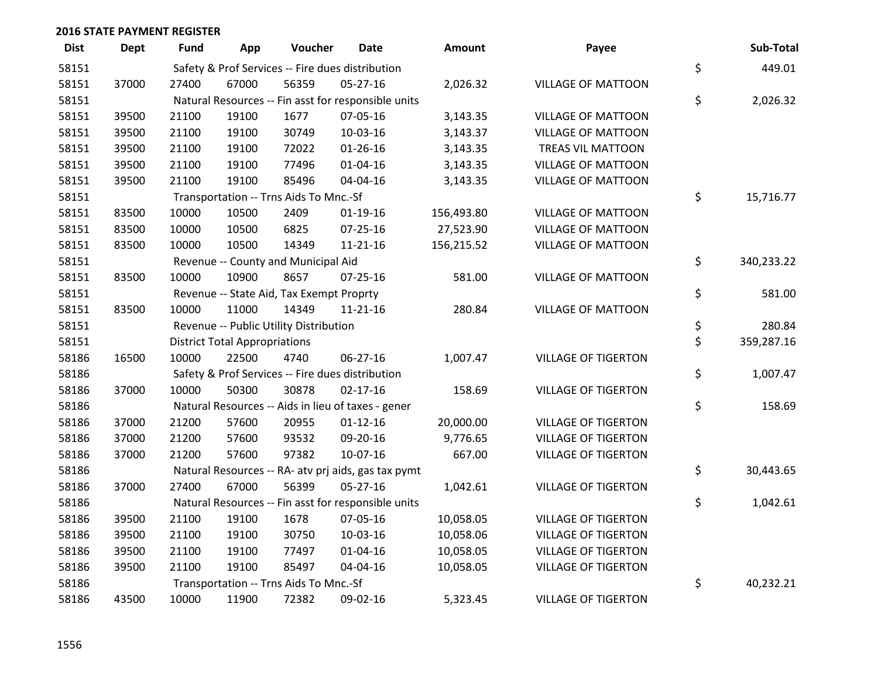## 2016 STATE PAYMENT REGISTER

| Dist | Dept | Fund | App | Voucher | Date | Amount | Payee | Sub-Total |
|---|---|---|---|---|---|---|---|---|
| 58151 | | Safety & Prof Services -- Fire dues distribution | | | | | | $ 449.01 |
| 58151 | 37000 | 27400 | 67000 | 56359 | 05-27-16 | 2,026.32 | VILLAGE OF MATTOON | |
| 58151 | | Natural Resources -- Fin asst for responsible units | | | | | | $ 2,026.32 |
| 58151 | 39500 | 21100 | 19100 | 1677 | 07-05-16 | 3,143.35 | VILLAGE OF MATTOON | |
| 58151 | 39500 | 21100 | 19100 | 30749 | 10-03-16 | 3,143.37 | VILLAGE OF MATTOON | |
| 58151 | 39500 | 21100 | 19100 | 72022 | 01-26-16 | 3,143.35 | TREAS VIL MATTOON | |
| 58151 | 39500 | 21100 | 19100 | 77496 | 01-04-16 | 3,143.35 | VILLAGE OF MATTOON | |
| 58151 | 39500 | 21100 | 19100 | 85496 | 04-04-16 | 3,143.35 | VILLAGE OF MATTOON | |
| 58151 | | Transportation -- Trns Aids To Mnc.-Sf | | | | | | $ 15,716.77 |
| 58151 | 83500 | 10000 | 10500 | 2409 | 01-19-16 | 156,493.80 | VILLAGE OF MATTOON | |
| 58151 | 83500 | 10000 | 10500 | 6825 | 07-25-16 | 27,523.90 | VILLAGE OF MATTOON | |
| 58151 | 83500 | 10000 | 10500 | 14349 | 11-21-16 | 156,215.52 | VILLAGE OF MATTOON | |
| 58151 | | Revenue -- County and Municipal Aid | | | | | | $ 340,233.22 |
| 58151 | 83500 | 10000 | 10900 | 8657 | 07-25-16 | 581.00 | VILLAGE OF MATTOON | |
| 58151 | | Revenue -- State Aid, Tax Exempt Proprty | | | | | | $ 581.00 |
| 58151 | 83500 | 10000 | 11000 | 14349 | 11-21-16 | 280.84 | VILLAGE OF MATTOON | |
| 58151 | | Revenue -- Public Utility Distribution | | | | | | $ 280.84 |
| 58151 | | District Total Appropriations | | | | | | $ 359,287.16 |
| 58186 | 16500 | 10000 | 22500 | 4740 | 06-27-16 | 1,007.47 | VILLAGE OF TIGERTON | |
| 58186 | | Safety & Prof Services -- Fire dues distribution | | | | | | $ 1,007.47 |
| 58186 | 37000 | 10000 | 50300 | 30878 | 02-17-16 | 158.69 | VILLAGE OF TIGERTON | |
| 58186 | | Natural Resources -- Aids in lieu of taxes - gener | | | | | | $ 158.69 |
| 58186 | 37000 | 21200 | 57600 | 20955 | 01-12-16 | 20,000.00 | VILLAGE OF TIGERTON | |
| 58186 | 37000 | 21200 | 57600 | 93532 | 09-20-16 | 9,776.65 | VILLAGE OF TIGERTON | |
| 58186 | 37000 | 21200 | 57600 | 97382 | 10-07-16 | 667.00 | VILLAGE OF TIGERTON | |
| 58186 | | Natural Resources -- RA- atv prj aids, gas tax pymt | | | | | | $ 30,443.65 |
| 58186 | 37000 | 27400 | 67000 | 56399 | 05-27-16 | 1,042.61 | VILLAGE OF TIGERTON | |
| 58186 | | Natural Resources -- Fin asst for responsible units | | | | | | $ 1,042.61 |
| 58186 | 39500 | 21100 | 19100 | 1678 | 07-05-16 | 10,058.05 | VILLAGE OF TIGERTON | |
| 58186 | 39500 | 21100 | 19100 | 30750 | 10-03-16 | 10,058.06 | VILLAGE OF TIGERTON | |
| 58186 | 39500 | 21100 | 19100 | 77497 | 01-04-16 | 10,058.05 | VILLAGE OF TIGERTON | |
| 58186 | 39500 | 21100 | 19100 | 85497 | 04-04-16 | 10,058.05 | VILLAGE OF TIGERTON | |
| 58186 | | Transportation -- Trns Aids To Mnc.-Sf | | | | | | $ 40,232.21 |
| 58186 | 43500 | 10000 | 11900 | 72382 | 09-02-16 | 5,323.45 | VILLAGE OF TIGERTON | |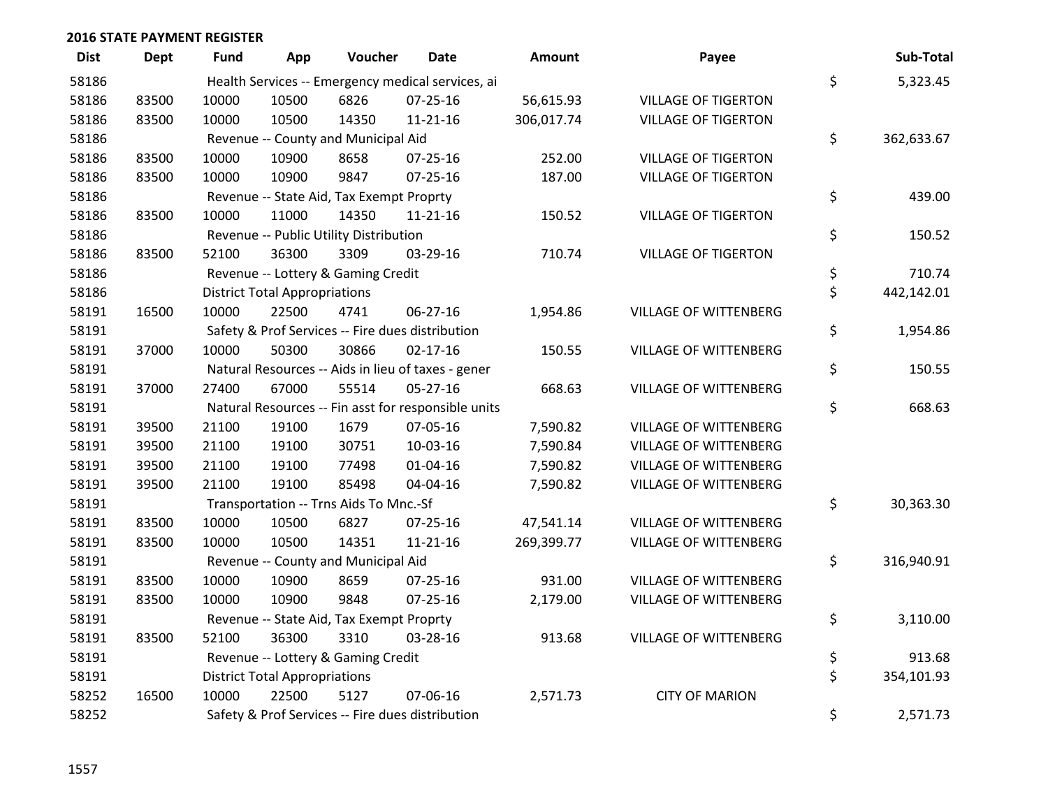## 2016 STATE PAYMENT REGISTER

| Dist | Dept | Fund | App | Voucher | Date | Amount | Payee | | Sub-Total |
|---|---|---|---|---|---|---|---|---|---|
| 58186 | | Health Services -- Emergency medical services, ai | | | | | | $ | 5,323.45 |
| 58186 | 83500 | 10000 | 10500 | 6826 | 07-25-16 | 56,615.93 | VILLAGE OF TIGERTON | | |
| 58186 | 83500 | 10000 | 10500 | 14350 | 11-21-16 | 306,017.74 | VILLAGE OF TIGERTON | | |
| 58186 | | Revenue -- County and Municipal Aid | | | | | | $ | 362,633.67 |
| 58186 | 83500 | 10000 | 10900 | 8658 | 07-25-16 | 252.00 | VILLAGE OF TIGERTON | | |
| 58186 | 83500 | 10000 | 10900 | 9847 | 07-25-16 | 187.00 | VILLAGE OF TIGERTON | | |
| 58186 | | Revenue -- State Aid, Tax Exempt Proprty | | | | | | $ | 439.00 |
| 58186 | 83500 | 10000 | 11000 | 14350 | 11-21-16 | 150.52 | VILLAGE OF TIGERTON | | |
| 58186 | | Revenue -- Public Utility Distribution | | | | | | $ | 150.52 |
| 58186 | 83500 | 52100 | 36300 | 3309 | 03-29-16 | 710.74 | VILLAGE OF TIGERTON | | |
| 58186 | | Revenue -- Lottery & Gaming Credit | | | | | | $ | 710.74 |
| 58186 | | District Total Appropriations | | | | | | $ | 442,142.01 |
| 58191 | 16500 | 10000 | 22500 | 4741 | 06-27-16 | 1,954.86 | VILLAGE OF WITTENBERG | | |
| 58191 | | Safety & Prof Services -- Fire dues distribution | | | | | | $ | 1,954.86 |
| 58191 | 37000 | 10000 | 50300 | 30866 | 02-17-16 | 150.55 | VILLAGE OF WITTENBERG | | |
| 58191 | | Natural Resources -- Aids in lieu of taxes - gener | | | | | | $ | 150.55 |
| 58191 | 37000 | 27400 | 67000 | 55514 | 05-27-16 | 668.63 | VILLAGE OF WITTENBERG | | |
| 58191 | | Natural Resources -- Fin asst for responsible units | | | | | | $ | 668.63 |
| 58191 | 39500 | 21100 | 19100 | 1679 | 07-05-16 | 7,590.82 | VILLAGE OF WITTENBERG | | |
| 58191 | 39500 | 21100 | 19100 | 30751 | 10-03-16 | 7,590.84 | VILLAGE OF WITTENBERG | | |
| 58191 | 39500 | 21100 | 19100 | 77498 | 01-04-16 | 7,590.82 | VILLAGE OF WITTENBERG | | |
| 58191 | 39500 | 21100 | 19100 | 85498 | 04-04-16 | 7,590.82 | VILLAGE OF WITTENBERG | | |
| 58191 | | Transportation -- Trns Aids To Mnc.-Sf | | | | | | $ | 30,363.30 |
| 58191 | 83500 | 10000 | 10500 | 6827 | 07-25-16 | 47,541.14 | VILLAGE OF WITTENBERG | | |
| 58191 | 83500 | 10000 | 10500 | 14351 | 11-21-16 | 269,399.77 | VILLAGE OF WITTENBERG | | |
| 58191 | | Revenue -- County and Municipal Aid | | | | | | $ | 316,940.91 |
| 58191 | 83500 | 10000 | 10900 | 8659 | 07-25-16 | 931.00 | VILLAGE OF WITTENBERG | | |
| 58191 | 83500 | 10000 | 10900 | 9848 | 07-25-16 | 2,179.00 | VILLAGE OF WITTENBERG | | |
| 58191 | | Revenue -- State Aid, Tax Exempt Proprty | | | | | | $ | 3,110.00 |
| 58191 | 83500 | 52100 | 36300 | 3310 | 03-28-16 | 913.68 | VILLAGE OF WITTENBERG | | |
| 58191 | | Revenue -- Lottery & Gaming Credit | | | | | | $ | 913.68 |
| 58191 | | District Total Appropriations | | | | | | $ | 354,101.93 |
| 58252 | 16500 | 10000 | 22500 | 5127 | 07-06-16 | 2,571.73 | CITY OF MARION | | |
| 58252 | | Safety & Prof Services -- Fire dues distribution | | | | | | $ | 2,571.73 |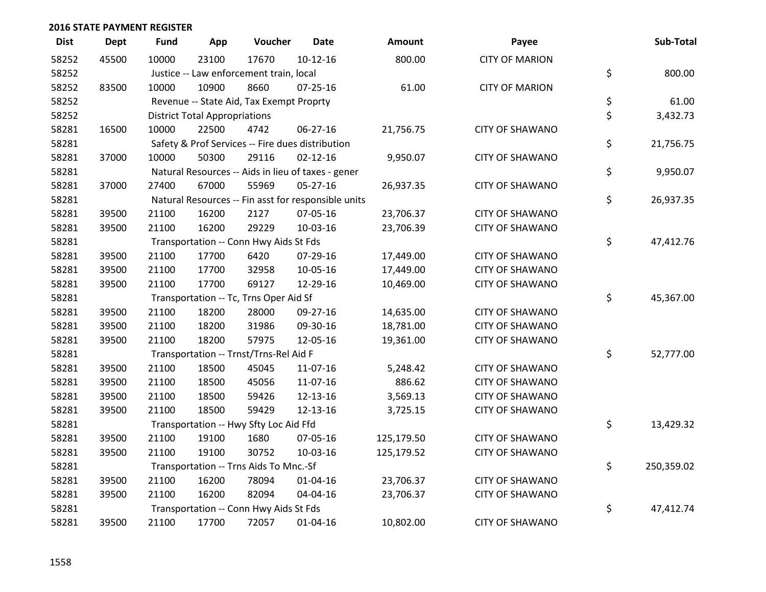## 2016 STATE PAYMENT REGISTER

| Dist | Dept | Fund | App | Voucher | Date | Amount | Payee | Sub-Total |
|---|---|---|---|---|---|---|---|---|
| 58252 | 45500 | 10000 | 23100 | 17670 | 10-12-16 | 800.00 | CITY OF MARION | |
| 58252 | | Justice -- Law enforcement train, local | | | | | | $ 800.00 |
| 58252 | 83500 | 10000 | 10900 | 8660 | 07-25-16 | 61.00 | CITY OF MARION | |
| 58252 | | Revenue -- State Aid, Tax Exempt Proprty | | | | | | $ 61.00 |
| 58252 | | District Total Appropriations | | | | | | $ 3,432.73 |
| 58281 | 16500 | 10000 | 22500 | 4742 | 06-27-16 | 21,756.75 | CITY OF SHAWANO | |
| 58281 | | Safety & Prof Services -- Fire dues distribution | | | | | | $ 21,756.75 |
| 58281 | 37000 | 10000 | 50300 | 29116 | 02-12-16 | 9,950.07 | CITY OF SHAWANO | |
| 58281 | | Natural Resources -- Aids in lieu of taxes - gener | | | | | | $ 9,950.07 |
| 58281 | 37000 | 27400 | 67000 | 55969 | 05-27-16 | 26,937.35 | CITY OF SHAWANO | |
| 58281 | | Natural Resources -- Fin asst for responsible units | | | | | | $ 26,937.35 |
| 58281 | 39500 | 21100 | 16200 | 2127 | 07-05-16 | 23,706.37 | CITY OF SHAWANO | |
| 58281 | 39500 | 21100 | 16200 | 29229 | 10-03-16 | 23,706.39 | CITY OF SHAWANO | |
| 58281 | | Transportation -- Conn Hwy Aids St Fds | | | | | | $ 47,412.76 |
| 58281 | 39500 | 21100 | 17700 | 6420 | 07-29-16 | 17,449.00 | CITY OF SHAWANO | |
| 58281 | 39500 | 21100 | 17700 | 32958 | 10-05-16 | 17,449.00 | CITY OF SHAWANO | |
| 58281 | 39500 | 21100 | 17700 | 69127 | 12-29-16 | 10,469.00 | CITY OF SHAWANO | |
| 58281 | | Transportation -- Tc, Trns Oper Aid Sf | | | | | | $ 45,367.00 |
| 58281 | 39500 | 21100 | 18200 | 28000 | 09-27-16 | 14,635.00 | CITY OF SHAWANO | |
| 58281 | 39500 | 21100 | 18200 | 31986 | 09-30-16 | 18,781.00 | CITY OF SHAWANO | |
| 58281 | 39500 | 21100 | 18200 | 57975 | 12-05-16 | 19,361.00 | CITY OF SHAWANO | |
| 58281 | | Transportation -- Trnst/Trns-Rel Aid F | | | | | | $ 52,777.00 |
| 58281 | 39500 | 21100 | 18500 | 45045 | 11-07-16 | 5,248.42 | CITY OF SHAWANO | |
| 58281 | 39500 | 21100 | 18500 | 45056 | 11-07-16 | 886.62 | CITY OF SHAWANO | |
| 58281 | 39500 | 21100 | 18500 | 59426 | 12-13-16 | 3,569.13 | CITY OF SHAWANO | |
| 58281 | 39500 | 21100 | 18500 | 59429 | 12-13-16 | 3,725.15 | CITY OF SHAWANO | |
| 58281 | | Transportation -- Hwy Sfty Loc Aid Ffd | | | | | | $ 13,429.32 |
| 58281 | 39500 | 21100 | 19100 | 1680 | 07-05-16 | 125,179.50 | CITY OF SHAWANO | |
| 58281 | 39500 | 21100 | 19100 | 30752 | 10-03-16 | 125,179.52 | CITY OF SHAWANO | |
| 58281 | | Transportation -- Trns Aids To Mnc.-Sf | | | | | | $ 250,359.02 |
| 58281 | 39500 | 21100 | 16200 | 78094 | 01-04-16 | 23,706.37 | CITY OF SHAWANO | |
| 58281 | 39500 | 21100 | 16200 | 82094 | 04-04-16 | 23,706.37 | CITY OF SHAWANO | |
| 58281 | | Transportation -- Conn Hwy Aids St Fds | | | | | | $ 47,412.74 |
| 58281 | 39500 | 21100 | 17700 | 72057 | 01-04-16 | 10,802.00 | CITY OF SHAWANO | |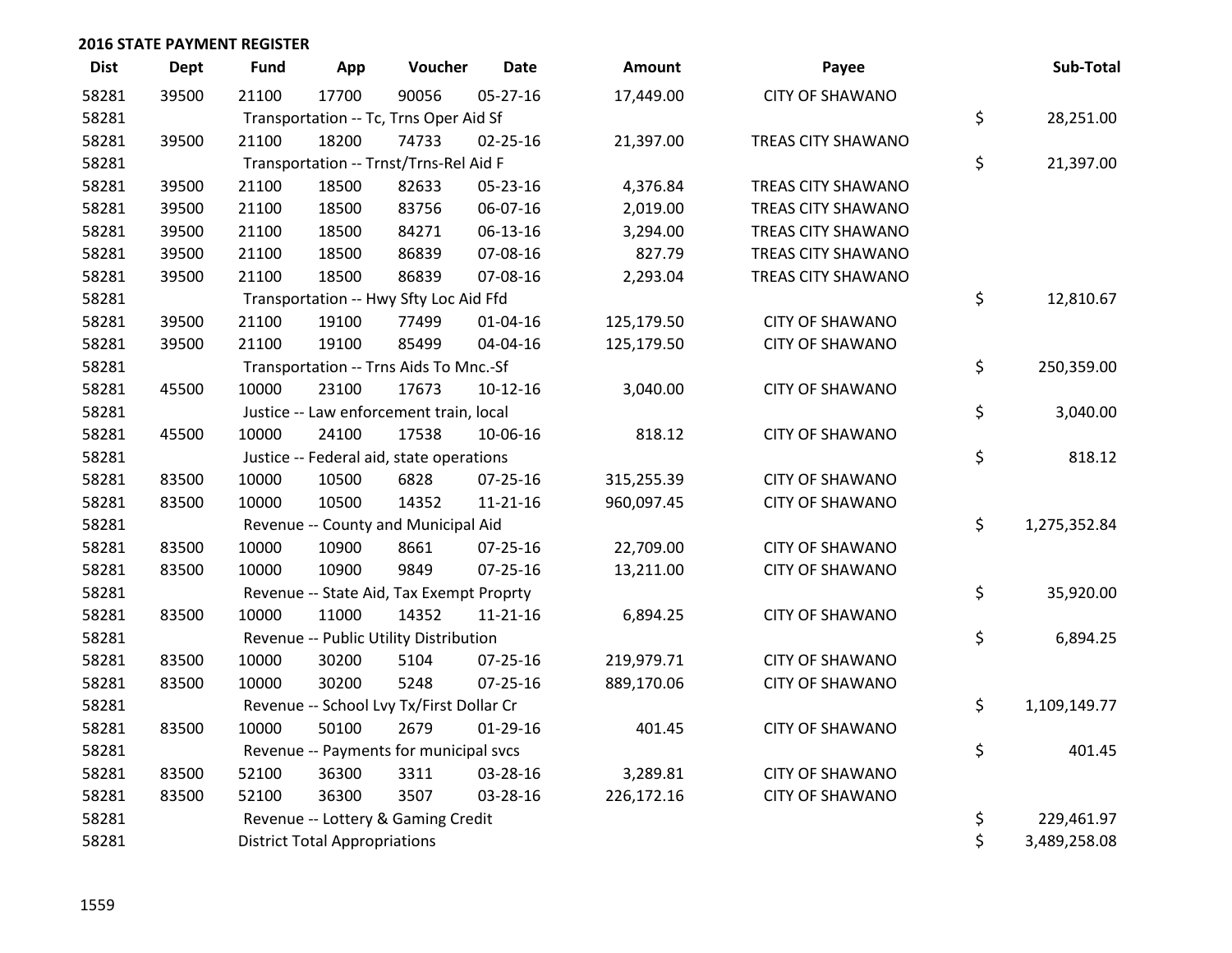## 2016 STATE PAYMENT REGISTER

| Dist | Dept | Fund | App | Voucher | Date | Amount | Payee | | Sub-Total |
|---|---|---|---|---|---|---|---|---|---|
| 58281 | 39500 | 21100 | 17700 | 90056 | 05-27-16 | 17,449.00 | CITY OF SHAWANO | | |
| 58281 | | Transportation -- Tc, Trns Oper Aid Sf | | | | | | $ | 28,251.00 |
| 58281 | 39500 | 21100 | 18200 | 74733 | 02-25-16 | 21,397.00 | TREAS CITY SHAWANO | | |
| 58281 | | Transportation -- Trnst/Trns-Rel Aid F | | | | | | $ | 21,397.00 |
| 58281 | 39500 | 21100 | 18500 | 82633 | 05-23-16 | 4,376.84 | TREAS CITY SHAWANO | | |
| 58281 | 39500 | 21100 | 18500 | 83756 | 06-07-16 | 2,019.00 | TREAS CITY SHAWANO | | |
| 58281 | 39500 | 21100 | 18500 | 84271 | 06-13-16 | 3,294.00 | TREAS CITY SHAWANO | | |
| 58281 | 39500 | 21100 | 18500 | 86839 | 07-08-16 | 827.79 | TREAS CITY SHAWANO | | |
| 58281 | 39500 | 21100 | 18500 | 86839 | 07-08-16 | 2,293.04 | TREAS CITY SHAWANO | | |
| 58281 | | Transportation -- Hwy Sfty Loc Aid Ffd | | | | | | $ | 12,810.67 |
| 58281 | 39500 | 21100 | 19100 | 77499 | 01-04-16 | 125,179.50 | CITY OF SHAWANO | | |
| 58281 | 39500 | 21100 | 19100 | 85499 | 04-04-16 | 125,179.50 | CITY OF SHAWANO | | |
| 58281 | | Transportation -- Trns Aids To Mnc.-Sf | | | | | | $ | 250,359.00 |
| 58281 | 45500 | 10000 | 23100 | 17673 | 10-12-16 | 3,040.00 | CITY OF SHAWANO | | |
| 58281 | | Justice -- Law enforcement train, local | | | | | | $ | 3,040.00 |
| 58281 | 45500 | 10000 | 24100 | 17538 | 10-06-16 | 818.12 | CITY OF SHAWANO | | |
| 58281 | | Justice -- Federal aid, state operations | | | | | | $ | 818.12 |
| 58281 | 83500 | 10000 | 10500 | 6828 | 07-25-16 | 315,255.39 | CITY OF SHAWANO | | |
| 58281 | 83500 | 10000 | 10500 | 14352 | 11-21-16 | 960,097.45 | CITY OF SHAWANO | | |
| 58281 | | Revenue -- County and Municipal Aid | | | | | | $ | 1,275,352.84 |
| 58281 | 83500 | 10000 | 10900 | 8661 | 07-25-16 | 22,709.00 | CITY OF SHAWANO | | |
| 58281 | 83500 | 10000 | 10900 | 9849 | 07-25-16 | 13,211.00 | CITY OF SHAWANO | | |
| 58281 | | Revenue -- State Aid, Tax Exempt Proprty | | | | | | $ | 35,920.00 |
| 58281 | 83500 | 10000 | 11000 | 14352 | 11-21-16 | 6,894.25 | CITY OF SHAWANO | | |
| 58281 | | Revenue -- Public Utility Distribution | | | | | | $ | 6,894.25 |
| 58281 | 83500 | 10000 | 30200 | 5104 | 07-25-16 | 219,979.71 | CITY OF SHAWANO | | |
| 58281 | 83500 | 10000 | 30200 | 5248 | 07-25-16 | 889,170.06 | CITY OF SHAWANO | | |
| 58281 | | Revenue -- School Lvy Tx/First Dollar Cr | | | | | | $ | 1,109,149.77 |
| 58281 | 83500 | 10000 | 50100 | 2679 | 01-29-16 | 401.45 | CITY OF SHAWANO | | |
| 58281 | | Revenue -- Payments for municipal svcs | | | | | | $ | 401.45 |
| 58281 | 83500 | 52100 | 36300 | 3311 | 03-28-16 | 3,289.81 | CITY OF SHAWANO | | |
| 58281 | 83500 | 52100 | 36300 | 3507 | 03-28-16 | 226,172.16 | CITY OF SHAWANO | | |
| 58281 | | Revenue -- Lottery & Gaming Credit | | | | | | $ | 229,461.97 |
| 58281 | | District Total Appropriations | | | | | | $ | 3,489,258.08 |